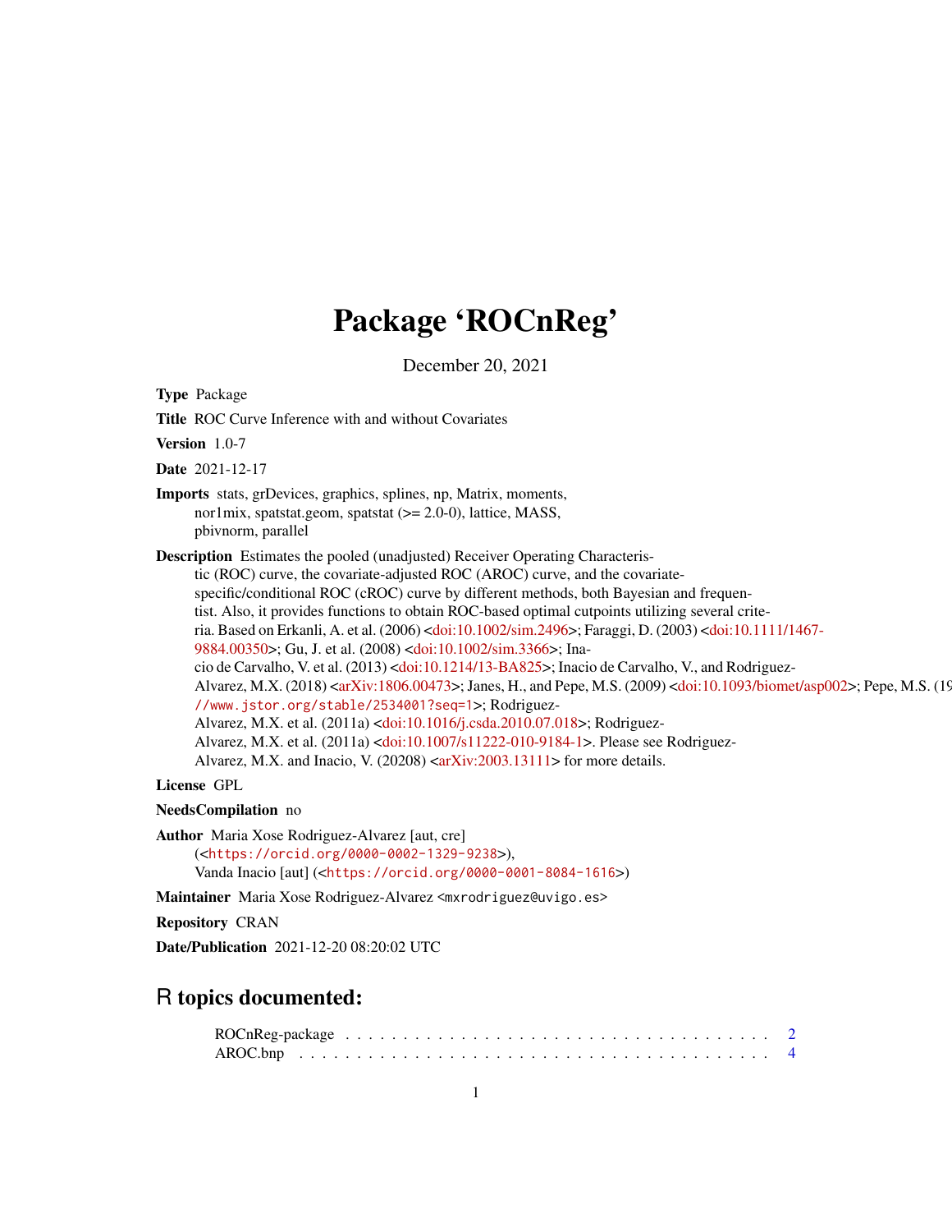# Package 'ROCnReg'

December 20, 2021

**Type** Package

**Title** ROC Curve Inference with and without Covariates

**Version** 1.0-7

**Date** 2021-12-17

**Imports** stats, grDevices, graphics, splines, np, Matrix, moments, nor1mix, spatstat.geom, spatstat (>= 2.0-0), lattice, MASS, pbivnorm, parallel

**Description** Estimates the pooled (unadjusted) Receiver Operating Characteristic (ROC) curve, the covariate-adjusted ROC (AROC) curve, and the covariate-specific/conditional ROC (cROC) curve by different methods, both Bayesian and frequentist. Also, it provides functions to obtain ROC-based optimal cutpoints utilizing several criteria. Based on Erkanli, A. et al. (2006) <doi:10.1002/sim.2496>; Faraggi, D. (2003) <doi:10.1111/1467-9884.00350>; Gu, J. et al. (2008) <doi:10.1002/sim.3366>; Inacio de Carvalho, V. et al. (2013) <doi:10.1214/13-BA825>; Inacio de Carvalho, V., and Rodriguez-Alvarez, M.X. (2018) <arXiv:1806.00473>; Janes, H., and Pepe, M.S. (2009) <doi:10.1093/biomet/asp002>; Pepe, M.S. (19 //www.jstor.org/stable/2534001?seq=1>; Rodriguez-Alvarez, M.X. et al. (2011a) <doi:10.1016/j.csda.2010.07.018>; Rodriguez-Alvarez, M.X. et al. (2011a) <doi:10.1007/s11222-010-9184-1>. Please see Rodriguez-Alvarez, M.X. and Inacio, V. (20208) <arXiv:2003.13111> for more details.

**License** GPL

**NeedsCompilation** no

**Author** Maria Xose Rodriguez-Alvarez [aut, cre] (<https://orcid.org/0000-0002-1329-9238>), Vanda Inacio [aut] (<https://orcid.org/0000-0001-8084-1616>)

**Maintainer** Maria Xose Rodriguez-Alvarez <mxrodriguez@uvigo.es>

**Repository** CRAN

**Date/Publication** 2021-12-20 08:20:02 UTC

## R topics documented:

ROCnReg-package . . . . . . . . . . . . . . . . . . . . . . . . . . . . . . . . . . . . 2
AROC.bnp . . . . . . . . . . . . . . . . . . . . . . . . . . . . . . . . . . . . . . . . . 4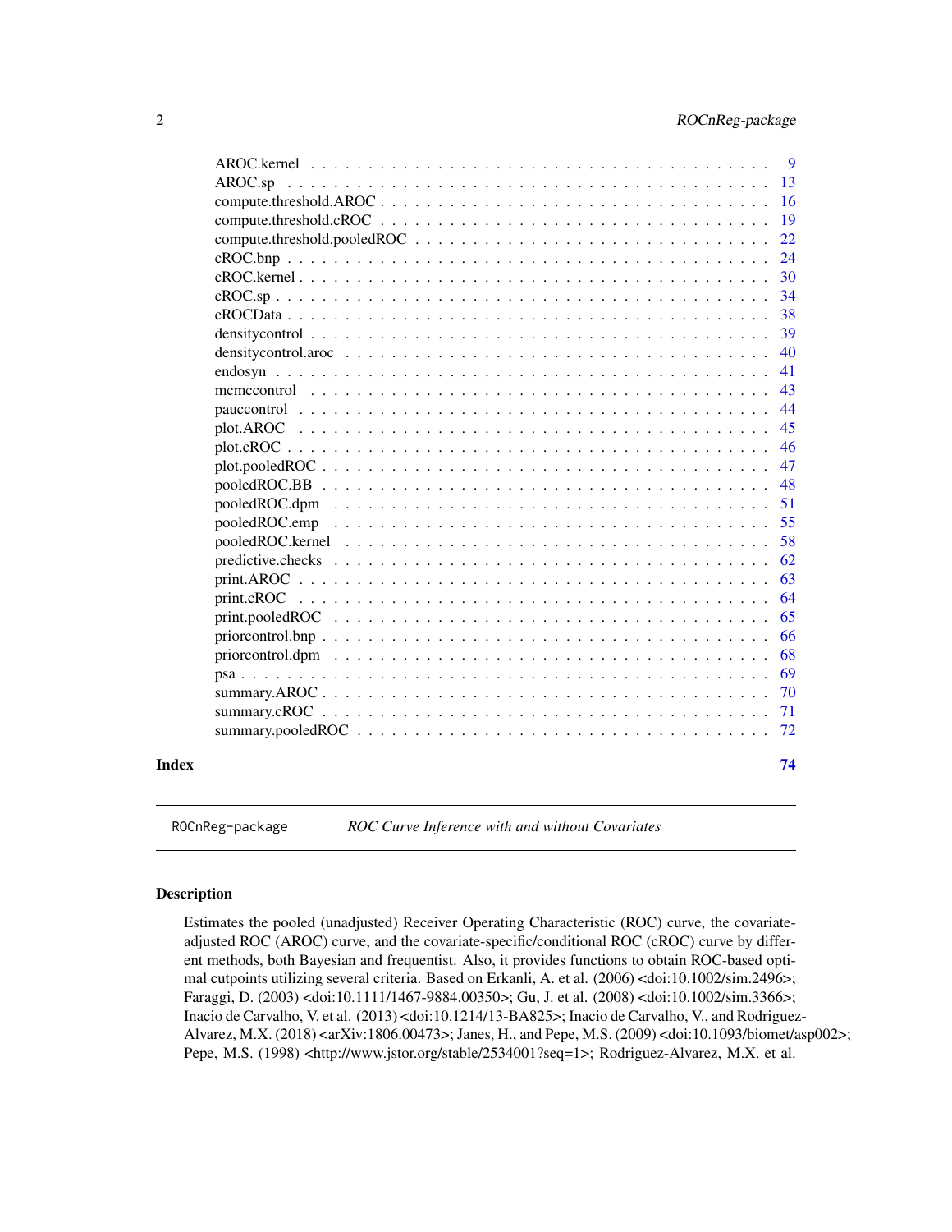| | |
|---|---|
| AROC.kernel | 9 |
| AROC.sp | 13 |
| compute.threshold.AROC | 16 |
| compute.threshold.cROC | 19 |
| compute.threshold.pooledROC | 22 |
| cROC.bnp | 24 |
| cROC.kernel | 30 |
| cROC.sp | 34 |
| cROCData | 38 |
| densitycontrol | 39 |
| densitycontrol.aroc | 40 |
| endosyn | 41 |
| mcmccontrol | 43 |
| pauccontrol | 44 |
| plot.AROC | 45 |
| plot.cROC | 46 |
| plot.pooledROC | 47 |
| pooledROC.BB | 48 |
| pooledROC.dpm | 51 |
| pooledROC.emp | 55 |
| pooledROC.kernel | 58 |
| predictive.checks | 62 |
| print.AROC | 63 |
| print.cROC | 64 |
| print.pooledROC | 65 |
| priorcontrol.bnp | 66 |
| priorcontrol.dpm | 68 |
| psa | 69 |
| summary.AROC | 70 |
| summary.cROC | 71 |
| summary.pooledROC | 72 |

**Index** 74

---

ROCnReg-package *ROC Curve Inference with and without Covariates*

---

## Description

Estimates the pooled (unadjusted) Receiver Operating Characteristic (ROC) curve, the covariate-adjusted ROC (AROC) curve, and the covariate-specific/conditional ROC (cROC) curve by different methods, both Bayesian and frequentist. Also, it provides functions to obtain ROC-based optimal cutpoints utilizing several criteria. Based on Erkanli, A. et al. (2006) <doi:10.1002/sim.2496>; Faraggi, D. (2003) <doi:10.1111/1467-9884.00350>; Gu, J. et al. (2008) <doi:10.1002/sim.3366>; Inacio de Carvalho, V. et al. (2013) <doi:10.1214/13-BA825>; Inacio de Carvalho, V., and Rodriguez-Alvarez, M.X. (2018) <arXiv:1806.00473>; Janes, H., and Pepe, M.S. (2009) <doi:10.1093/biomet/asp002>; Pepe, M.S. (1998) <http://www.jstor.org/stable/2534001?seq=1>; Rodriguez-Alvarez, M.X. et al.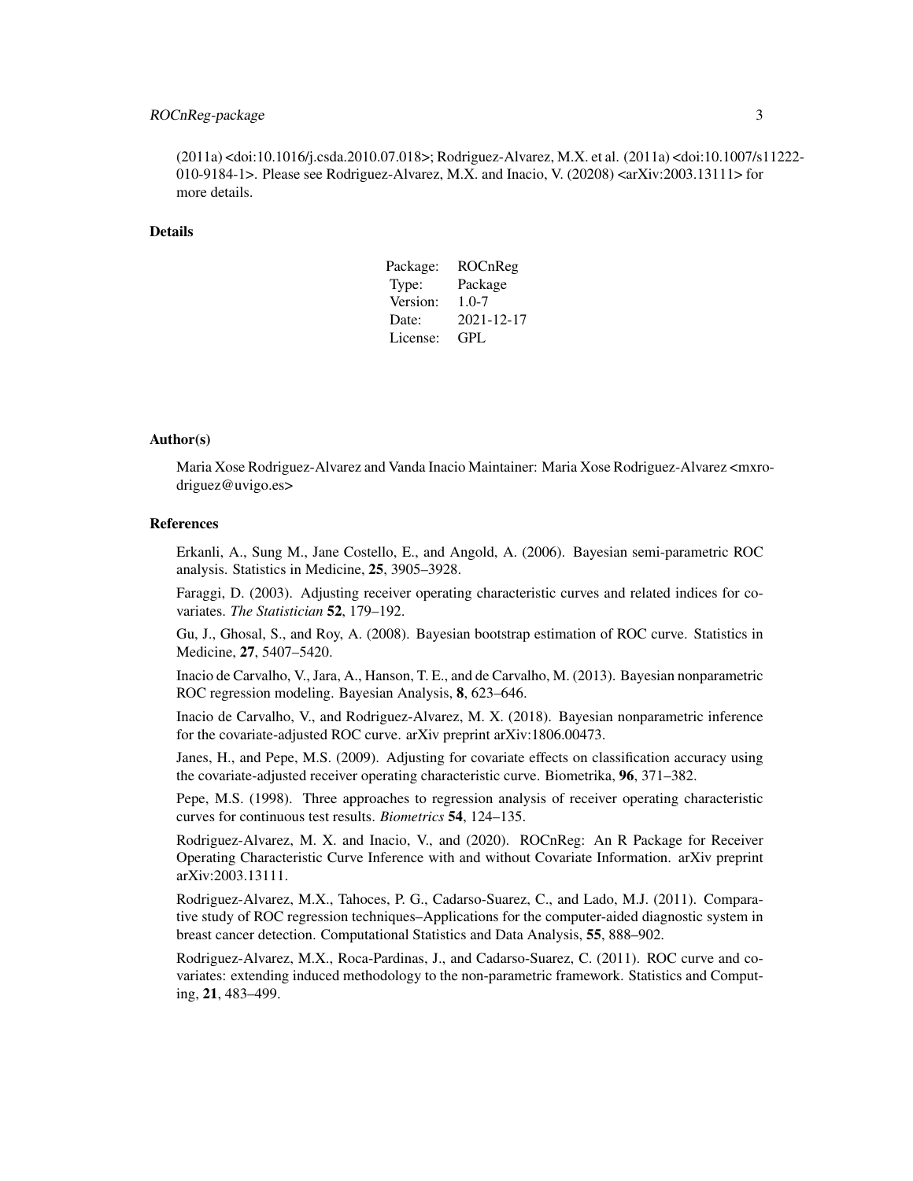(2011a) <doi:10.1016/j.csda.2010.07.018>; Rodriguez-Alvarez, M.X. et al. (2011a) <doi:10.1007/s11222-010-9184-1>. Please see Rodriguez-Alvarez, M.X. and Inacio, V. (20208) <arXiv:2003.13111> for more details.

## Details

| | |
|---|---|
| Package: | ROCnReg |
| Type: | Package |
| Version: | 1.0-7 |
| Date: | 2021-12-17 |
| License: | GPL |

## Author(s)

Maria Xose Rodriguez-Alvarez and Vanda Inacio Maintainer: Maria Xose Rodriguez-Alvarez <mxrodriguez@uvigo.es>

## References

Erkanli, A., Sung M., Jane Costello, E., and Angold, A. (2006). Bayesian semi-parametric ROC analysis. Statistics in Medicine, **25**, 3905–3928.

Faraggi, D. (2003). Adjusting receiver operating characteristic curves and related indices for covariates. *The Statistician* **52**, 179–192.

Gu, J., Ghosal, S., and Roy, A. (2008). Bayesian bootstrap estimation of ROC curve. Statistics in Medicine, **27**, 5407–5420.

Inacio de Carvalho, V., Jara, A., Hanson, T. E., and de Carvalho, M. (2013). Bayesian nonparametric ROC regression modeling. Bayesian Analysis, **8**, 623–646.

Inacio de Carvalho, V., and Rodriguez-Alvarez, M. X. (2018). Bayesian nonparametric inference for the covariate-adjusted ROC curve. arXiv preprint arXiv:1806.00473.

Janes, H., and Pepe, M.S. (2009). Adjusting for covariate effects on classification accuracy using the covariate-adjusted receiver operating characteristic curve. Biometrika, **96**, 371–382.

Pepe, M.S. (1998). Three approaches to regression analysis of receiver operating characteristic curves for continuous test results. *Biometrics* **54**, 124–135.

Rodriguez-Alvarez, M. X. and Inacio, V., and (2020). ROCnReg: An R Package for Receiver Operating Characteristic Curve Inference with and without Covariate Information. arXiv preprint arXiv:2003.13111.

Rodriguez-Alvarez, M.X., Tahoces, P. G., Cadarso-Suarez, C., and Lado, M.J. (2011). Comparative study of ROC regression techniques–Applications for the computer-aided diagnostic system in breast cancer detection. Computational Statistics and Data Analysis, **55**, 888–902.

Rodriguez-Alvarez, M.X., Roca-Pardinas, J., and Cadarso-Suarez, C. (2011). ROC curve and covariates: extending induced methodology to the non-parametric framework. Statistics and Computing, **21**, 483–499.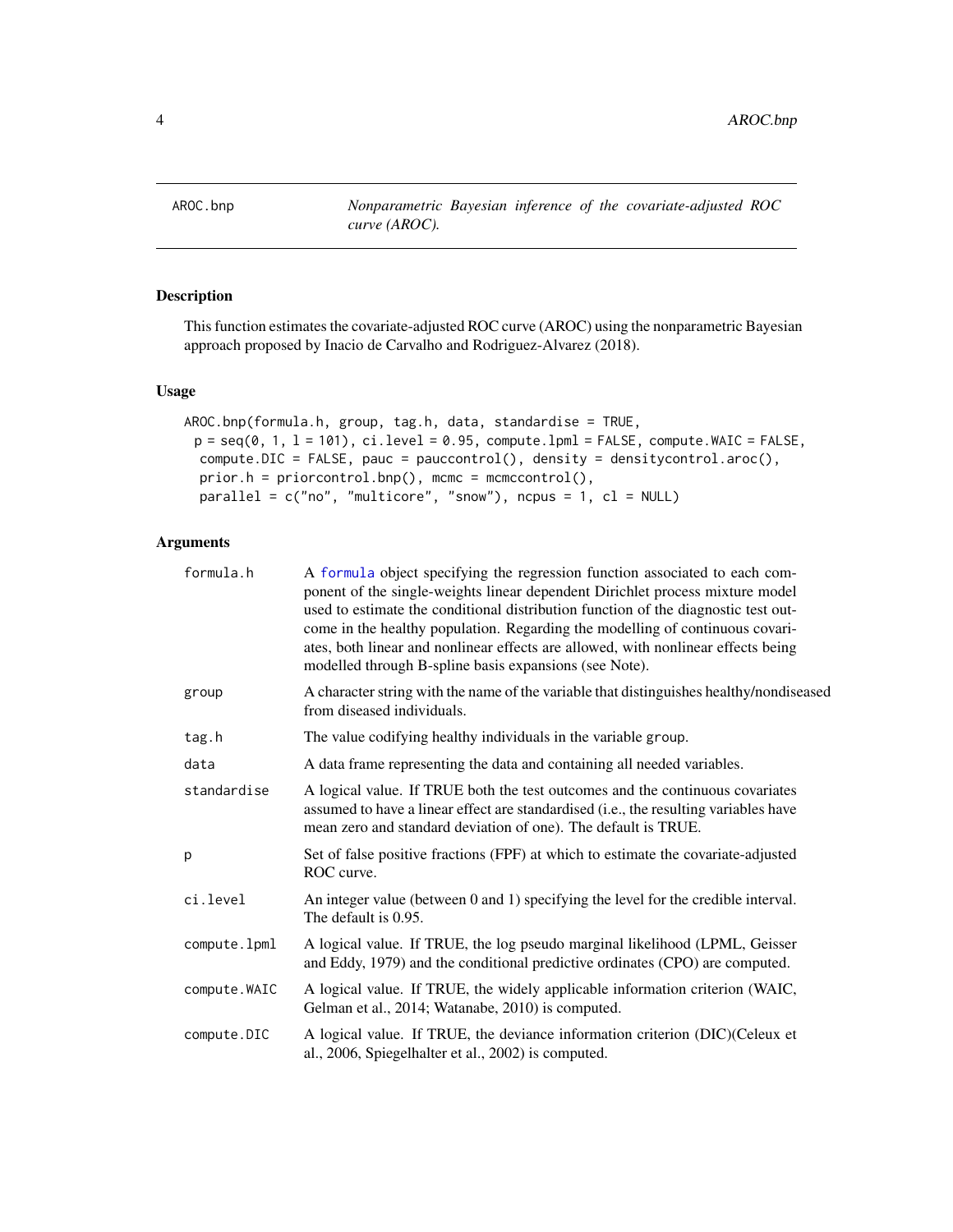# AROC.bnp

*Nonparametric Bayesian inference of the covariate-adjusted ROC curve (AROC).*

## Description

This function estimates the covariate-adjusted ROC curve (AROC) using the nonparametric Bayesian approach proposed by Inacio de Carvalho and Rodriguez-Alvarez (2018).

## Usage

```
AROC.bnp(formula.h, group, tag.h, data, standardise = TRUE,
  p = seq(0, 1, l = 101), ci.level = 0.95, compute.lpml = FALSE, compute.WAIC = FALSE,
  compute.DIC = FALSE, pauc = pauccontrol(), density = densitycontrol.aroc(),
  prior.h = priorcontrol.bnp(), mcmc = mcmccontrol(),
  parallel = c("no", "multicore", "snow"), ncpus = 1, cl = NULL)
```

## Arguments

| | |
|---|---|
| formula.h | A formula object specifying the regression function associated to each component of the single-weights linear dependent Dirichlet process mixture model used to estimate the conditional distribution function of the diagnostic test outcome in the healthy population. Regarding the modelling of continuous covariates, both linear and nonlinear effects are allowed, with nonlinear effects being modelled through B-spline basis expansions (see Note). |
| group | A character string with the name of the variable that distinguishes healthy/nondiseased from diseased individuals. |
| tag.h | The value codifying healthy individuals in the variable group. |
| data | A data frame representing the data and containing all needed variables. |
| standardise | A logical value. If TRUE both the test outcomes and the continuous covariates assumed to have a linear effect are standardised (i.e., the resulting variables have mean zero and standard deviation of one). The default is TRUE. |
| p | Set of false positive fractions (FPF) at which to estimate the covariate-adjusted ROC curve. |
| ci.level | An integer value (between 0 and 1) specifying the level for the credible interval. The default is 0.95. |
| compute.lpml | A logical value. If TRUE, the log pseudo marginal likelihood (LPML, Geisser and Eddy, 1979) and the conditional predictive ordinates (CPO) are computed. |
| compute.WAIC | A logical value. If TRUE, the widely applicable information criterion (WAIC, Gelman et al., 2014; Watanabe, 2010) is computed. |
| compute.DIC | A logical value. If TRUE, the deviance information criterion (DIC)(Celeux et al., 2006, Spiegelhalter et al., 2002) is computed. |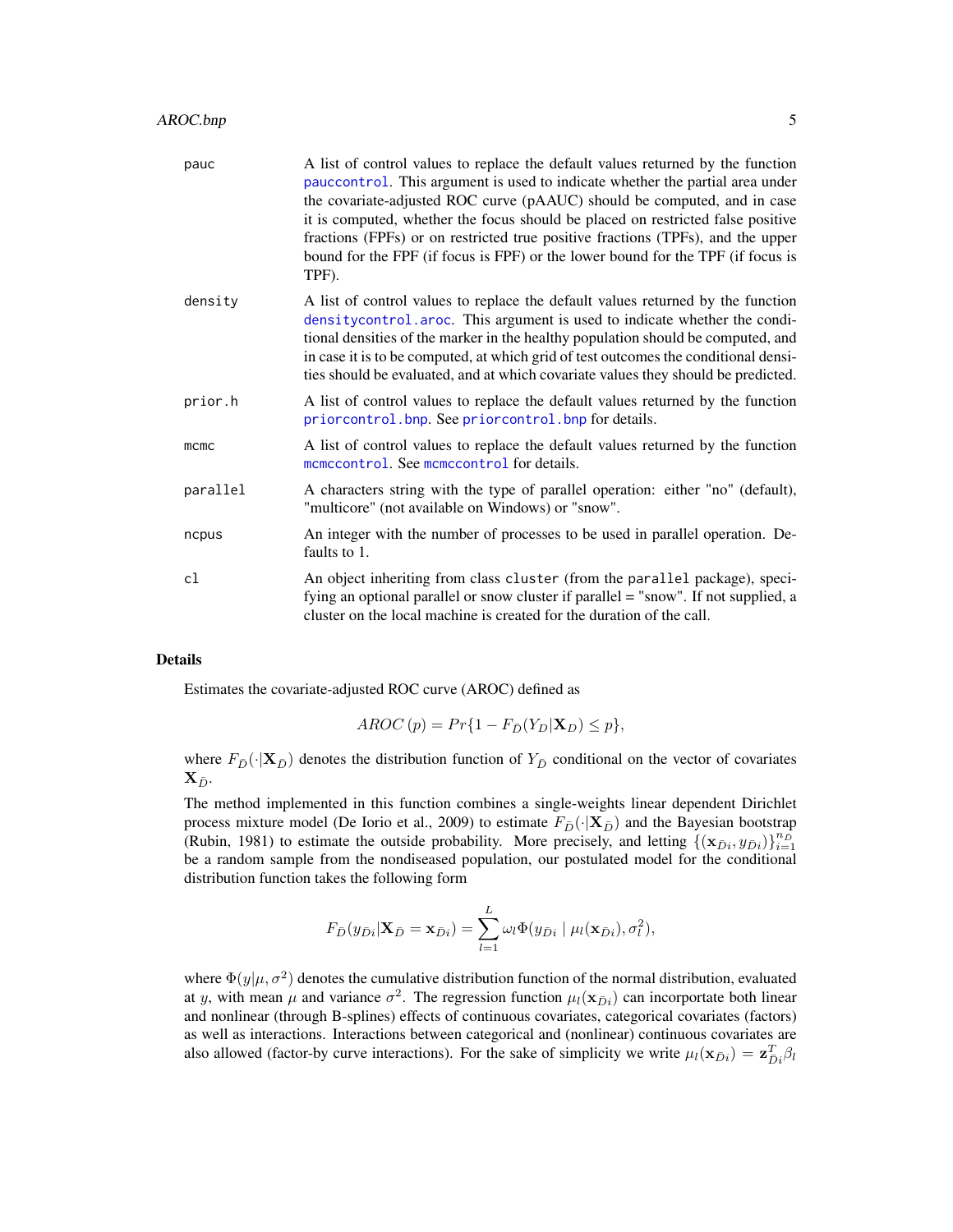| | |
|---|---|
| pauc | A list of control values to replace the default values returned by the function pauccontrol. This argument is used to indicate whether the partial area under the covariate-adjusted ROC curve (pAAUC) should be computed, and in case it is computed, whether the focus should be placed on restricted false positive fractions (FPFs) or on restricted true positive fractions (TPFs), and the upper bound for the FPF (if focus is FPF) or the lower bound for the TPF (if focus is TPF). |
| density | A list of control values to replace the default values returned by the function densitycontrol.aroc. This argument is used to indicate whether the conditional densities of the marker in the healthy population should be computed, and in case it is to be computed, at which grid of test outcomes the conditional densities should be evaluated, and at which covariate values they should be predicted. |
| prior.h | A list of control values to replace the default values returned by the function priorcontrol.bnp. See priorcontrol.bnp for details. |
| mcmc | A list of control values to replace the default values returned by the function mcmccontrol. See mcmccontrol for details. |
| parallel | A characters string with the type of parallel operation: either "no" (default), "multicore" (not available on Windows) or "snow". |
| ncpus | An integer with the number of processes to be used in parallel operation. Defaults to 1. |
| cl | An object inheriting from class cluster (from the parallel package), specifying an optional parallel or snow cluster if parallel = "snow". If not supplied, a cluster on the local machine is created for the duration of the call. |

## Details

Estimates the covariate-adjusted ROC curve (AROC) defined as

$$AROC\,(p) = Pr\{1 - F_{\bar{D}}(Y_D|\mathbf{X}_D) \leq p\},$$

where $F_{\bar{D}}(\cdot|\mathbf{X}_{\bar{D}})$ denotes the distribution function of $Y_{\bar{D}}$ conditional on the vector of covariates $\mathbf{X}_{\bar{D}}$.

The method implemented in this function combines a single-weights linear dependent Dirichlet process mixture model (De Iorio et al., 2009) to estimate $F_{\bar{D}}(\cdot|\mathbf{X}_{\bar{D}})$ and the Bayesian bootstrap (Rubin, 1981) to estimate the outside probability. More precisely, and letting $\{(\mathbf{x}_{\bar{D}i}, y_{\bar{D}i})\}_{i=1}^{n_{\bar{D}}}$ be a random sample from the nondiseased population, our postulated model for the conditional distribution function takes the following form

$$F_{\bar{D}}(y_{\bar{D}i}|\mathbf{X}_{\bar{D}} = \mathbf{x}_{\bar{D}i}) = \sum_{l=1}^{L} \omega_l \Phi(y_{\bar{D}i} \mid \mu_l(\mathbf{x}_{\bar{D}i}), \sigma_l^2),$$

where $\Phi(y|\mu, \sigma^2)$ denotes the cumulative distribution function of the normal distribution, evaluated at $y$, with mean $\mu$ and variance $\sigma^2$. The regression function $\mu_l(\mathbf{x}_{\bar{D}i})$ can incorportate both linear and nonlinear (through B-splines) effects of continuous covariates, categorical covariates (factors) as well as interactions. Interactions between categorical and (nonlinear) continuous covariates are also allowed (factor-by curve interactions). For the sake of simplicity we write $\mu_l(\mathbf{x}_{\bar{D}i}) = \mathbf{z}_{\bar{D}i}^T\beta_l$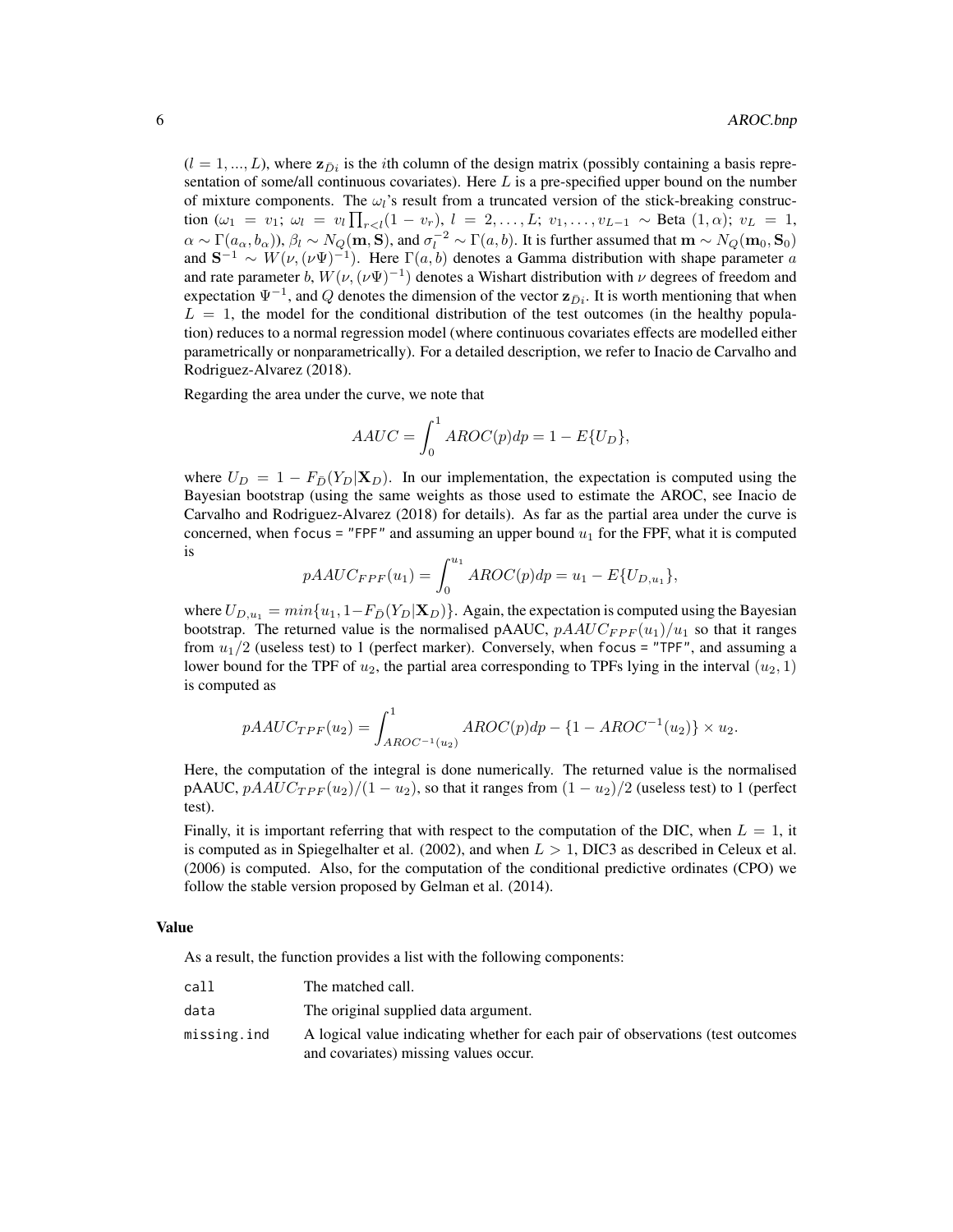($l = 1, ..., L$), where $\mathbf{z}_{\bar{D}i}$ is the $i$th column of the design matrix (possibly containing a basis representation of some/all continuous covariates). Here $L$ is a pre-specified upper bound on the number of mixture components. The $\omega_l$'s result from a truncated version of the stick-breaking construction ($\omega_1 = v_1$; $\omega_l = v_l \prod_{r<l}(1 - v_r)$, $l = 2, \ldots, L$; $v_1, \ldots, v_{L-1} \sim$ Beta $(1, \alpha)$; $v_L = 1$, $\alpha \sim \Gamma(a_\alpha, b_\alpha)$), $\beta_l \sim N_Q(\mathbf{m}, \mathbf{S})$, and $\sigma_l^{-2} \sim \Gamma(a, b)$. It is further assumed that $\mathbf{m} \sim N_Q(\mathbf{m}_0, \mathbf{S}_0)$ and $\mathbf{S}^{-1} \sim W(\nu, (\nu\Psi)^{-1})$. Here $\Gamma(a, b)$ denotes a Gamma distribution with shape parameter $a$ and rate parameter $b$, $W(\nu, (\nu\Psi)^{-1})$ denotes a Wishart distribution with $\nu$ degrees of freedom and expectation $\Psi^{-1}$, and $Q$ denotes the dimension of the vector $\mathbf{z}_{\bar{D}i}$. It is worth mentioning that when $L = 1$, the model for the conditional distribution of the test outcomes (in the healthy population) reduces to a normal regression model (where continuous covariates effects are modelled either parametrically or nonparametrically). For a detailed description, we refer to Inacio de Carvalho and Rodriguez-Alvarez (2018).

Regarding the area under the curve, we note that

$$AAUC = \int_0^1 AROC(p)dp = 1 - E\{U_D\},$$

where $U_D = 1 - F_{\bar{D}}(Y_D|\mathbf{X}_D)$. In our implementation, the expectation is computed using the Bayesian bootstrap (using the same weights as those used to estimate the AROC, see Inacio de Carvalho and Rodriguez-Alvarez (2018) for details). As far as the partial area under the curve is concerned, when `focus = "FPF"` and assuming an upper bound $u_1$ for the FPF, what it is computed is

$$pAAUC_{FPF}(u_1) = \int_0^{u_1} AROC(p)dp = u_1 - E\{U_{D,u_1}\},$$

where $U_{D,u_1} = min\{u_1, 1 - F_{\bar{D}}(Y_D|\mathbf{X}_D)\}$. Again, the expectation is computed using the Bayesian bootstrap. The returned value is the normalised pAAUC, $pAAUC_{FPF}(u_1)/u_1$ so that it ranges from $u_1/2$ (useless test) to 1 (perfect marker). Conversely, when `focus = "TPF"`, and assuming a lower bound for the TPF of $u_2$, the partial area corresponding to TPFs lying in the interval $(u_2, 1)$ is computed as

$$pAAUC_{TPF}(u_2) = \int_{AROC^{-1}(u_2)}^{1} AROC(p)dp - \{1 - AROC^{-1}(u_2)\} \times u_2.$$

Here, the computation of the integral is done numerically. The returned value is the normalised pAAUC, $pAAUC_{TPF}(u_2)/(1 - u_2)$, so that it ranges from $(1 - u_2)/2$ (useless test) to 1 (perfect test).

Finally, it is important referring that with respect to the computation of the DIC, when $L = 1$, it is computed as in Spiegelhalter et al. (2002), and when $L > 1$, DIC3 as described in Celeux et al. (2006) is computed. Also, for the computation of the conditional predictive ordinates (CPO) we follow the stable version proposed by Gelman et al. (2014).

### Value

As a result, the function provides a list with the following components:

| | |
|---|---|
| `call` | The matched call. |
| `data` | The original supplied data argument. |
| `missing.ind` | A logical value indicating whether for each pair of observations (test outcomes and covariates) missing values occur. |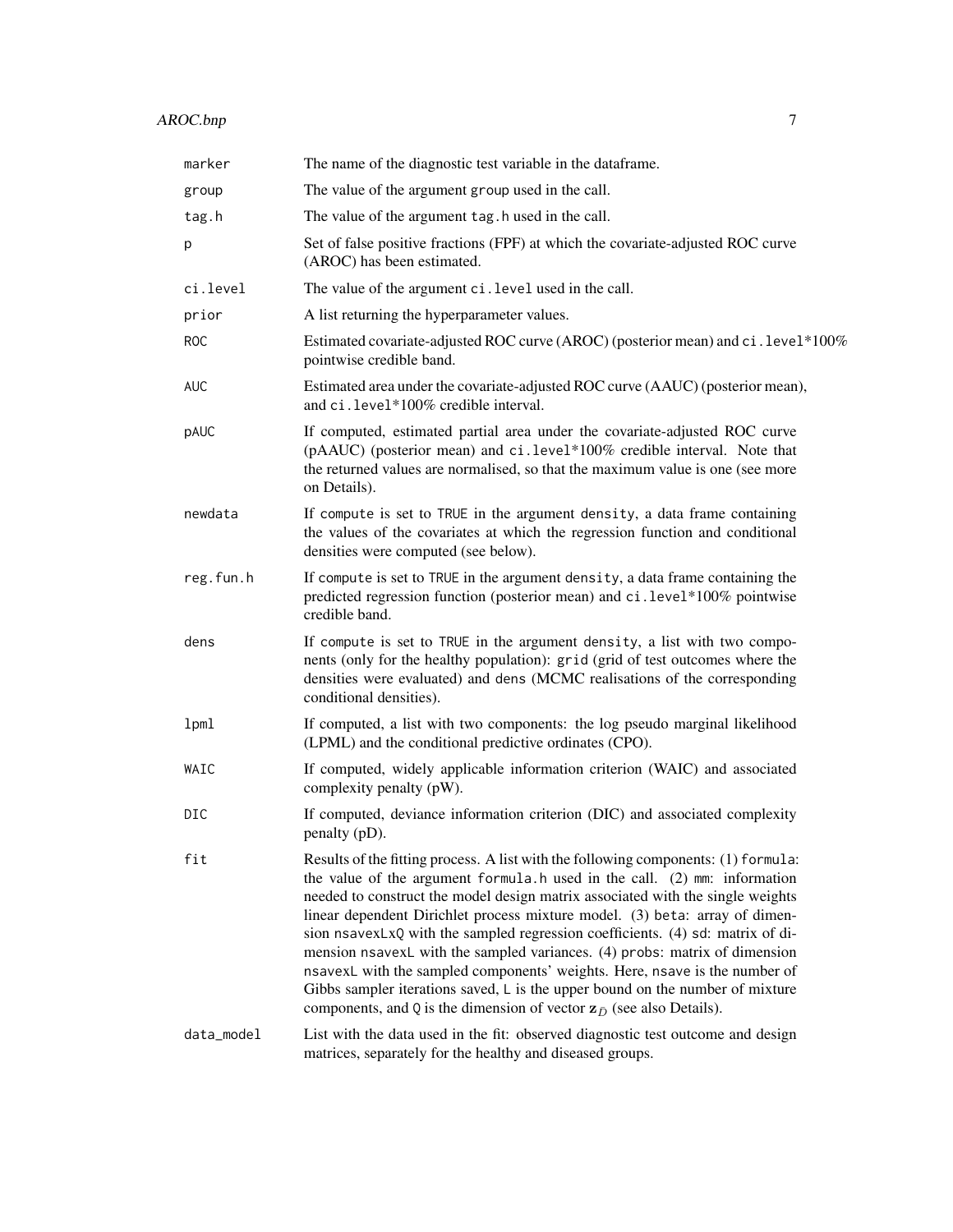| | |
|---|---|
| marker | The name of the diagnostic test variable in the dataframe. |
| group | The value of the argument group used in the call. |
| tag.h | The value of the argument tag.h used in the call. |
| p | Set of false positive fractions (FPF) at which the covariate-adjusted ROC curve (AROC) has been estimated. |
| ci.level | The value of the argument ci.level used in the call. |
| prior | A list returning the hyperparameter values. |
| ROC | Estimated covariate-adjusted ROC curve (AROC) (posterior mean) and ci.level*100% pointwise credible band. |
| AUC | Estimated area under the covariate-adjusted ROC curve (AAUC) (posterior mean), and ci.level*100% credible interval. |
| pAUC | If computed, estimated partial area under the covariate-adjusted ROC curve (pAAUC) (posterior mean) and ci.level*100% credible interval. Note that the returned values are normalised, so that the maximum value is one (see more on Details). |
| newdata | If compute is set to TRUE in the argument density, a data frame containing the values of the covariates at which the regression function and conditional densities were computed (see below). |
| reg.fun.h | If compute is set to TRUE in the argument density, a data frame containing the predicted regression function (posterior mean) and ci.level*100% pointwise credible band. |
| dens | If compute is set to TRUE in the argument density, a list with two components (only for the healthy population): grid (grid of test outcomes where the densities were evaluated) and dens (MCMC realisations of the corresponding conditional densities). |
| lpml | If computed, a list with two components: the log pseudo marginal likelihood (LPML) and the conditional predictive ordinates (CPO). |
| WAIC | If computed, widely applicable information criterion (WAIC) and associated complexity penalty (pW). |
| DIC | If computed, deviance information criterion (DIC) and associated complexity penalty (pD). |
| fit | Results of the fitting process. A list with the following components: (1) formula: the value of the argument formula.h used in the call. (2) mm: information needed to construct the model design matrix associated with the single weights linear dependent Dirichlet process mixture model. (3) beta: array of dimension nsavexLxQ with the sampled regression coefficients. (4) sd: matrix of dimension nsavexL with the sampled variances. (4) probs: matrix of dimension nsavexL with the sampled components' weights. Here, nsave is the number of Gibbs sampler iterations saved, L is the upper bound on the number of mixture components, and Q is the dimension of vector $\mathbf{z}_{\bar{D}}$ (see also Details). |
| data_model | List with the data used in the fit: observed diagnostic test outcome and design matrices, separately for the healthy and diseased groups. |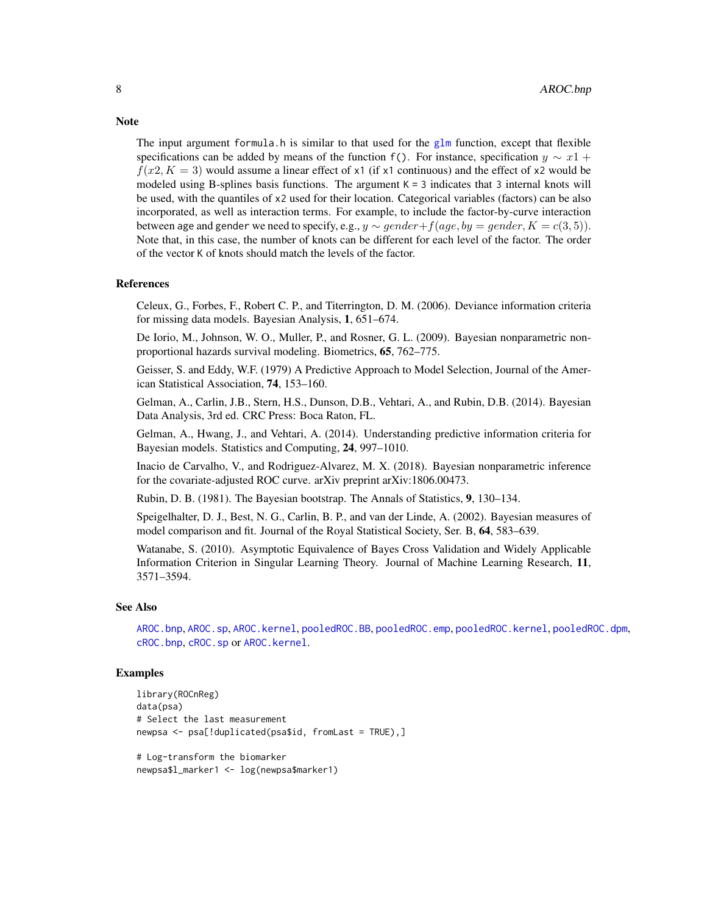## Note

The input argument `formula.h` is similar to that used for the `glm` function, except that flexible specifications can be added by means of the function `f()`. For instance, specification $y \sim x1 + f(x2, K = 3)$ would assume a linear effect of `x1` (if `x1` continuous) and the effect of `x2` would be modeled using B-splines basis functions. The argument `K = 3` indicates that 3 internal knots will be used, with the quantiles of `x2` used for their location. Categorical variables (factors) can be also incorporated, as well as interaction terms. For example, to include the factor-by-curve interaction between `age` and `gender` we need to specify, e.g., $y \sim gender + f(age, by = gender, K = c(3, 5))$. Note that, in this case, the number of knots can be different for each level of the factor. The order of the vector `K` of knots should match the levels of the factor.

## References

Celeux, G., Forbes, F., Robert C. P., and Titerrington, D. M. (2006). Deviance information criteria for missing data models. Bayesian Analysis, **1**, 651–674.

De Iorio, M., Johnson, W. O., Muller, P., and Rosner, G. L. (2009). Bayesian nonparametric non-proportional hazards survival modeling. Biometrics, **65**, 762–775.

Geisser, S. and Eddy, W.F. (1979) A Predictive Approach to Model Selection, Journal of the American Statistical Association, **74**, 153–160.

Gelman, A., Carlin, J.B., Stern, H.S., Dunson, D.B., Vehtari, A., and Rubin, D.B. (2014). Bayesian Data Analysis, 3rd ed. CRC Press: Boca Raton, FL.

Gelman, A., Hwang, J., and Vehtari, A. (2014). Understanding predictive information criteria for Bayesian models. Statistics and Computing, **24**, 997–1010.

Inacio de Carvalho, V., and Rodriguez-Alvarez, M. X. (2018). Bayesian nonparametric inference for the covariate-adjusted ROC curve. arXiv preprint arXiv:1806.00473.

Rubin, D. B. (1981). The Bayesian bootstrap. The Annals of Statistics, **9**, 130–134.

Speigelhalter, D. J., Best, N. G., Carlin, B. P., and van der Linde, A. (2002). Bayesian measures of model comparison and fit. Journal of the Royal Statistical Society, Ser. B, **64**, 583–639.

Watanabe, S. (2010). Asymptotic Equivalence of Bayes Cross Validation and Widely Applicable Information Criterion in Singular Learning Theory. Journal of Machine Learning Research, **11**, 3571–3594.

## See Also

`AROC.bnp`, `AROC.sp`, `AROC.kernel`, `pooledROC.BB`, `pooledROC.emp`, `pooledROC.kernel`, `pooledROC.dpm`, `cROC.bnp`, `cROC.sp` or `AROC.kernel`.

## Examples

```
library(ROCnReg)
data(psa)
# Select the last measurement
newpsa <- psa[!duplicated(psa$id, fromLast = TRUE),]

# Log-transform the biomarker
newpsa$l_marker1 <- log(newpsa$marker1)
```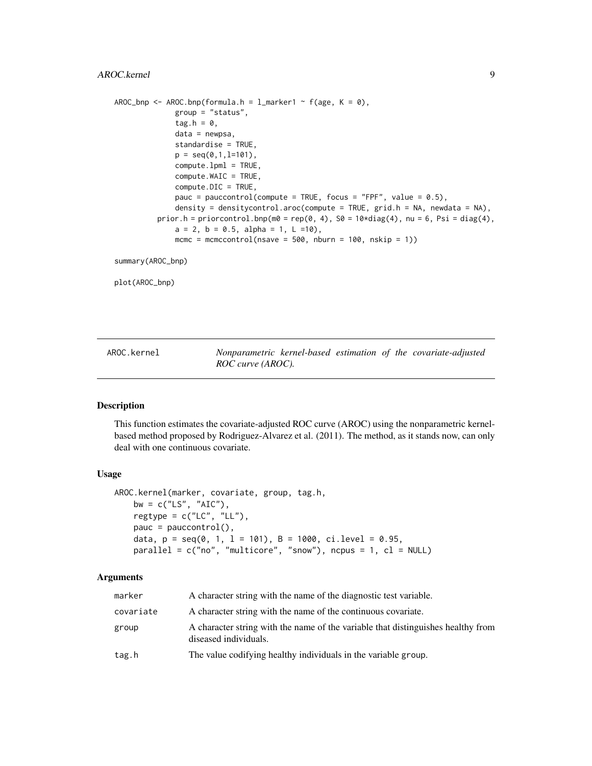```
AROC_bnp <- AROC.bnp(formula.h = l_marker1 ~ f(age, K = 0),
             group = "status",
             tag.h = 0,
             data = newpsa,
             standardise = TRUE,
             p = seq(0,1,l=101),
             compute.lpml = TRUE,
             compute.WAIC = TRUE,
             compute.DIC = TRUE,
             pauc = pauccontrol(compute = TRUE, focus = "FPF", value = 0.5),
             density = densitycontrol.aroc(compute = TRUE, grid.h = NA, newdata = NA),
         prior.h = priorcontrol.bnp(m0 = rep(0, 4), S0 = 10*diag(4), nu = 6, Psi = diag(4),
             a = 2, b = 0.5, alpha = 1, L =10),
             mcmc = mcmccontrol(nsave = 500, nburn = 100, nskip = 1))

summary(AROC_bnp)

plot(AROC_bnp)
```

## AROC.kernel — *Nonparametric kernel-based estimation of the covariate-adjusted ROC curve (AROC).*

### Description

This function estimates the covariate-adjusted ROC curve (AROC) using the nonparametric kernel-based method proposed by Rodriguez-Alvarez et al. (2011). The method, as it stands now, can only deal with one continuous covariate.

### Usage

```
AROC.kernel(marker, covariate, group, tag.h,
    bw = c("LS", "AIC"),
    regtype = c("LC", "LL"),
    pauc = pauccontrol(),
    data, p = seq(0, 1, l = 101), B = 1000, ci.level = 0.95,
    parallel = c("no", "multicore", "snow"), ncpus = 1, cl = NULL)
```

### Arguments

| | |
|---|---|
| marker | A character string with the name of the diagnostic test variable. |
| covariate | A character string with the name of the continuous covariate. |
| group | A character string with the name of the variable that distinguishes healthy from diseased individuals. |
| tag.h | The value codifying healthy individuals in the variable group. |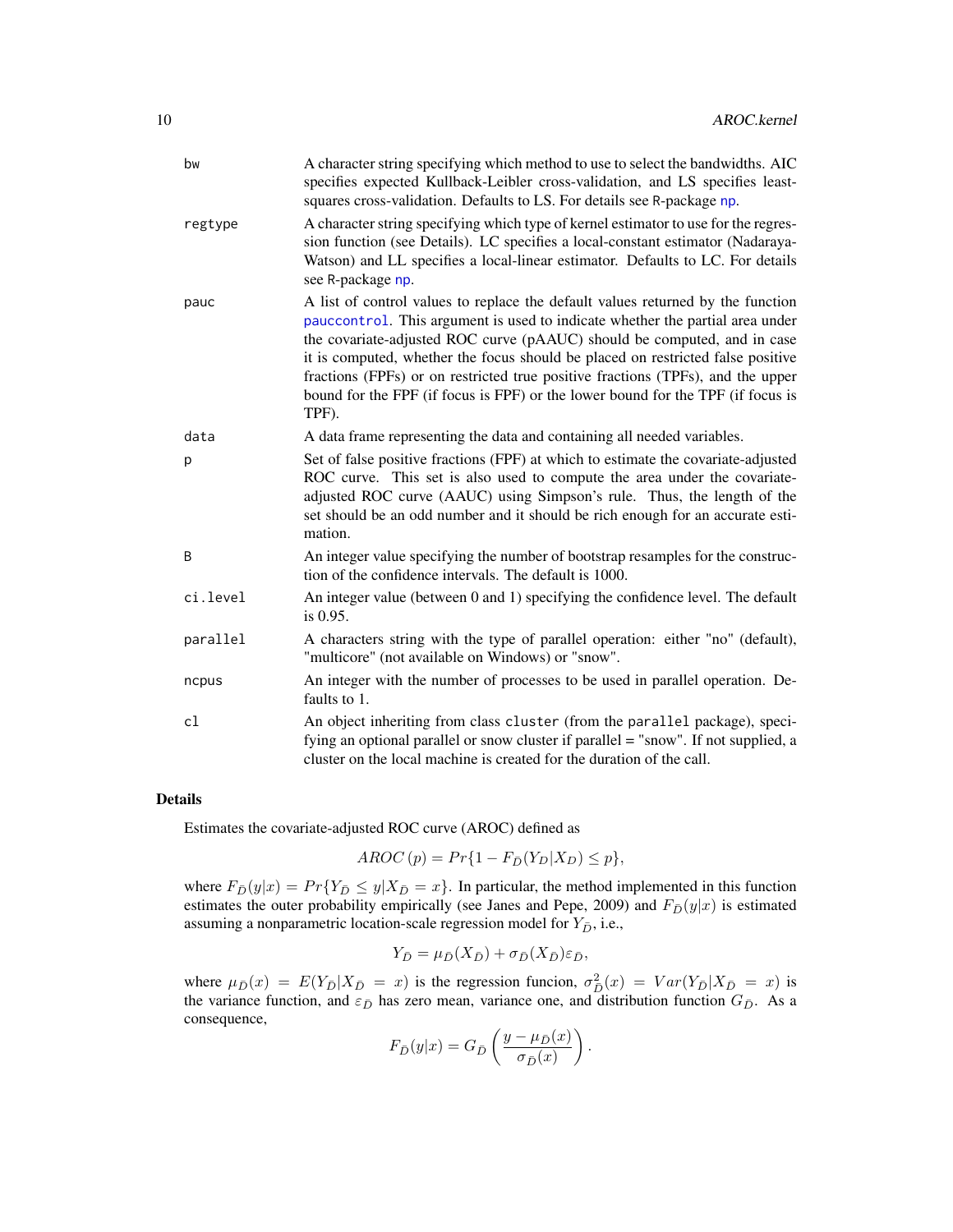| | |
|---|---|
| bw | A character string specifying which method to use to select the bandwidths. AIC specifies expected Kullback-Leibler cross-validation, and LS specifies least-squares cross-validation. Defaults to LS. For details see R-package np. |
| regtype | A character string specifying which type of kernel estimator to use for the regression function (see Details). LC specifies a local-constant estimator (Nadaraya-Watson) and LL specifies a local-linear estimator. Defaults to LC. For details see R-package np. |
| pauc | A list of control values to replace the default values returned by the function pauccontrol. This argument is used to indicate whether the partial area under the covariate-adjusted ROC curve (pAAUC) should be computed, and in case it is computed, whether the focus should be placed on restricted false positive fractions (FPFs) or on restricted true positive fractions (TPFs), and the upper bound for the FPF (if focus is FPF) or the lower bound for the TPF (if focus is TPF). |
| data | A data frame representing the data and containing all needed variables. |
| p | Set of false positive fractions (FPF) at which to estimate the covariate-adjusted ROC curve. This set is also used to compute the area under the covariate-adjusted ROC curve (AAUC) using Simpson's rule. Thus, the length of the set should be an odd number and it should be rich enough for an accurate estimation. |
| B | An integer value specifying the number of bootstrap resamples for the construction of the confidence intervals. The default is 1000. |
| ci.level | An integer value (between 0 and 1) specifying the confidence level. The default is 0.95. |
| parallel | A characters string with the type of parallel operation: either "no" (default), "multicore" (not available on Windows) or "snow". |
| ncpus | An integer with the number of processes to be used in parallel operation. Defaults to 1. |
| cl | An object inheriting from class cluster (from the parallel package), specifying an optional parallel or snow cluster if parallel = "snow". If not supplied, a cluster on the local machine is created for the duration of the call. |

## Details

Estimates the covariate-adjusted ROC curve (AROC) defined as

$$AROC\,(p) = Pr\{1 - F_{\bar{D}}(Y_D|X_D) \leq p\},$$

where $F_{\bar{D}}(y|x) = Pr\{Y_{\bar{D}} \leq y|X_{\bar{D}} = x\}$. In particular, the method implemented in this function estimates the outer probability empirically (see Janes and Pepe, 2009) and $F_{\bar{D}}(y|x)$ is estimated assuming a nonparametric location-scale regression model for $Y_{\bar{D}}$, i.e.,

$$Y_{\bar{D}} = \mu_{\bar{D}}(X_{\bar{D}}) + \sigma_{\bar{D}}(X_{\bar{D}})\varepsilon_{\bar{D}},$$

where $\mu_{\bar{D}}(x) = E(Y_{\bar{D}}|X_{\bar{D}} = x)$ is the regression funcion, $\sigma^2_{\bar{D}}(x) = Var(Y_{\bar{D}}|X_{\bar{D}} = x)$ is the variance function, and $\varepsilon_{\bar{D}}$ has zero mean, variance one, and distribution function $G_{\bar{D}}$. As a consequence,

$$F_{\bar{D}}(y|x) = G_{\bar{D}}\left(\frac{y - \mu_{\bar{D}}(x)}{\sigma_{\bar{D}}(x)}\right).$$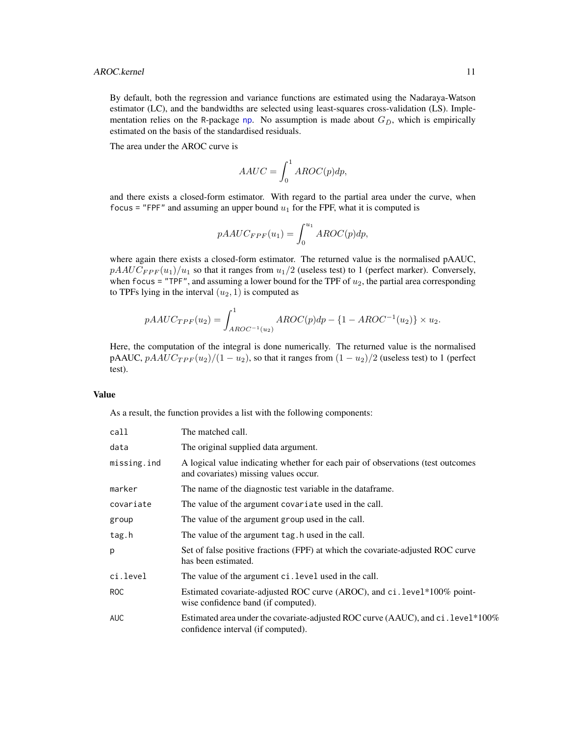By default, both the regression and variance functions are estimated using the Nadaraya-Watson estimator (LC), and the bandwidths are selected using least-squares cross-validation (LS). Implementation relies on the R-package np. No assumption is made about $G_{\bar{D}}$, which is empirically estimated on the basis of the standardised residuals.

The area under the AROC curve is

$$AAUC = \int_0^1 AROC(p)dp,$$

and there exists a closed-form estimator. With regard to the partial area under the curve, when `focus = "FPF"` and assuming an upper bound $u_1$ for the FPF, what it is computed is

$$pAAUC_{FPF}(u_1) = \int_0^{u_1} AROC(p)dp,$$

where again there exists a closed-form estimator. The returned value is the normalised pAAUC, $pAAUC_{FPF}(u_1)/u_1$ so that it ranges from $u_1/2$ (useless test) to 1 (perfect marker). Conversely, when `focus = "TPF"`, and assuming a lower bound for the TPF of $u_2$, the partial area corresponding to TPFs lying in the interval $(u_2, 1)$ is computed as

$$pAAUC_{TPF}(u_2) = \int_{AROC^{-1}(u_2)}^1 AROC(p)dp - \{1 - AROC^{-1}(u_2)\} \times u_2.$$

Here, the computation of the integral is done numerically. The returned value is the normalised pAAUC, $pAAUC_{TPF}(u_2)/(1 - u_2)$, so that it ranges from $(1 - u_2)/2$ (useless test) to 1 (perfect test).

## Value

As a result, the function provides a list with the following components:

| | |
|---|---|
| `call` | The matched call. |
| `data` | The original supplied data argument. |
| `missing.ind` | A logical value indicating whether for each pair of observations (test outcomes and covariates) missing values occur. |
| `marker` | The name of the diagnostic test variable in the dataframe. |
| `covariate` | The value of the argument `covariate` used in the call. |
| `group` | The value of the argument `group` used in the call. |
| `tag.h` | The value of the argument `tag.h` used in the call. |
| `p` | Set of false positive fractions (FPF) at which the covariate-adjusted ROC curve has been estimated. |
| `ci.level` | The value of the argument `ci.level` used in the call. |
| `ROC` | Estimated covariate-adjusted ROC curve (AROC), and `ci.level`*100% pointwise confidence band (if computed). |
| `AUC` | Estimated area under the covariate-adjusted ROC curve (AAUC), and `ci.level`*100% confidence interval (if computed). |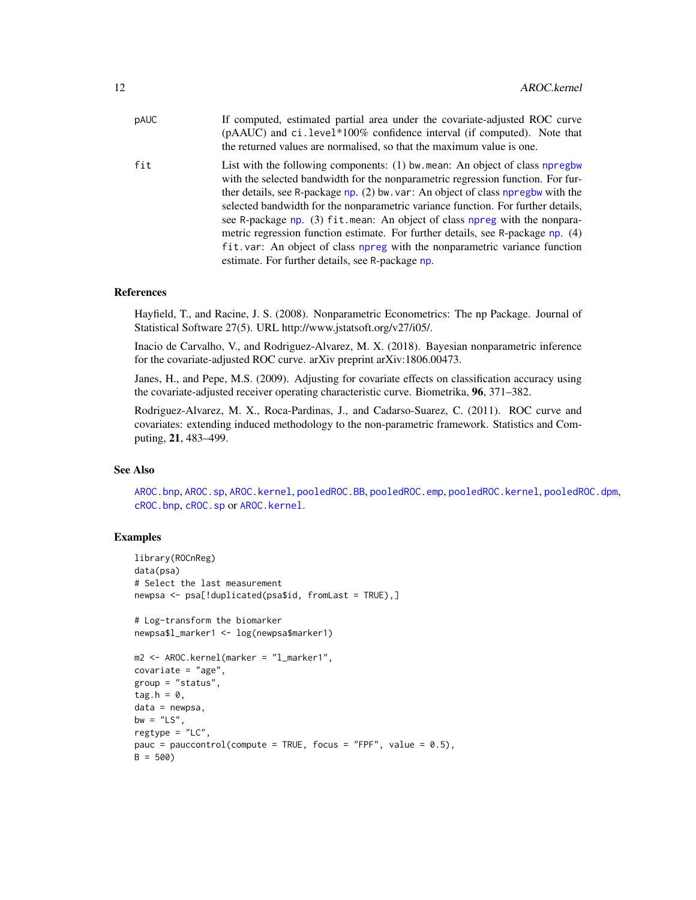pAUC
: If computed, estimated partial area under the covariate-adjusted ROC curve (pAAUC) and ci.level*100% confidence interval (if computed). Note that the returned values are normalised, so that the maximum value is one.

fit
: List with the following components: (1) bw.mean: An object of class npregbw with the selected bandwidth for the nonparametric regression function. For further details, see R-package np. (2) bw.var: An object of class npregbw with the selected bandwidth for the nonparametric variance function. For further details, see R-package np. (3) fit.mean: An object of class npreg with the nonparametric regression function estimate. For further details, see R-package np. (4) fit.var: An object of class npreg with the nonparametric variance function estimate. For further details, see R-package np.

### References

Hayfield, T., and Racine, J. S. (2008). Nonparametric Econometrics: The np Package. Journal of Statistical Software 27(5). URL http://www.jstatsoft.org/v27/i05/.

Inacio de Carvalho, V., and Rodriguez-Alvarez, M. X. (2018). Bayesian nonparametric inference for the covariate-adjusted ROC curve. arXiv preprint arXiv:1806.00473.

Janes, H., and Pepe, M.S. (2009). Adjusting for covariate effects on classification accuracy using the covariate-adjusted receiver operating characteristic curve. Biometrika, **96**, 371–382.

Rodriguez-Alvarez, M. X., Roca-Pardinas, J., and Cadarso-Suarez, C. (2011). ROC curve and covariates: extending induced methodology to the non-parametric framework. Statistics and Computing, **21**, 483–499.

### See Also

AROC.bnp, AROC.sp, AROC.kernel, pooledROC.BB, pooledROC.emp, pooledROC.kernel, pooledROC.dpm, cROC.bnp, cROC.sp or AROC.kernel.

### Examples

```
library(ROCnReg)
data(psa)
# Select the last measurement
newpsa <- psa[!duplicated(psa$id, fromLast = TRUE),]

# Log-transform the biomarker
newpsa$l_marker1 <- log(newpsa$marker1)

m2 <- AROC.kernel(marker = "l_marker1",
covariate = "age",
group = "status",
tag.h = 0,
data = newpsa,
bw = "LS",
regtype = "LC",
pauc = pauccontrol(compute = TRUE, focus = "FPF", value = 0.5),
B = 500)
```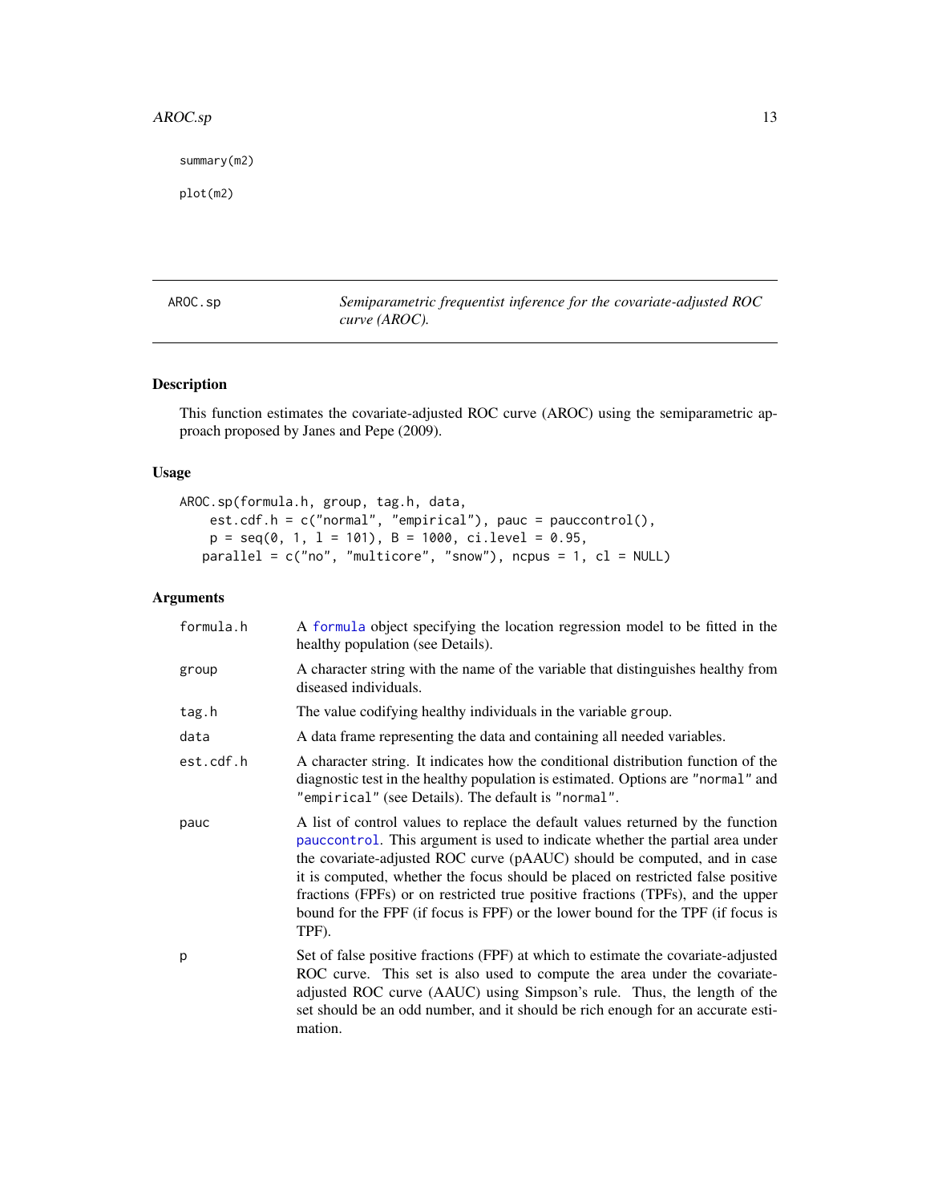```
summary(m2)

plot(m2)
```

## AROC.sp — *Semiparametric frequentist inference for the covariate-adjusted ROC curve (AROC).*

### Description

This function estimates the covariate-adjusted ROC curve (AROC) using the semiparametric approach proposed by Janes and Pepe (2009).

### Usage

```
AROC.sp(formula.h, group, tag.h, data,
    est.cdf.h = c("normal", "empirical"), pauc = pauccontrol(),
    p = seq(0, 1, l = 101), B = 1000, ci.level = 0.95,
   parallel = c("no", "multicore", "snow"), ncpus = 1, cl = NULL)
```

### Arguments

| | |
|---|---|
| formula.h | A formula object specifying the location regression model to be fitted in the healthy population (see Details). |
| group | A character string with the name of the variable that distinguishes healthy from diseased individuals. |
| tag.h | The value codifying healthy individuals in the variable group. |
| data | A data frame representing the data and containing all needed variables. |
| est.cdf.h | A character string. It indicates how the conditional distribution function of the diagnostic test in the healthy population is estimated. Options are "normal" and "empirical" (see Details). The default is "normal". |
| pauc | A list of control values to replace the default values returned by the function pauccontrol. This argument is used to indicate whether the partial area under the covariate-adjusted ROC curve (pAAUC) should be computed, and in case it is computed, whether the focus should be placed on restricted false positive fractions (FPFs) or on restricted true positive fractions (TPFs), and the upper bound for the FPF (if focus is FPF) or the lower bound for the TPF (if focus is TPF). |
| p | Set of false positive fractions (FPF) at which to estimate the covariate-adjusted ROC curve. This set is also used to compute the area under the covariate-adjusted ROC curve (AAUC) using Simpson's rule. Thus, the length of the set should be an odd number, and it should be rich enough for an accurate estimation. |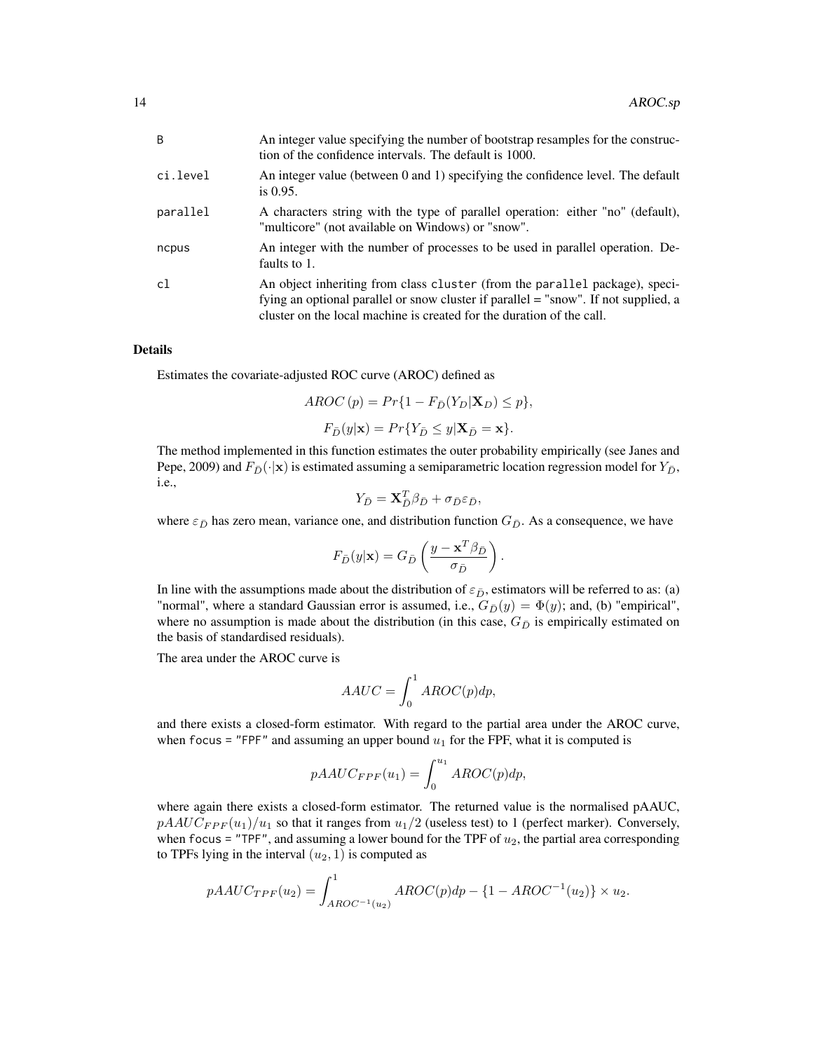| | |
|---|---|
| B | An integer value specifying the number of bootstrap resamples for the construction of the confidence intervals. The default is 1000. |
| ci.level | An integer value (between 0 and 1) specifying the confidence level. The default is 0.95. |
| parallel | A characters string with the type of parallel operation: either "no" (default), "multicore" (not available on Windows) or "snow". |
| ncpus | An integer with the number of processes to be used in parallel operation. Defaults to 1. |
| cl | An object inheriting from class `cluster` (from the `parallel` package), specifying an optional parallel or snow cluster if parallel = "snow". If not supplied, a cluster on the local machine is created for the duration of the call. |

## Details

Estimates the covariate-adjusted ROC curve (AROC) defined as

$$AROC\,(p) = Pr\{1 - F_{\bar{D}}(Y_D|\mathbf{X}_D) \leq p\},$$

$$F_{\bar{D}}(y|\mathbf{x}) = Pr\{Y_{\bar{D}} \leq y|\mathbf{X}_{\bar{D}} = \mathbf{x}\}.$$

The method implemented in this function estimates the outer probability empirically (see Janes and Pepe, 2009) and $F_{\bar{D}}(\cdot|\mathbf{x})$ is estimated assuming a semiparametric location regression model for $Y_{\bar{D}}$, i.e.,

$$Y_{\bar{D}} = \mathbf{X}_{\bar{D}}^T \beta_{\bar{D}} + \sigma_{\bar{D}} \varepsilon_{\bar{D}},$$

where $\varepsilon_{\bar{D}}$ has zero mean, variance one, and distribution function $G_{\bar{D}}$. As a consequence, we have

$$F_{\bar{D}}(y|\mathbf{x}) = G_{\bar{D}}\left(\frac{y - \mathbf{x}^T\beta_{\bar{D}}}{\sigma_{\bar{D}}}\right).$$

In line with the assumptions made about the distribution of $\varepsilon_{\bar{D}}$, estimators will be referred to as: (a) "normal", where a standard Gaussian error is assumed, i.e., $G_{\bar{D}}(y) = \Phi(y)$; and, (b) "empirical", where no assumption is made about the distribution (in this case, $G_{\bar{D}}$ is empirically estimated on the basis of standardised residuals).

The area under the AROC curve is

$$AAUC = \int_0^1 AROC(p)dp,$$

and there exists a closed-form estimator. With regard to the partial area under the AROC curve, when `focus = "FPF"` and assuming an upper bound $u_1$ for the FPF, what it is computed is

$$pAAUC_{FPF}(u_1) = \int_0^{u_1} AROC(p)dp,$$

where again there exists a closed-form estimator. The returned value is the normalised pAAUC, $pAAUC_{FPF}(u_1)/u_1$ so that it ranges from $u_1/2$ (useless test) to 1 (perfect marker). Conversely, when `focus = "TPF"`, and assuming a lower bound for the TPF of $u_2$, the partial area corresponding to TPFs lying in the interval $(u_2, 1)$ is computed as

$$pAAUC_{TPF}(u_2) = \int_{AROC^{-1}(u_2)}^1 AROC(p)dp - \{1 - AROC^{-1}(u_2)\} \times u_2.$$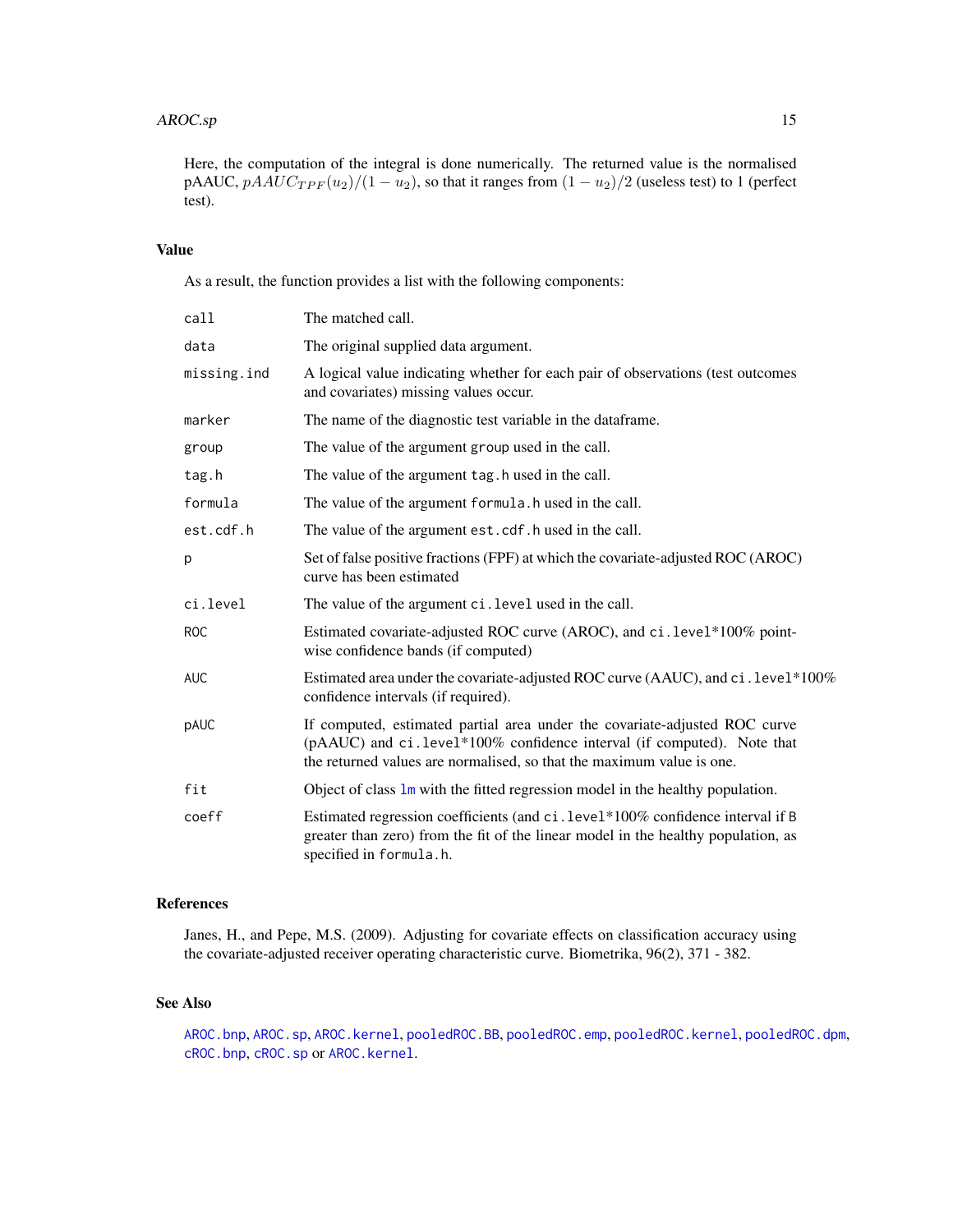Here, the computation of the integral is done numerically. The returned value is the normalised pAAUC, $pAAUC_{TPF}(u_2)/(1 - u_2)$, so that it ranges from $(1 - u_2)/2$ (useless test) to 1 (perfect test).

## Value

As a result, the function provides a list with the following components:

| | |
|---|---|
| `call` | The matched call. |
| `data` | The original supplied data argument. |
| `missing.ind` | A logical value indicating whether for each pair of observations (test outcomes and covariates) missing values occur. |
| `marker` | The name of the diagnostic test variable in the dataframe. |
| `group` | The value of the argument `group` used in the call. |
| `tag.h` | The value of the argument `tag.h` used in the call. |
| `formula` | The value of the argument `formula.h` used in the call. |
| `est.cdf.h` | The value of the argument `est.cdf.h` used in the call. |
| `p` | Set of false positive fractions (FPF) at which the covariate-adjusted ROC (AROC) curve has been estimated |
| `ci.level` | The value of the argument `ci.level` used in the call. |
| `ROC` | Estimated covariate-adjusted ROC curve (AROC), and `ci.level`*100% pointwise confidence bands (if computed) |
| `AUC` | Estimated area under the covariate-adjusted ROC curve (AAUC), and `ci.level`*100% confidence intervals (if required). |
| `pAUC` | If computed, estimated partial area under the covariate-adjusted ROC curve (pAAUC) and `ci.level`*100% confidence interval (if computed). Note that the returned values are normalised, so that the maximum value is one. |
| `fit` | Object of class `lm` with the fitted regression model in the healthy population. |
| `coeff` | Estimated regression coefficients (and `ci.level`*100% confidence interval if `B` greater than zero) from the fit of the linear model in the healthy population, as specified in `formula.h`. |

## References

Janes, H., and Pepe, M.S. (2009). Adjusting for covariate effects on classification accuracy using the covariate-adjusted receiver operating characteristic curve. Biometrika, 96(2), 371 - 382.

## See Also

`AROC.bnp`, `AROC.sp`, `AROC.kernel`, `pooledROC.BB`, `pooledROC.emp`, `pooledROC.kernel`, `pooledROC.dpm`, `cROC.bnp`, `cROC.sp` or `AROC.kernel`.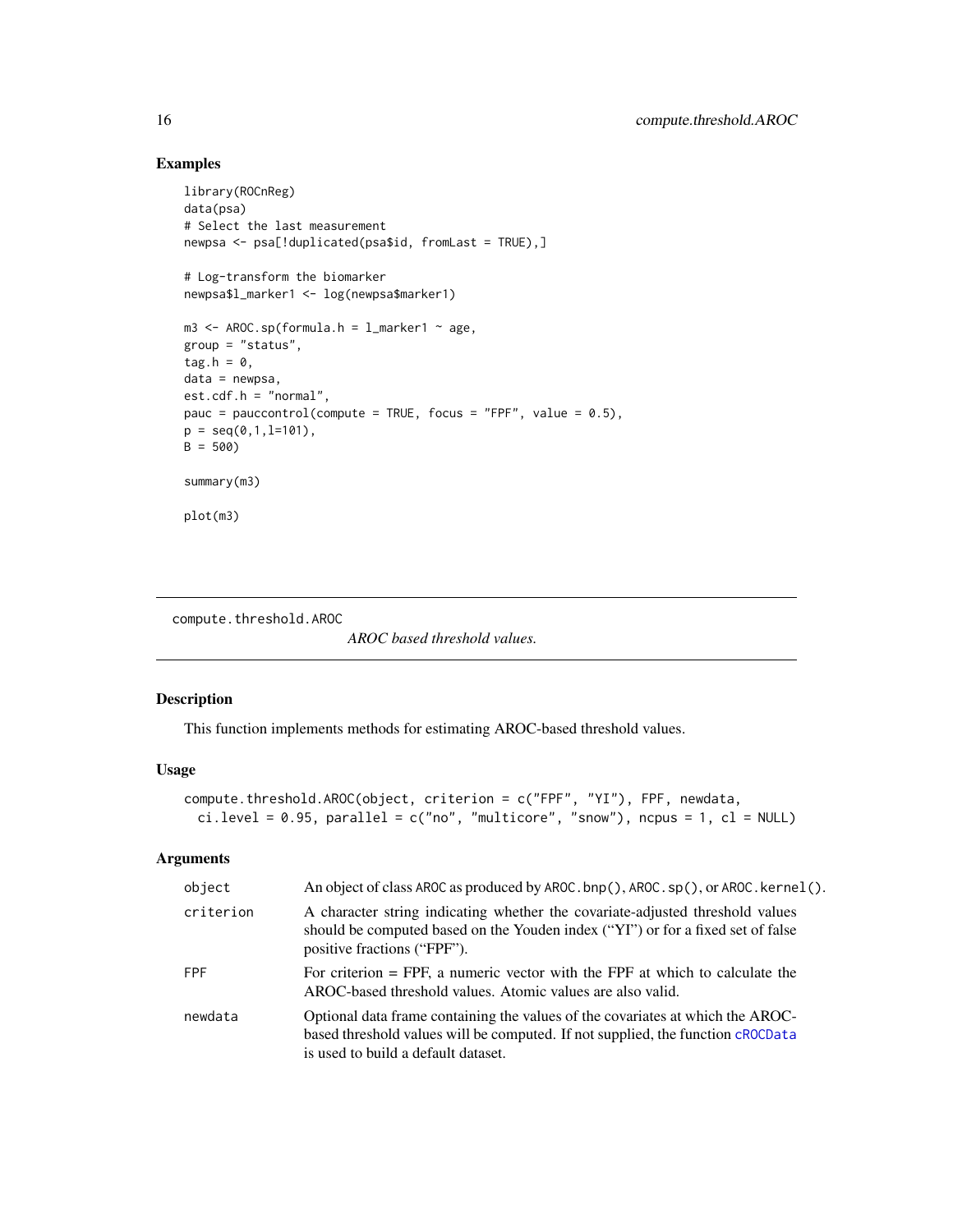## Examples

```
library(ROCnReg)
data(psa)
# Select the last measurement
newpsa <- psa[!duplicated(psa$id, fromLast = TRUE),]

# Log-transform the biomarker
newpsa$l_marker1 <- log(newpsa$marker1)

m3 <- AROC.sp(formula.h = l_marker1 ~ age,
group = "status",
tag.h = 0,
data = newpsa,
est.cdf.h = "normal",
pauc = pauccontrol(compute = TRUE, focus = "FPF", value = 0.5),
p = seq(0,1,l=101),
B = 500)

summary(m3)

plot(m3)
```

---

`compute.threshold.AROC` *AROC based threshold values.*

---

## Description

This function implements methods for estimating AROC-based threshold values.

## Usage

```
compute.threshold.AROC(object, criterion = c("FPF", "YI"), FPF, newdata,
  ci.level = 0.95, parallel = c("no", "multicore", "snow"), ncpus = 1, cl = NULL)
```

## Arguments

| | |
|---|---|
| `object` | An object of class `AROC` as produced by `AROC.bnp()`, `AROC.sp()`, or `AROC.kernel()`. |
| `criterion` | A character string indicating whether the covariate-adjusted threshold values should be computed based on the Youden index ("YI") or for a fixed set of false positive fractions ("FPF"). |
| `FPF` | For criterion = FPF, a numeric vector with the FPF at which to calculate the AROC-based threshold values. Atomic values are also valid. |
| `newdata` | Optional data frame containing the values of the covariates at which the AROC-based threshold values will be computed. If not supplied, the function `cROCData` is used to build a default dataset. |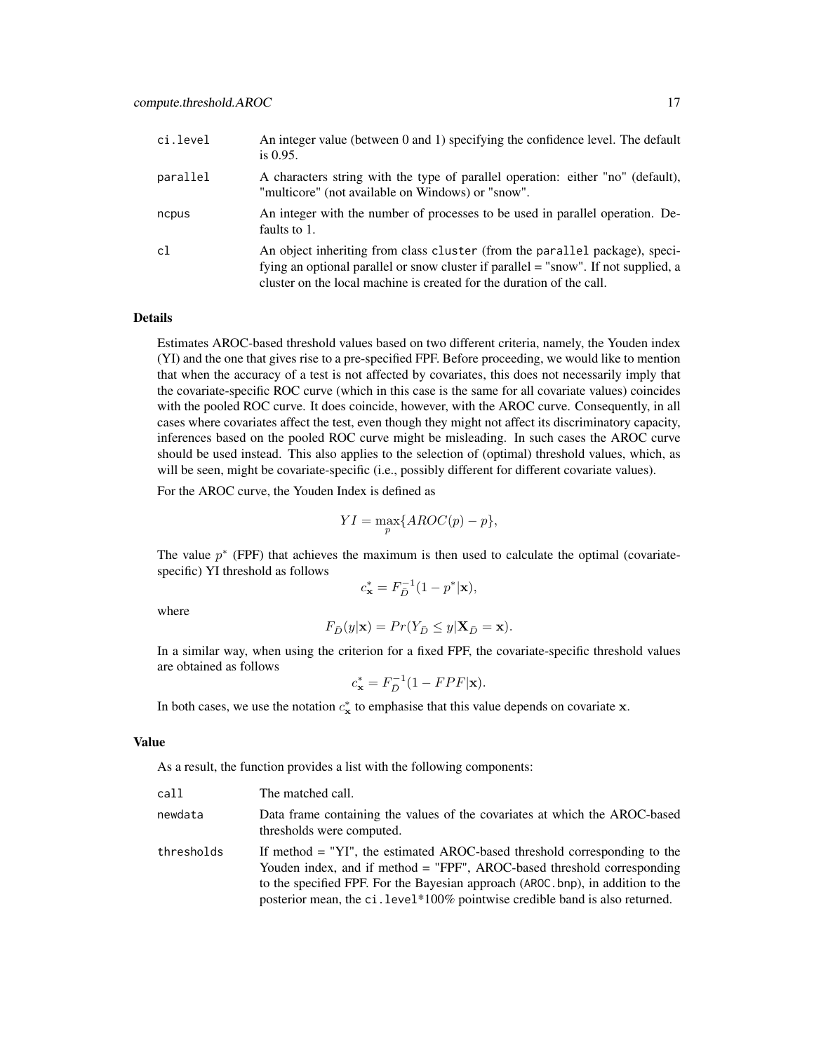| | |
|---|---|
| ci.level | An integer value (between 0 and 1) specifying the confidence level. The default is 0.95. |
| parallel | A characters string with the type of parallel operation: either "no" (default), "multicore" (not available on Windows) or "snow". |
| ncpus | An integer with the number of processes to be used in parallel operation. Defaults to 1. |
| cl | An object inheriting from class cluster (from the parallel package), specifying an optional parallel or snow cluster if parallel = "snow". If not supplied, a cluster on the local machine is created for the duration of the call. |

### Details

Estimates AROC-based threshold values based on two different criteria, namely, the Youden index (YI) and the one that gives rise to a pre-specified FPF. Before proceeding, we would like to mention that when the accuracy of a test is not affected by covariates, this does not necessarily imply that the covariate-specific ROC curve (which in this case is the same for all covariate values) coincides with the pooled ROC curve. It does coincide, however, with the AROC curve. Consequently, in all cases where covariates affect the test, even though they might not affect its discriminatory capacity, inferences based on the pooled ROC curve might be misleading. In such cases the AROC curve should be used instead. This also applies to the selection of (optimal) threshold values, which, as will be seen, might be covariate-specific (i.e., possibly different for different covariate values).

For the AROC curve, the Youden Index is defined as

$$YI = \max_{p}\{AROC(p) - p\},$$

The value $p^*$ (FPF) that achieves the maximum is then used to calculate the optimal (covariate-specific) YI threshold as follows

$$c^*_{\mathbf{x}} = F^{-1}_{\bar{D}}(1 - p^*|\mathbf{x}),$$

where

$$F_{\bar{D}}(y|\mathbf{x}) = Pr(Y_{\bar{D}} \leq y|\mathbf{X}_{\bar{D}} = \mathbf{x}).$$

In a similar way, when using the criterion for a fixed FPF, the covariate-specific threshold values are obtained as follows

$$c^*_{\mathbf{x}} = F^{-1}_{\bar{D}}(1 - FPF|\mathbf{x}).$$

In both cases, we use the notation $c^*_{\mathbf{x}}$ to emphasise that this value depends on covariate $\mathbf{x}$.

### Value

As a result, the function provides a list with the following components:

| | |
|---|---|
| call | The matched call. |
| newdata | Data frame containing the values of the covariates at which the AROC-based thresholds were computed. |
| thresholds | If method = "YI", the estimated AROC-based threshold corresponding to the Youden index, and if method = "FPF", AROC-based threshold corresponding to the specified FPF. For the Bayesian approach (AROC.bnp), in addition to the posterior mean, the ci.level*100% pointwise credible band is also returned. |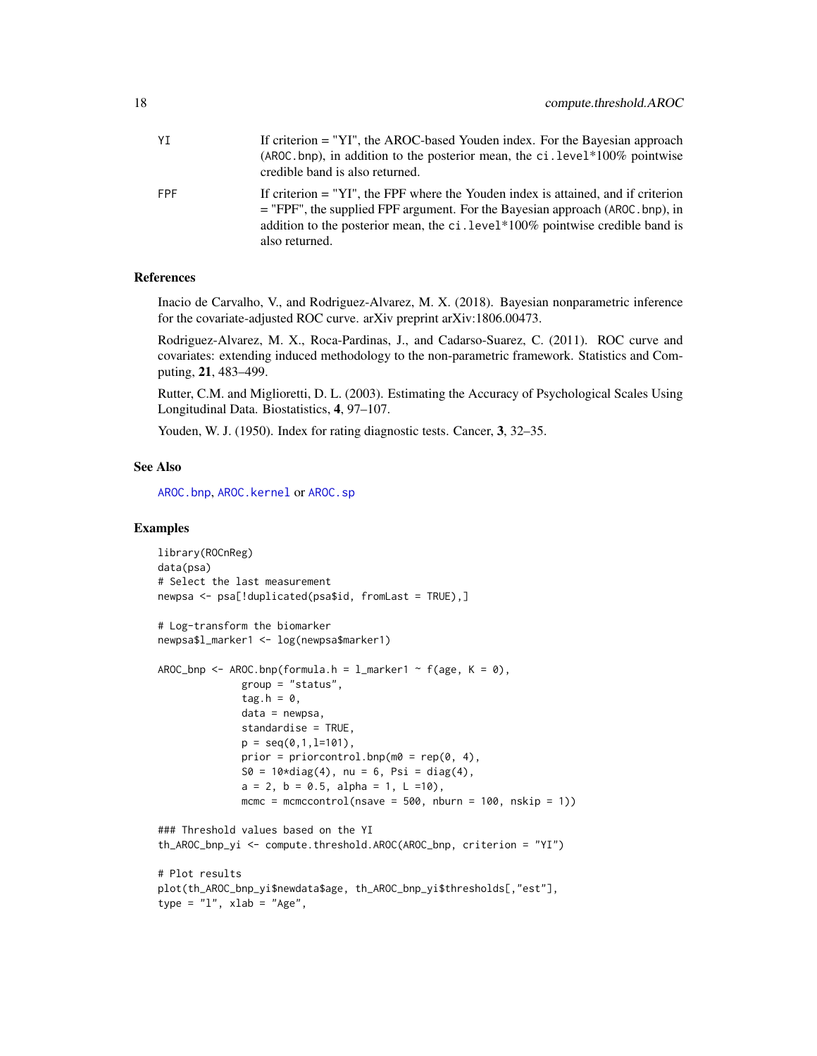YI	If criterion = "YI", the AROC-based Youden index. For the Bayesian approach (AROC.bnp), in addition to the posterior mean, the ci.level*100% pointwise credible band is also returned.

FPF	If criterion = "YI", the FPF where the Youden index is attained, and if criterion = "FPF", the supplied FPF argument. For the Bayesian approach (AROC.bnp), in addition to the posterior mean, the ci.level*100% pointwise credible band is also returned.

## References

Inacio de Carvalho, V., and Rodriguez-Alvarez, M. X. (2018). Bayesian nonparametric inference for the covariate-adjusted ROC curve. arXiv preprint arXiv:1806.00473.

Rodriguez-Alvarez, M. X., Roca-Pardinas, J., and Cadarso-Suarez, C. (2011). ROC curve and covariates: extending induced methodology to the non-parametric framework. Statistics and Computing, **21**, 483–499.

Rutter, C.M. and Miglioretti, D. L. (2003). Estimating the Accuracy of Psychological Scales Using Longitudinal Data. Biostatistics, **4**, 97–107.

Youden, W. J. (1950). Index for rating diagnostic tests. Cancer, **3**, 32–35.

## See Also

AROC.bnp, AROC.kernel or AROC.sp

## Examples

```
library(ROCnReg)
data(psa)
# Select the last measurement
newpsa <- psa[!duplicated(psa$id, fromLast = TRUE),]

# Log-transform the biomarker
newpsa$l_marker1 <- log(newpsa$marker1)

AROC_bnp <- AROC.bnp(formula.h = l_marker1 ~ f(age, K = 0),
             group = "status",
             tag.h = 0,
             data = newpsa,
             standardise = TRUE,
             p = seq(0,1,l=101),
             prior = priorcontrol.bnp(m0 = rep(0, 4),
             S0 = 10*diag(4), nu = 6, Psi = diag(4),
             a = 2, b = 0.5, alpha = 1, L =10),
             mcmc = mcmccontrol(nsave = 500, nburn = 100, nskip = 1))

### Threshold values based on the YI
th_AROC_bnp_yi <- compute.threshold.AROC(AROC_bnp, criterion = "YI")

# Plot results
plot(th_AROC_bnp_yi$newdata$age, th_AROC_bnp_yi$thresholds[,"est"],
type = "l", xlab = "Age",
```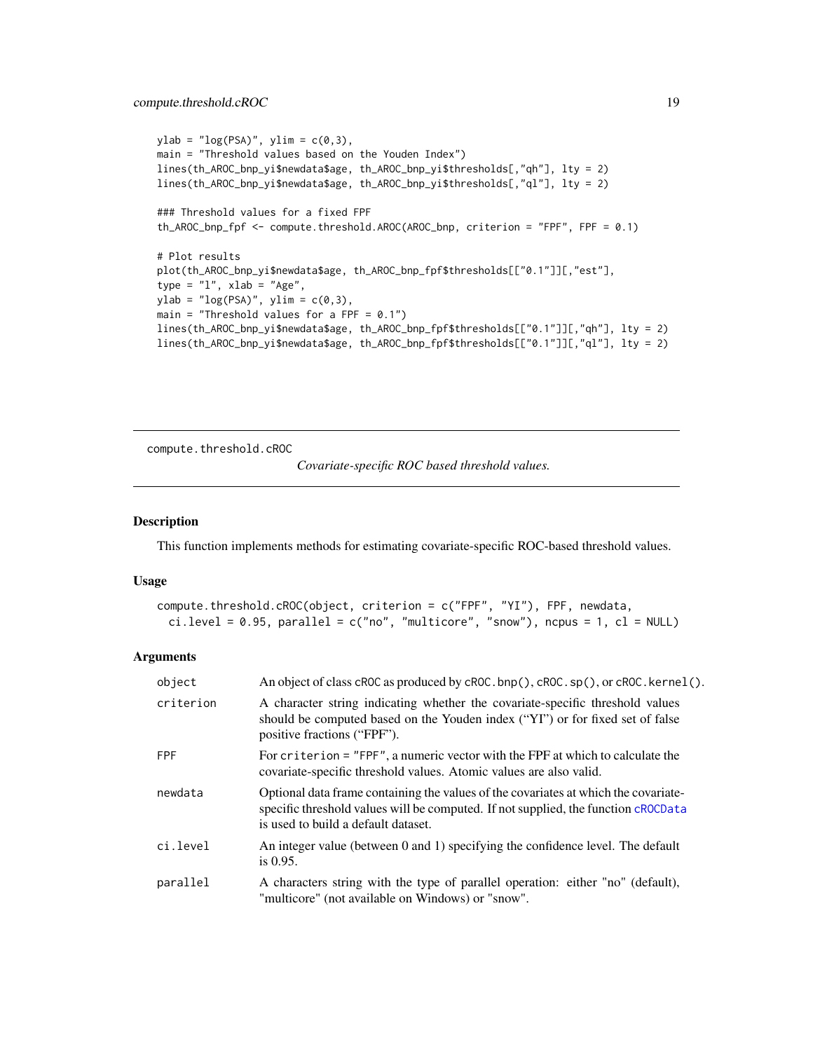```
ylab = "log(PSA)", ylim = c(0,3),
main = "Threshold values based on the Youden Index")
lines(th_AROC_bnp_yi$newdata$age, th_AROC_bnp_yi$thresholds[,"qh"], lty = 2)
lines(th_AROC_bnp_yi$newdata$age, th_AROC_bnp_yi$thresholds[,"ql"], lty = 2)

### Threshold values for a fixed FPF
th_AROC_bnp_fpf <- compute.threshold.AROC(AROC_bnp, criterion = "FPF", FPF = 0.1)

# Plot results
plot(th_AROC_bnp_yi$newdata$age, th_AROC_bnp_fpf$thresholds[["0.1"]][,"est"],
type = "l", xlab = "Age",
ylab = "log(PSA)", ylim = c(0,3),
main = "Threshold values for a FPF = 0.1")
lines(th_AROC_bnp_yi$newdata$age, th_AROC_bnp_fpf$thresholds[["0.1"]][,"qh"], lty = 2)
lines(th_AROC_bnp_yi$newdata$age, th_AROC_bnp_fpf$thresholds[["0.1"]][,"ql"], lty = 2)
```

---

## compute.threshold.cROC — *Covariate-specific ROC based threshold values.*

### Description

This function implements methods for estimating covariate-specific ROC-based threshold values.

### Usage

```
compute.threshold.cROC(object, criterion = c("FPF", "YI"), FPF, newdata,
  ci.level = 0.95, parallel = c("no", "multicore", "snow"), ncpus = 1, cl = NULL)
```

### Arguments

| | |
|---|---|
| object | An object of class cROC as produced by cROC.bnp(), cROC.sp(), or cROC.kernel(). |
| criterion | A character string indicating whether the covariate-specific threshold values should be computed based on the Youden index ("YI") or for fixed set of false positive fractions ("FPF"). |
| FPF | For criterion = "FPF", a numeric vector with the FPF at which to calculate the covariate-specific threshold values. Atomic values are also valid. |
| newdata | Optional data frame containing the values of the covariates at which the covariate-specific threshold values will be computed. If not supplied, the function cROCData is used to build a default dataset. |
| ci.level | An integer value (between 0 and 1) specifying the confidence level. The default is 0.95. |
| parallel | A characters string with the type of parallel operation: either "no" (default), "multicore" (not available on Windows) or "snow". |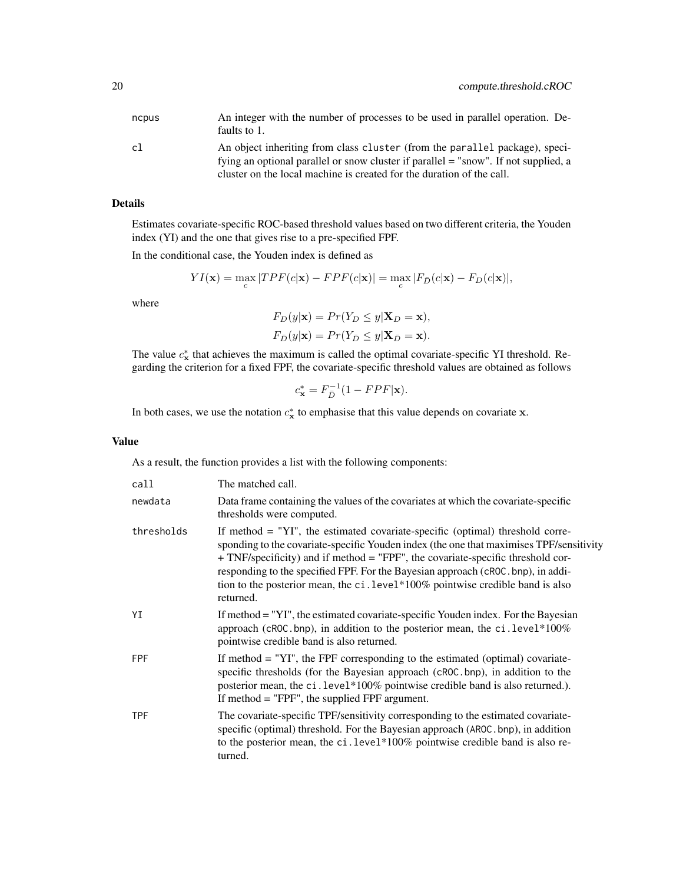| | |
|---|---|
| ncpus | An integer with the number of processes to be used in parallel operation. Defaults to 1. |
| cl | An object inheriting from class cluster (from the parallel package), specifying an optional parallel or snow cluster if parallel = "snow". If not supplied, a cluster on the local machine is created for the duration of the call. |

### Details

Estimates covariate-specific ROC-based threshold values based on two different criteria, the Youden index (YI) and the one that gives rise to a pre-specified FPF.

In the conditional case, the Youden index is defined as

$$YI(\mathbf{x}) = \max_{c} |TPF(c|\mathbf{x}) - FPF(c|\mathbf{x})| = \max_{c} |F_{\bar{D}}(c|\mathbf{x}) - F_{D}(c|\mathbf{x})|,$$

where

$$F_D(y|\mathbf{x}) = Pr(Y_D \leq y|\mathbf{X}_D = \mathbf{x}),$$
$$F_{\bar{D}}(y|\mathbf{x}) = Pr(Y_{\bar{D}} \leq y|\mathbf{X}_{\bar{D}} = \mathbf{x}).$$

The value $c^*_{\mathbf{x}}$ that achieves the maximum is called the optimal covariate-specific YI threshold. Regarding the criterion for a fixed FPF, the covariate-specific threshold values are obtained as follows

$$c^*_{\mathbf{x}} = F^{-1}_{\bar{D}}(1 - FPF|\mathbf{x}).$$

In both cases, we use the notation $c^*_{\mathbf{x}}$ to emphasise that this value depends on covariate $\mathbf{x}$.

### Value

As a result, the function provides a list with the following components:

| | |
|---|---|
| call | The matched call. |
| newdata | Data frame containing the values of the covariates at which the covariate-specific thresholds were computed. |
| thresholds | If method = "YI", the estimated covariate-specific (optimal) threshold corresponding to the covariate-specific Youden index (the one that maximises TPF/sensitivity + TNF/specificity) and if method = "FPF", the covariate-specific threshold corresponding to the specified FPF. For the Bayesian approach (cROC.bnp), in addition to the posterior mean, the ci.level*100% pointwise credible band is also returned. |
| YI | If method = "YI", the estimated covariate-specific Youden index. For the Bayesian approach (cROC.bnp), in addition to the posterior mean, the ci.level*100% pointwise credible band is also returned. |
| FPF | If method = "YI", the FPF corresponding to the estimated (optimal) covariate-specific thresholds (for the Bayesian approach (cROC.bnp), in addition to the posterior mean, the ci.level*100% pointwise credible band is also returned.). If method = "FPF", the supplied FPF argument. |
| TPF | The covariate-specific TPF/sensitivity corresponding to the estimated covariate-specific (optimal) threshold. For the Bayesian approach (AROC.bnp), in addition to the posterior mean, the ci.level*100% pointwise credible band is also returned. |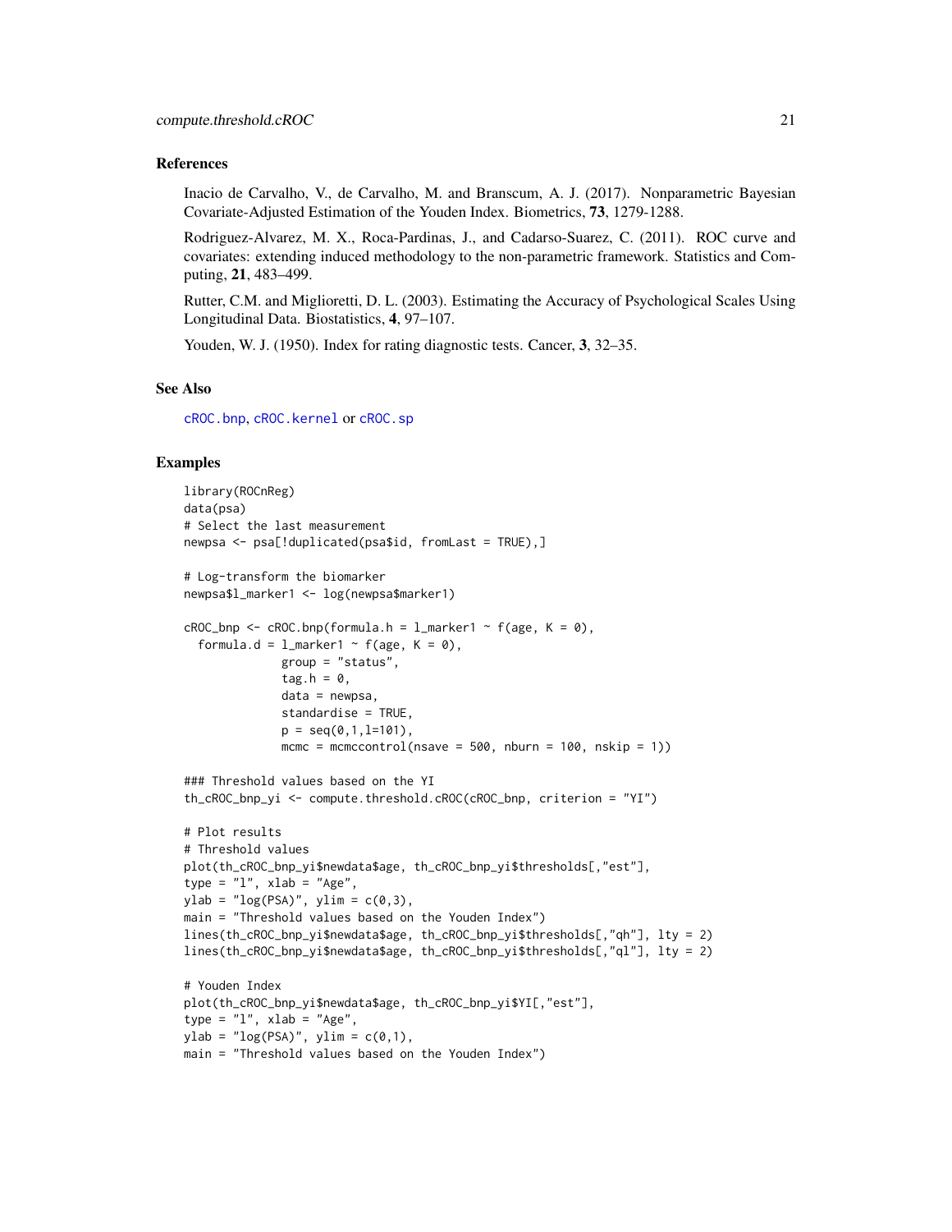## References

Inacio de Carvalho, V., de Carvalho, M. and Branscum, A. J. (2017). Nonparametric Bayesian Covariate-Adjusted Estimation of the Youden Index. Biometrics, **73**, 1279-1288.

Rodriguez-Alvarez, M. X., Roca-Pardinas, J., and Cadarso-Suarez, C. (2011). ROC curve and covariates: extending induced methodology to the non-parametric framework. Statistics and Computing, **21**, 483–499.

Rutter, C.M. and Miglioretti, D. L. (2003). Estimating the Accuracy of Psychological Scales Using Longitudinal Data. Biostatistics, **4**, 97–107.

Youden, W. J. (1950). Index for rating diagnostic tests. Cancer, **3**, 32–35.

## See Also

`cROC.bnp`, `cROC.kernel` or `cROC.sp`

## Examples

```
library(ROCnReg)
data(psa)
# Select the last measurement
newpsa <- psa[!duplicated(psa$id, fromLast = TRUE),]

# Log-transform the biomarker
newpsa$l_marker1 <- log(newpsa$marker1)

cROC_bnp <- cROC.bnp(formula.h = l_marker1 ~ f(age, K = 0),
  formula.d = l_marker1 ~ f(age, K = 0),
              group = "status",
              tag.h = 0,
              data = newpsa,
              standardise = TRUE,
              p = seq(0,1,l=101),
              mcmc = mcmccontrol(nsave = 500, nburn = 100, nskip = 1))

### Threshold values based on the YI
th_cROC_bnp_yi <- compute.threshold.cROC(cROC_bnp, criterion = "YI")

# Plot results
# Threshold values
plot(th_cROC_bnp_yi$newdata$age, th_cROC_bnp_yi$thresholds[,"est"],
type = "l", xlab = "Age",
ylab = "log(PSA)", ylim = c(0,3),
main = "Threshold values based on the Youden Index")
lines(th_cROC_bnp_yi$newdata$age, th_cROC_bnp_yi$thresholds[,"qh"], lty = 2)
lines(th_cROC_bnp_yi$newdata$age, th_cROC_bnp_yi$thresholds[,"ql"], lty = 2)

# Youden Index
plot(th_cROC_bnp_yi$newdata$age, th_cROC_bnp_yi$YI[,"est"],
type = "l", xlab = "Age",
ylab = "log(PSA)", ylim = c(0,1),
main = "Threshold values based on the Youden Index")
```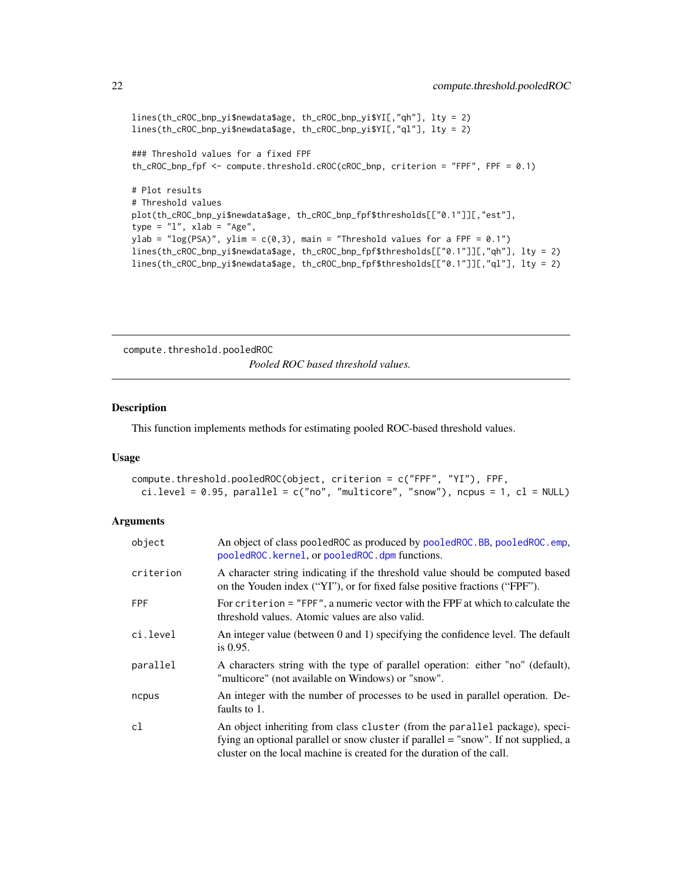```
lines(th_cROC_bnp_yi$newdata$age, th_cROC_bnp_yi$YI[,"qh"], lty = 2)
lines(th_cROC_bnp_yi$newdata$age, th_cROC_bnp_yi$YI[,"ql"], lty = 2)

### Threshold values for a fixed FPF
th_cROC_bnp_fpf <- compute.threshold.cROC(cROC_bnp, criterion = "FPF", FPF = 0.1)

# Plot results
# Threshold values
plot(th_cROC_bnp_yi$newdata$age, th_cROC_bnp_fpf$thresholds[["0.1"]][,"est"],
type = "l", xlab = "Age",
ylab = "log(PSA)", ylim = c(0,3), main = "Threshold values for a FPF = 0.1")
lines(th_cROC_bnp_yi$newdata$age, th_cROC_bnp_fpf$thresholds[["0.1"]][,"qh"], lty = 2)
lines(th_cROC_bnp_yi$newdata$age, th_cROC_bnp_fpf$thresholds[["0.1"]][,"ql"], lty = 2)
```

---

## compute.threshold.pooledROC — *Pooled ROC based threshold values.*

### Description

This function implements methods for estimating pooled ROC-based threshold values.

### Usage

```
compute.threshold.pooledROC(object, criterion = c("FPF", "YI"), FPF,
  ci.level = 0.95, parallel = c("no", "multicore", "snow"), ncpus = 1, cl = NULL)
```

### Arguments

| | |
|---|---|
| `object` | An object of class `pooledROC` as produced by `pooledROC.BB`, `pooledROC.emp`, `pooledROC.kernel`, or `pooledROC.dpm` functions. |
| `criterion` | A character string indicating if the threshold value should be computed based on the Youden index ("YI"), or for fixed false positive fractions ("FPF"). |
| `FPF` | For `criterion = "FPF"`, a numeric vector with the FPF at which to calculate the threshold values. Atomic values are also valid. |
| `ci.level` | An integer value (between 0 and 1) specifying the confidence level. The default is 0.95. |
| `parallel` | A characters string with the type of parallel operation: either "no" (default), "multicore" (not available on Windows) or "snow". |
| `ncpus` | An integer with the number of processes to be used in parallel operation. Defaults to 1. |
| `cl` | An object inheriting from class `cluster` (from the `parallel` package), specifying an optional parallel or snow cluster if parallel = "snow". If not supplied, a cluster on the local machine is created for the duration of the call. |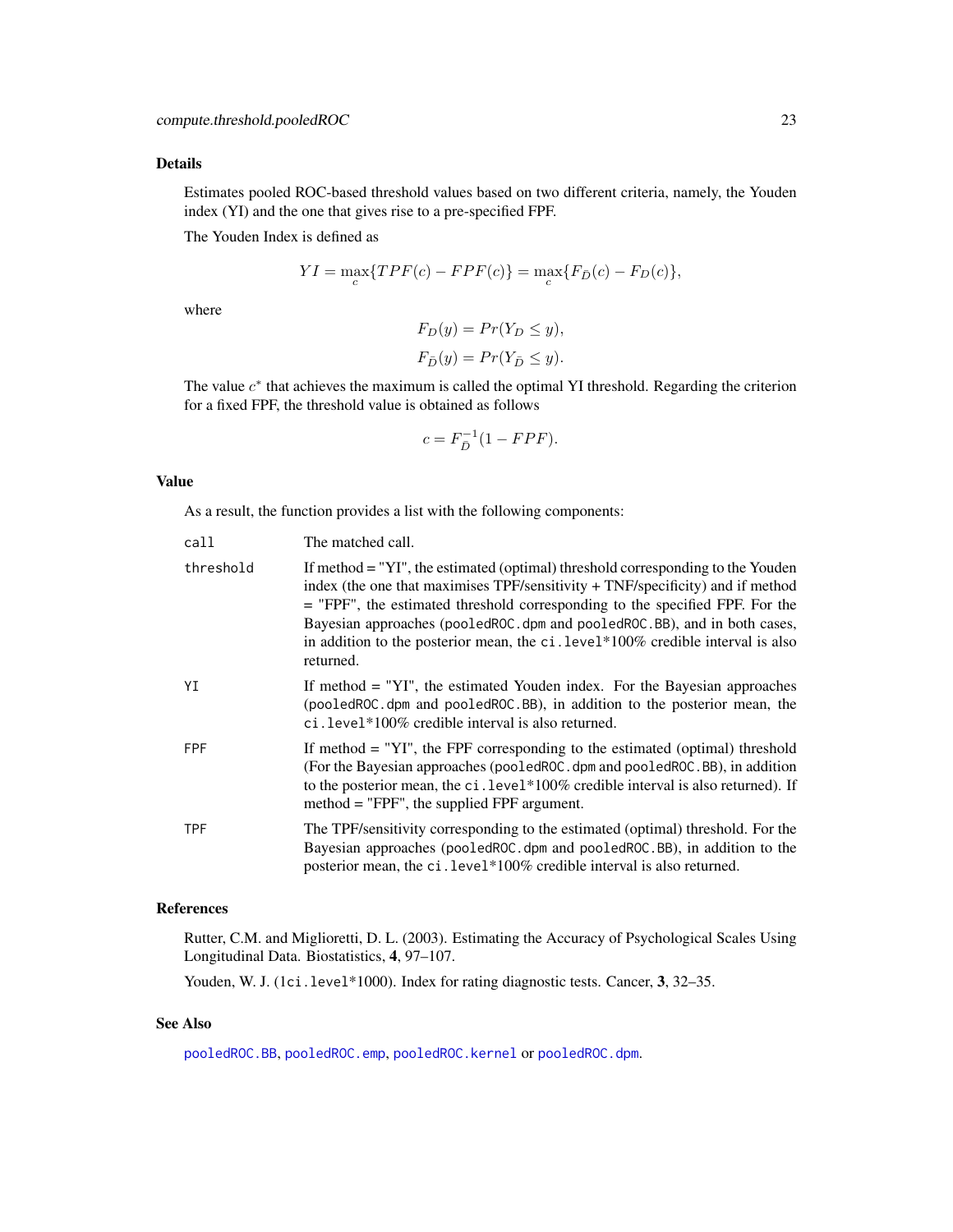## Details

Estimates pooled ROC-based threshold values based on two different criteria, namely, the Youden index (YI) and the one that gives rise to a pre-specified FPF.

The Youden Index is defined as

$$YI = \max_{c}\{TPF(c) - FPF(c)\} = \max_{c}\{F_{\bar{D}}(c) - F_{D}(c)\},$$

where

$$F_D(y) = Pr(Y_D \leq y),$$
$$F_{\bar{D}}(y) = Pr(Y_{\bar{D}} \leq y).$$

The value $c^*$ that achieves the maximum is called the optimal YI threshold. Regarding the criterion for a fixed FPF, the threshold value is obtained as follows

$$c = F_{\bar{D}}^{-1}(1 - FPF).$$

## Value

As a result, the function provides a list with the following components:

| | |
|---|---|
| `call` | The matched call. |
| `threshold` | If method = "YI", the estimated (optimal) threshold corresponding to the Youden index (the one that maximises TPF/sensitivity + TNF/specificity) and if method = "FPF", the estimated threshold corresponding to the specified FPF. For the Bayesian approaches (`pooledROC.dpm` and `pooledROC.BB`), and in both cases, in addition to the posterior mean, the `ci.level`*100% credible interval is also returned. |
| `YI` | If method = "YI", the estimated Youden index. For the Bayesian approaches (`pooledROC.dpm` and `pooledROC.BB`), in addition to the posterior mean, the `ci.level`*100% credible interval is also returned. |
| `FPF` | If method = "YI", the FPF corresponding to the estimated (optimal) threshold (For the Bayesian approaches (`pooledROC.dpm` and `pooledROC.BB`), in addition to the posterior mean, the `ci.level`*100% credible interval is also returned). If method = "FPF", the supplied FPF argument. |
| `TPF` | The TPF/sensitivity corresponding to the estimated (optimal) threshold. For the Bayesian approaches (`pooledROC.dpm` and `pooledROC.BB`), in addition to the posterior mean, the `ci.level`*100% credible interval is also returned. |

## References

Rutter, C.M. and Miglioretti, D. L. (2003). Estimating the Accuracy of Psychological Scales Using Longitudinal Data. Biostatistics, **4**, 97–107.

Youden, W. J. (1ci.level*1000). Index for rating diagnostic tests. Cancer, **3**, 32–35.

## See Also

`pooledROC.BB`, `pooledROC.emp`, `pooledROC.kernel` or `pooledROC.dpm`.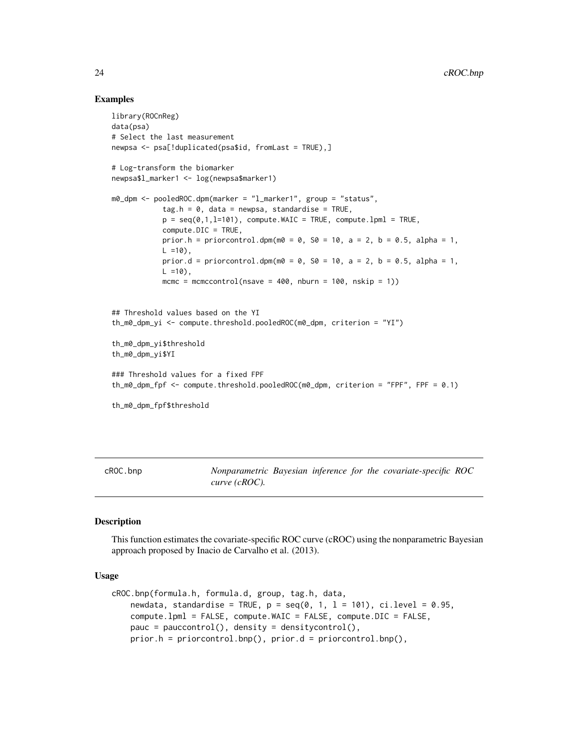## Examples

```
library(ROCnReg)
data(psa)
# Select the last measurement
newpsa <- psa[!duplicated(psa$id, fromLast = TRUE),]

# Log-transform the biomarker
newpsa$l_marker1 <- log(newpsa$marker1)

m0_dpm <- pooledROC.dpm(marker = "l_marker1", group = "status",
            tag.h = 0, data = newpsa, standardise = TRUE,
            p = seq(0,1,l=101), compute.WAIC = TRUE, compute.lpml = TRUE,
            compute.DIC = TRUE,
            prior.h = priorcontrol.dpm(m0 = 0, S0 = 10, a = 2, b = 0.5, alpha = 1,
            L =10),
            prior.d = priorcontrol.dpm(m0 = 0, S0 = 10, a = 2, b = 0.5, alpha = 1,
            L =10),
            mcmc = mcmccontrol(nsave = 400, nburn = 100, nskip = 1))


## Threshold values based on the YI
th_m0_dpm_yi <- compute.threshold.pooledROC(m0_dpm, criterion = "YI")

th_m0_dpm_yi$threshold
th_m0_dpm_yi$YI

### Threshold values for a fixed FPF
th_m0_dpm_fpf <- compute.threshold.pooledROC(m0_dpm, criterion = "FPF", FPF = 0.1)

th_m0_dpm_fpf$threshold
```

---

# cROC.bnp — *Nonparametric Bayesian inference for the covariate-specific ROC curve (cROC).*

## Description

This function estimates the covariate-specific ROC curve (cROC) using the nonparametric Bayesian approach proposed by Inacio de Carvalho et al. (2013).

## Usage

```
cROC.bnp(formula.h, formula.d, group, tag.h, data,
    newdata, standardise = TRUE, p = seq(0, 1, l = 101), ci.level = 0.95,
    compute.lpml = FALSE, compute.WAIC = FALSE, compute.DIC = FALSE,
    pauc = pauccontrol(), density = densitycontrol(),
    prior.h = priorcontrol.bnp(), prior.d = priorcontrol.bnp(),
```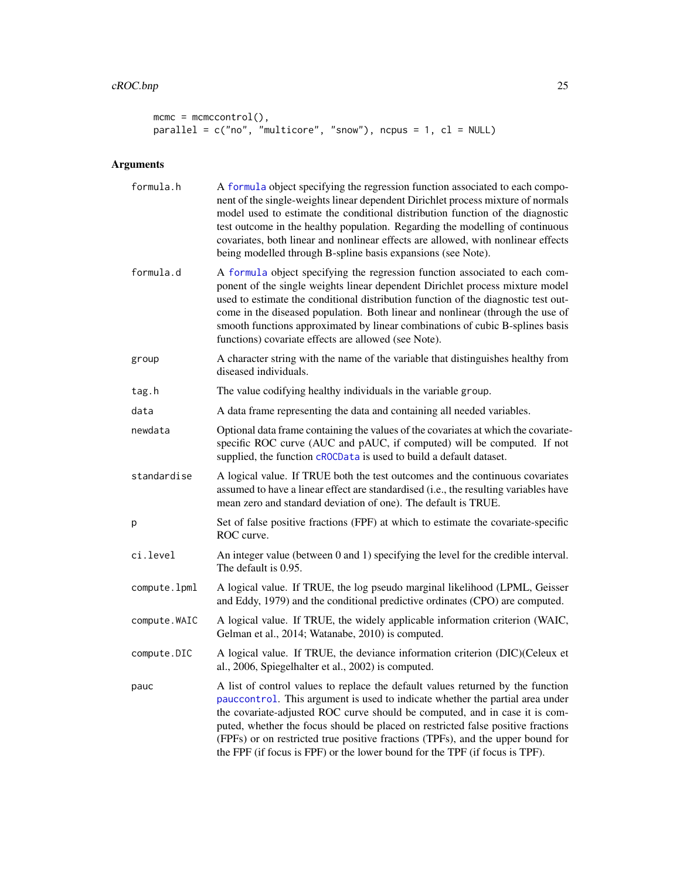```
mcmc = mcmccontrol(),
parallel = c("no", "multicore", "snow"), ncpus = 1, cl = NULL)
```

## Arguments

`formula.h` A `formula` object specifying the regression function associated to each component of the single-weights linear dependent Dirichlet process mixture of normals model used to estimate the conditional distribution function of the diagnostic test outcome in the healthy population. Regarding the modelling of continuous covariates, both linear and nonlinear effects are allowed, with nonlinear effects being modelled through B-spline basis expansions (see Note).

`formula.d` A `formula` object specifying the regression function associated to each component of the single weights linear dependent Dirichlet process mixture model used to estimate the conditional distribution function of the diagnostic test outcome in the diseased population. Both linear and nonlinear (through the use of smooth functions approximated by linear combinations of cubic B-splines basis functions) covariate effects are allowed (see Note).

`group` A character string with the name of the variable that distinguishes healthy from diseased individuals.

`tag.h` The value codifying healthy individuals in the variable `group`.

`data` A data frame representing the data and containing all needed variables.

`newdata` Optional data frame containing the values of the covariates at which the covariate-specific ROC curve (AUC and pAUC, if computed) will be computed. If not supplied, the function `cROCData` is used to build a default dataset.

`standardise` A logical value. If TRUE both the test outcomes and the continuous covariates assumed to have a linear effect are standardised (i.e., the resulting variables have mean zero and standard deviation of one). The default is TRUE.

`p` Set of false positive fractions (FPF) at which to estimate the covariate-specific ROC curve.

`ci.level` An integer value (between 0 and 1) specifying the level for the credible interval. The default is 0.95.

`compute.lpml` A logical value. If TRUE, the log pseudo marginal likelihood (LPML, Geisser and Eddy, 1979) and the conditional predictive ordinates (CPO) are computed.

`compute.WAIC` A logical value. If TRUE, the widely applicable information criterion (WAIC, Gelman et al., 2014; Watanabe, 2010) is computed.

`compute.DIC` A logical value. If TRUE, the deviance information criterion (DIC)(Celeux et al., 2006, Spiegelhalter et al., 2002) is computed.

`pauc` A list of control values to replace the default values returned by the function `pauccontrol`. This argument is used to indicate whether the partial area under the covariate-adjusted ROC curve should be computed, and in case it is computed, whether the focus should be placed on restricted false positive fractions (FPFs) or on restricted true positive fractions (TPFs), and the upper bound for the FPF (if focus is FPF) or the lower bound for the TPF (if focus is TPF).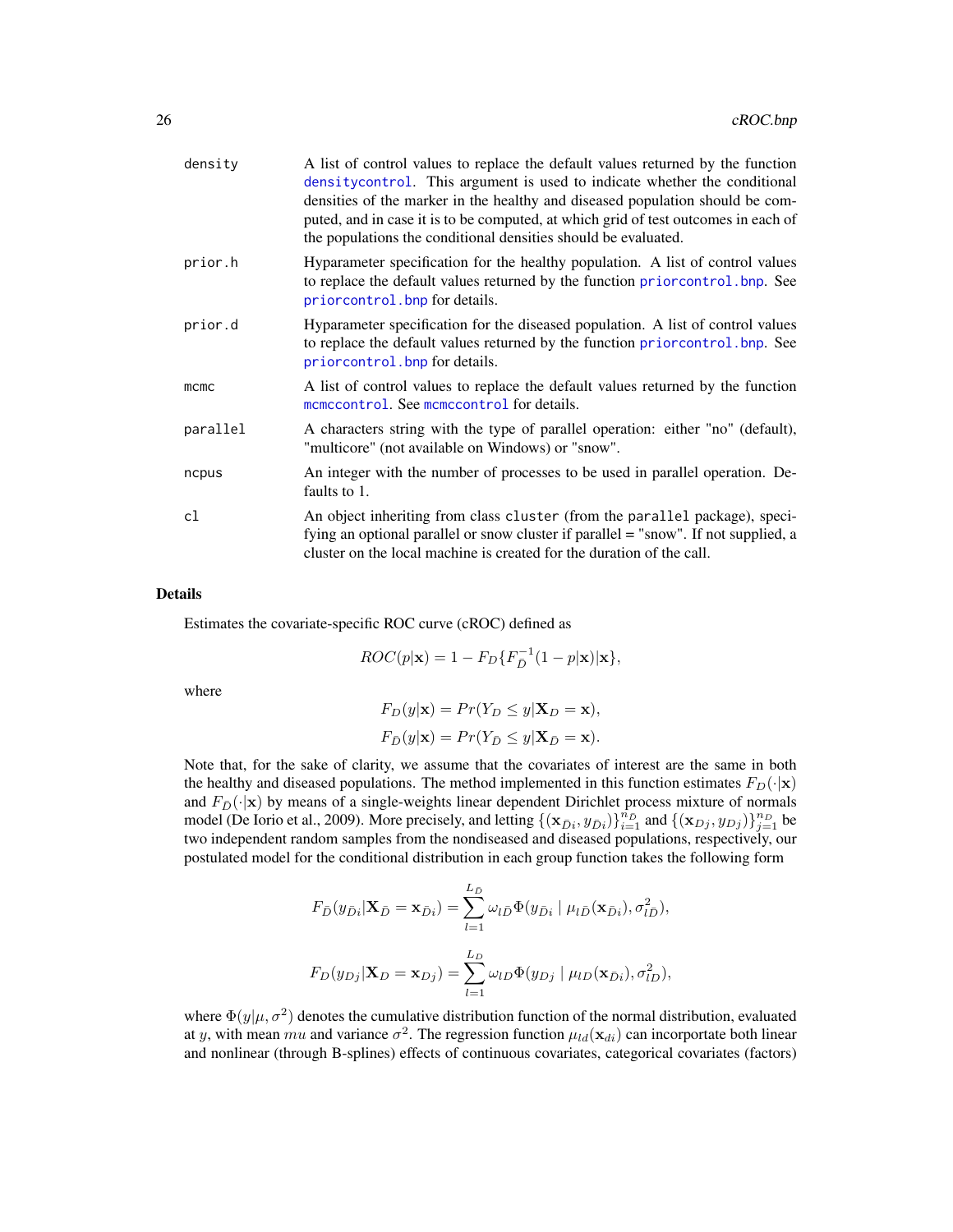| | |
|---|---|
| density | A list of control values to replace the default values returned by the function densitycontrol. This argument is used to indicate whether the conditional densities of the marker in the healthy and diseased population should be computed, and in case it is to be computed, at which grid of test outcomes in each of the populations the conditional densities should be evaluated. |
| prior.h | Hyparameter specification for the healthy population. A list of control values to replace the default values returned by the function priorcontrol.bnp. See priorcontrol.bnp for details. |
| prior.d | Hyparameter specification for the diseased population. A list of control values to replace the default values returned by the function priorcontrol.bnp. See priorcontrol.bnp for details. |
| mcmc | A list of control values to replace the default values returned by the function mcmccontrol. See mcmccontrol for details. |
| parallel | A characters string with the type of parallel operation: either "no" (default), "multicore" (not available on Windows) or "snow". |
| ncpus | An integer with the number of processes to be used in parallel operation. Defaults to 1. |
| cl | An object inheriting from class cluster (from the parallel package), specifying an optional parallel or snow cluster if parallel = "snow". If not supplied, a cluster on the local machine is created for the duration of the call. |

### Details

Estimates the covariate-specific ROC curve (cROC) defined as

$$ROC(p|\mathbf{x}) = 1 - F_D\{F_{\bar{D}}^{-1}(1-p|\mathbf{x})|\mathbf{x}\},$$

where

$$F_D(y|\mathbf{x}) = Pr(Y_D \leq y|\mathbf{X}_D = \mathbf{x}),$$
$$F_{\bar{D}}(y|\mathbf{x}) = Pr(Y_{\bar{D}} \leq y|\mathbf{X}_{\bar{D}} = \mathbf{x}).$$

Note that, for the sake of clarity, we assume that the covariates of interest are the same in both the healthy and diseased populations. The method implemented in this function estimates $F_D(\cdot|\mathbf{x})$ and $F_{\bar{D}}(\cdot|\mathbf{x})$ by means of a single-weights linear dependent Dirichlet process mixture of normals model (De Iorio et al., 2009). More precisely, and letting $\{(\mathbf{x}_{\bar{D}i}, y_{\bar{D}i})\}_{i=1}^{n_{\bar{D}}}$ and $\{(\mathbf{x}_{Dj}, y_{Dj})\}_{j=1}^{n_D}$ be two independent random samples from the nondiseased and diseased populations, respectively, our postulated model for the conditional distribution in each group function takes the following form

$$F_{\bar{D}}(y_{\bar{D}i}|\mathbf{X}_{\bar{D}} = \mathbf{x}_{\bar{D}i}) = \sum_{l=1}^{L_{\bar{D}}} \omega_{l\bar{D}} \Phi(y_{\bar{D}i} \mid \mu_{l\bar{D}}(\mathbf{x}_{\bar{D}i}), \sigma_{l\bar{D}}^2),$$

$$F_D(y_{Dj}|\mathbf{X}_D = \mathbf{x}_{Dj}) = \sum_{l=1}^{L_D} \omega_{lD} \Phi(y_{Dj} \mid \mu_{lD}(\mathbf{x}_{\bar{D}i}), \sigma_{lD}^2),$$

where $\Phi(y|\mu, \sigma^2)$ denotes the cumulative distribution function of the normal distribution, evaluated at $y$, with mean $mu$ and variance $\sigma^2$. The regression function $\mu_{ld}(\mathbf{x}_{di})$ can incorportate both linear and nonlinear (through B-splines) effects of continuous covariates, categorical covariates (factors)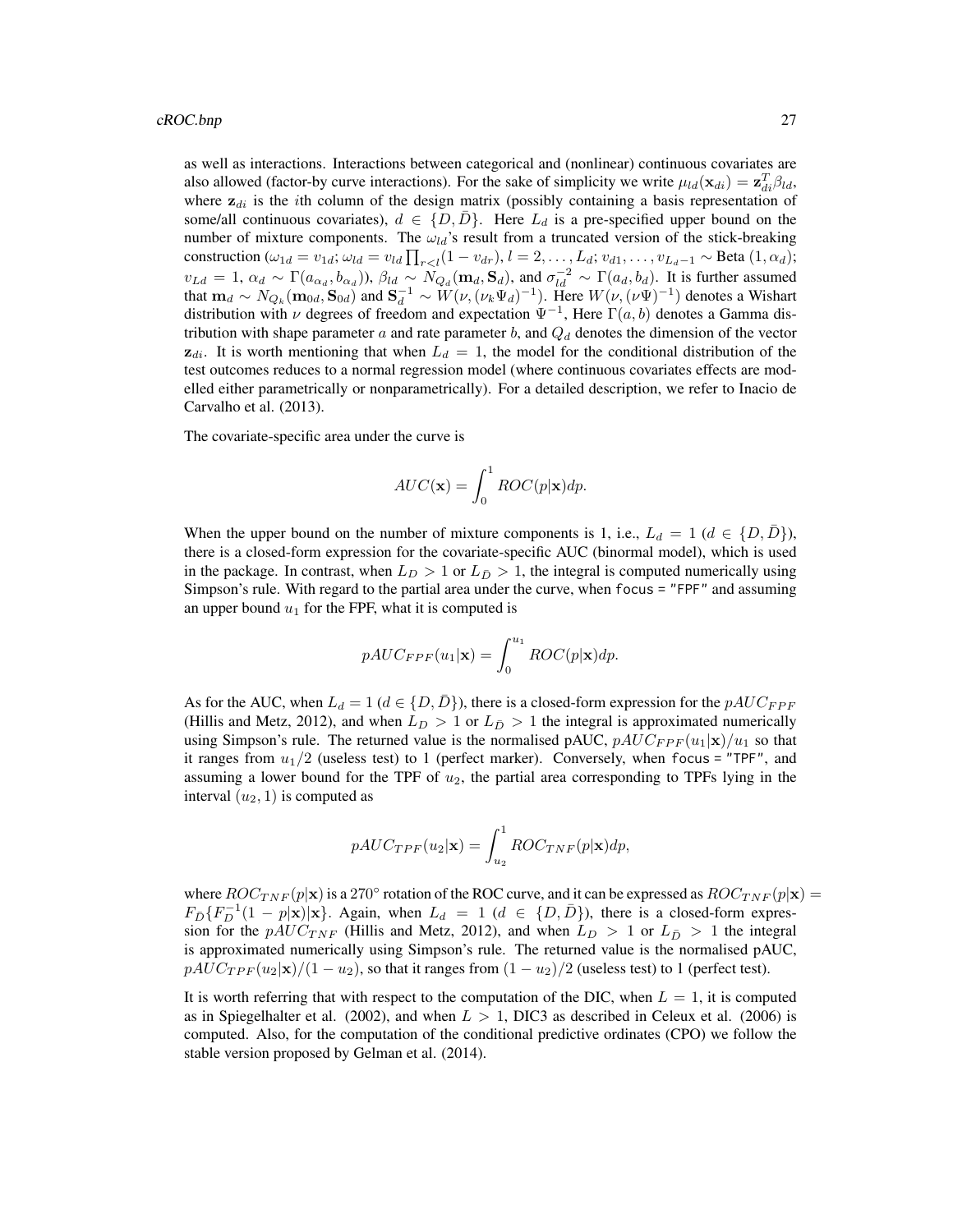as well as interactions. Interactions between categorical and (nonlinear) continuous covariates are also allowed (factor-by curve interactions). For the sake of simplicity we write $\mu_{ld}(\mathbf{x}_{di}) = \mathbf{z}_{di}^T\beta_{ld}$, where $\mathbf{z}_{di}$ is the $i$th column of the design matrix (possibly containing a basis representation of some/all continuous covariates), $d \in \{D, \bar{D}\}$. Here $L_d$ is a pre-specified upper bound on the number of mixture components. The $\omega_{ld}$'s result from a truncated version of the stick-breaking construction ($\omega_{1d} = v_{1d}$; $\omega_{ld} = v_{ld}\prod_{r<l}(1 - v_{dr})$, $l = 2, \ldots, L_d$; $v_{d1}, \ldots, v_{L_d - 1} \sim$ Beta $(1, \alpha_d)$; $v_{Ld} = 1$, $\alpha_d \sim \Gamma(a_{\alpha_d}, b_{\alpha_d})$), $\beta_{ld} \sim N_{Q_d}(\mathbf{m}_d, \mathbf{S}_d)$, and $\sigma_{ld}^{-2} \sim \Gamma(a_d, b_d)$. It is further assumed that $\mathbf{m}_d \sim N_{Q_k}(\mathbf{m}_{0d}, \mathbf{S}_{0d})$ and $\mathbf{S}_d^{-1} \sim W(\nu, (\nu_k\Psi_d)^{-1})$. Here $W(\nu, (\nu\Psi)^{-1})$ denotes a Wishart distribution with $\nu$ degrees of freedom and expectation $\Psi^{-1}$, Here $\Gamma(a, b)$ denotes a Gamma distribution with shape parameter $a$ and rate parameter $b$, and $Q_d$ denotes the dimension of the vector $\mathbf{z}_{di}$. It is worth mentioning that when $L_d = 1$, the model for the conditional distribution of the test outcomes reduces to a normal regression model (where continuous covariates effects are modelled either parametrically or nonparametrically). For a detailed description, we refer to Inacio de Carvalho et al. (2013).

The covariate-specific area under the curve is

$$AUC(\mathbf{x}) = \int_0^1 ROC(p|\mathbf{x})dp.$$

When the upper bound on the number of mixture components is 1, i.e., $L_d = 1$ ($d \in \{D, \bar{D}\}$), there is a closed-form expression for the covariate-specific AUC (binormal model), which is used in the package. In contrast, when $L_D > 1$ or $L_{\bar{D}} > 1$, the integral is computed numerically using Simpson's rule. With regard to the partial area under the curve, when `focus = "FPF"` and assuming an upper bound $u_1$ for the FPF, what it is computed is

$$pAUC_{FPF}(u_1|\mathbf{x}) = \int_0^{u_1} ROC(p|\mathbf{x})dp.$$

As for the AUC, when $L_d = 1$ ($d \in \{D, \bar{D}\}$), there is a closed-form expression for the $pAUC_{FPF}$ (Hillis and Metz, 2012), and when $L_D > 1$ or $L_{\bar{D}} > 1$ the integral is approximated numerically using Simpson's rule. The returned value is the normalised pAUC, $pAUC_{FPF}(u_1|\mathbf{x})/u_1$ so that it ranges from $u_1/2$ (useless test) to 1 (perfect marker). Conversely, when `focus = "TPF"`, and assuming a lower bound for the TPF of $u_2$, the partial area corresponding to TPFs lying in the interval $(u_2, 1)$ is computed as

$$pAUC_{TPF}(u_2|\mathbf{x}) = \int_{u_2}^1 ROC_{TNF}(p|\mathbf{x})dp,$$

where $ROC_{TNF}(p|\mathbf{x})$ is a 270° rotation of the ROC curve, and it can be expressed as $ROC_{TNF}(p|\mathbf{x}) = F_{\bar{D}}\{F_D^{-1}(1 - p|\mathbf{x})|\mathbf{x}\}$. Again, when $L_d = 1$ ($d \in \{D, \bar{D}\}$), there is a closed-form expression for the $pAUC_{TNF}$ (Hillis and Metz, 2012), and when $L_D > 1$ or $L_{\bar{D}} > 1$ the integral is approximated numerically using Simpson's rule. The returned value is the normalised pAUC, $pAUC_{TPF}(u_2|\mathbf{x})/(1 - u_2)$, so that it ranges from $(1 - u_2)/2$ (useless test) to 1 (perfect test).

It is worth referring that with respect to the computation of the DIC, when $L = 1$, it is computed as in Spiegelhalter et al. (2002), and when $L > 1$, DIC3 as described in Celeux et al. (2006) is computed. Also, for the computation of the conditional predictive ordinates (CPO) we follow the stable version proposed by Gelman et al. (2014).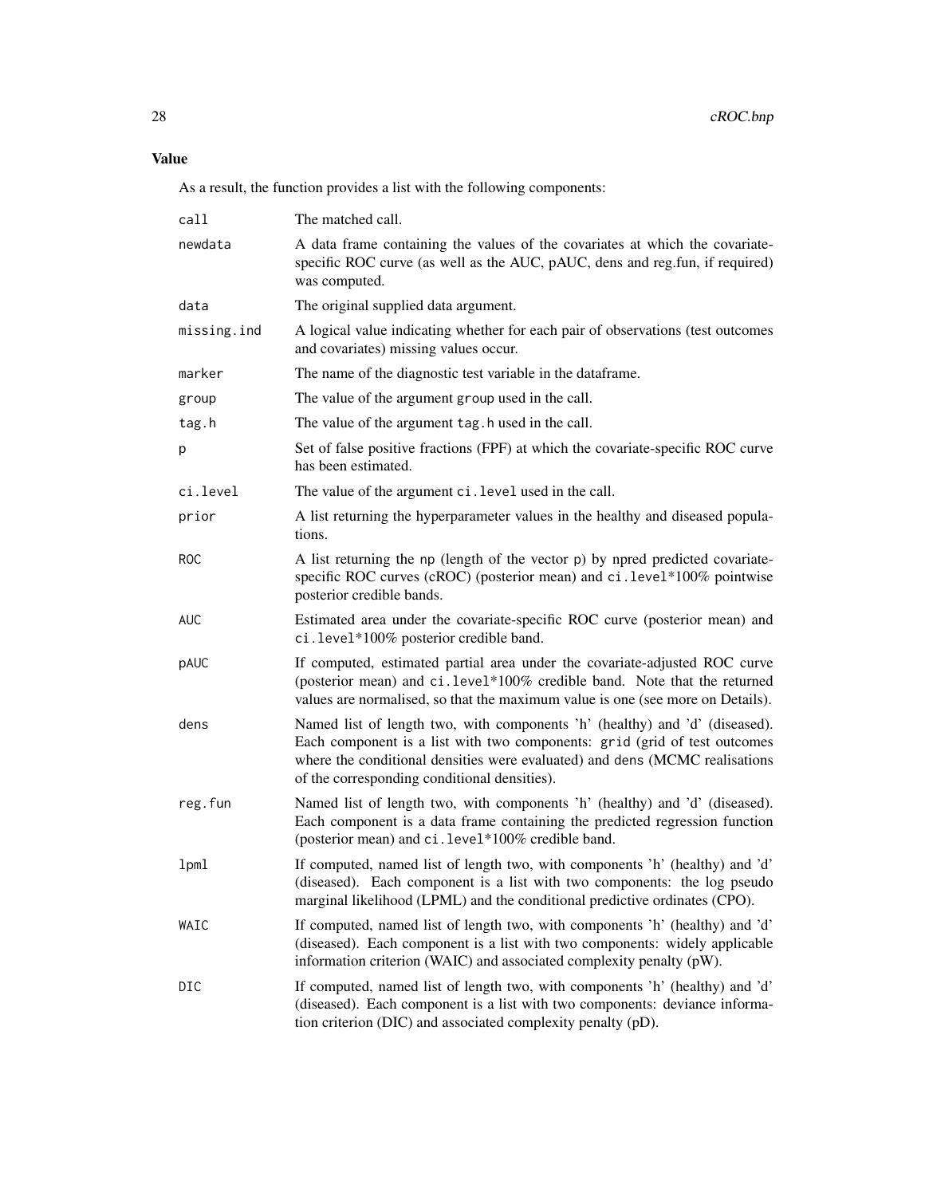### Value

As a result, the function provides a list with the following components:

| | |
|---|---|
| call | The matched call. |
| newdata | A data frame containing the values of the covariates at which the covariate-specific ROC curve (as well as the AUC, pAUC, dens and reg.fun, if required) was computed. |
| data | The original supplied data argument. |
| missing.ind | A logical value indicating whether for each pair of observations (test outcomes and covariates) missing values occur. |
| marker | The name of the diagnostic test variable in the dataframe. |
| group | The value of the argument group used in the call. |
| tag.h | The value of the argument tag.h used in the call. |
| p | Set of false positive fractions (FPF) at which the covariate-specific ROC curve has been estimated. |
| ci.level | The value of the argument ci.level used in the call. |
| prior | A list returning the hyperparameter values in the healthy and diseased populations. |
| ROC | A list returning the np (length of the vector p) by npred predicted covariate-specific ROC curves (cROC) (posterior mean) and ci.level*100% pointwise posterior credible bands. |
| AUC | Estimated area under the covariate-specific ROC curve (posterior mean) and ci.level*100% posterior credible band. |
| pAUC | If computed, estimated partial area under the covariate-adjusted ROC curve (posterior mean) and ci.level*100% credible band. Note that the returned values are normalised, so that the maximum value is one (see more on Details). |
| dens | Named list of length two, with components 'h' (healthy) and 'd' (diseased). Each component is a list with two components: grid (grid of test outcomes where the conditional densities were evaluated) and dens (MCMC realisations of the corresponding conditional densities). |
| reg.fun | Named list of length two, with components 'h' (healthy) and 'd' (diseased). Each component is a data frame containing the predicted regression function (posterior mean) and ci.level*100% credible band. |
| lpml | If computed, named list of length two, with components 'h' (healthy) and 'd' (diseased). Each component is a list with two components: the log pseudo marginal likelihood (LPML) and the conditional predictive ordinates (CPO). |
| WAIC | If computed, named list of length two, with components 'h' (healthy) and 'd' (diseased). Each component is a list with two components: widely applicable information criterion (WAIC) and associated complexity penalty (pW). |
| DIC | If computed, named list of length two, with components 'h' (healthy) and 'd' (diseased). Each component is a list with two components: deviance information criterion (DIC) and associated complexity penalty (pD). |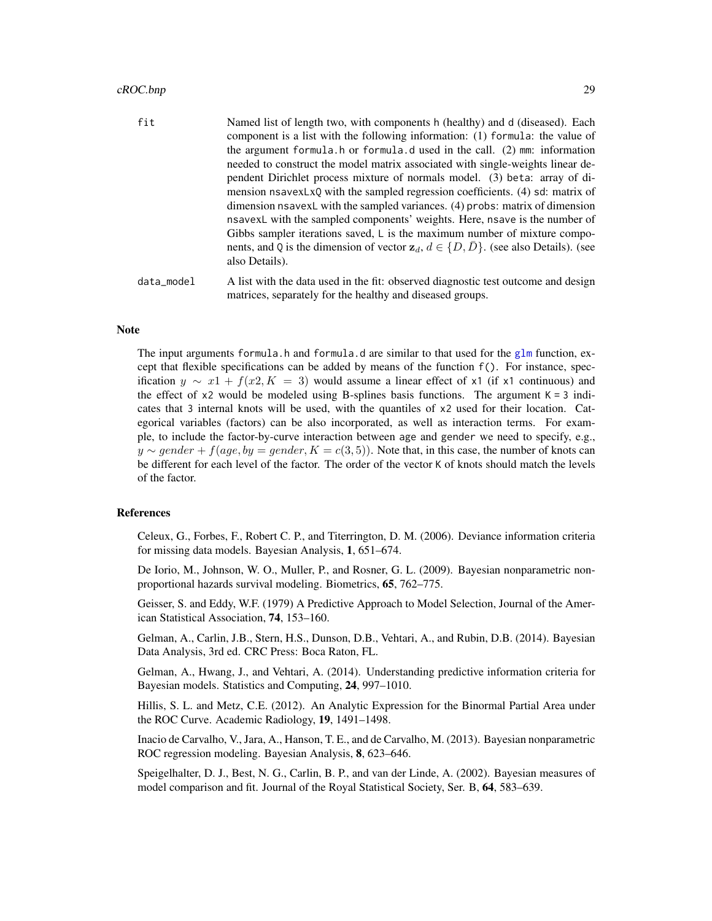fit
: Named list of length two, with components h (healthy) and d (diseased). Each component is a list with the following information: (1) formula: the value of the argument formula.h or formula.d used in the call. (2) mm: information needed to construct the model matrix associated with single-weights linear dependent Dirichlet process mixture of normals model. (3) beta: array of dimension nsavexLxQ with the sampled regression coefficients. (4) sd: matrix of dimension nsavexL with the sampled variances. (4) probs: matrix of dimension nsavexL with the sampled components' weights. Here, nsave is the number of Gibbs sampler iterations saved, L is the maximum number of mixture components, and Q is the dimension of vector $\mathbf{z}_d$, $d \in \{D, \bar{D}\}$. (see also Details). (see also Details).

data_model
: A list with the data used in the fit: observed diagnostic test outcome and design matrices, separately for the healthy and diseased groups.

## Note

The input arguments formula.h and formula.d are similar to that used for the glm function, except that flexible specifications can be added by means of the function f(). For instance, specification $y \sim x1 + f(x2, K = 3)$ would assume a linear effect of x1 (if x1 continuous) and the effect of x2 would be modeled using B-splines basis functions. The argument K = 3 indicates that 3 internal knots will be used, with the quantiles of x2 used for their location. Categorical variables (factors) can be also incorporated, as well as interaction terms. For example, to include the factor-by-curve interaction between age and gender we need to specify, e.g., $y \sim gender + f(age, by = gender, K = c(3, 5))$. Note that, in this case, the number of knots can be different for each level of the factor. The order of the vector K of knots should match the levels of the factor.

## References

Celeux, G., Forbes, F., Robert C. P., and Titerrington, D. M. (2006). Deviance information criteria for missing data models. Bayesian Analysis, **1**, 651–674.

De Iorio, M., Johnson, W. O., Muller, P., and Rosner, G. L. (2009). Bayesian nonparametric non-proportional hazards survival modeling. Biometrics, **65**, 762–775.

Geisser, S. and Eddy, W.F. (1979) A Predictive Approach to Model Selection, Journal of the American Statistical Association, **74**, 153–160.

Gelman, A., Carlin, J.B., Stern, H.S., Dunson, D.B., Vehtari, A., and Rubin, D.B. (2014). Bayesian Data Analysis, 3rd ed. CRC Press: Boca Raton, FL.

Gelman, A., Hwang, J., and Vehtari, A. (2014). Understanding predictive information criteria for Bayesian models. Statistics and Computing, **24**, 997–1010.

Hillis, S. L. and Metz, C.E. (2012). An Analytic Expression for the Binormal Partial Area under the ROC Curve. Academic Radiology, **19**, 1491–1498.

Inacio de Carvalho, V., Jara, A., Hanson, T. E., and de Carvalho, M. (2013). Bayesian nonparametric ROC regression modeling. Bayesian Analysis, **8**, 623–646.

Speigelhalter, D. J., Best, N. G., Carlin, B. P., and van der Linde, A. (2002). Bayesian measures of model comparison and fit. Journal of the Royal Statistical Society, Ser. B, **64**, 583–639.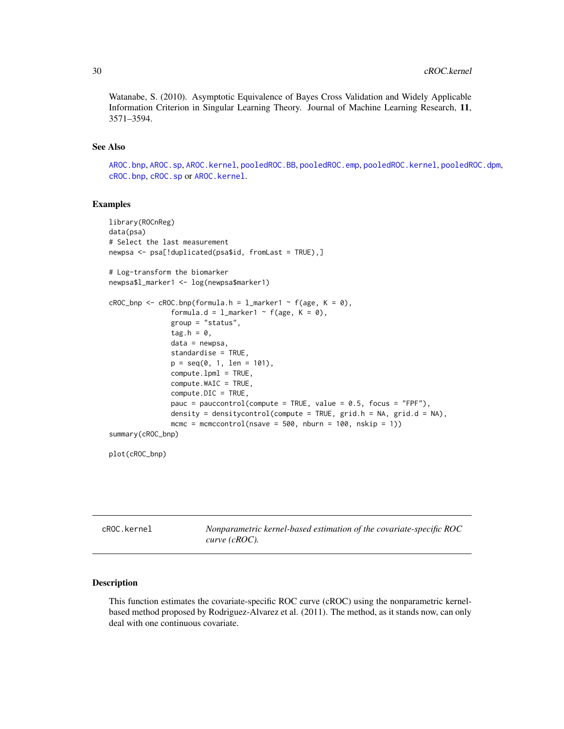Watanabe, S. (2010). Asymptotic Equivalence of Bayes Cross Validation and Widely Applicable Information Criterion in Singular Learning Theory. Journal of Machine Learning Research, **11**, 3571–3594.

### See Also

AROC.bnp, AROC.sp, AROC.kernel, pooledROC.BB, pooledROC.emp, pooledROC.kernel, pooledROC.dpm, cROC.bnp, cROC.sp or AROC.kernel.

### Examples

```
library(ROCnReg)
data(psa)
# Select the last measurement
newpsa <- psa[!duplicated(psa$id, fromLast = TRUE),]

# Log-transform the biomarker
newpsa$l_marker1 <- log(newpsa$marker1)

cROC_bnp <- cROC.bnp(formula.h = l_marker1 ~ f(age, K = 0),
               formula.d = l_marker1 ~ f(age, K = 0),
               group = "status",
               tag.h = 0,
               data = newpsa,
               standardise = TRUE,
               p = seq(0, 1, len = 101),
               compute.lpml = TRUE,
               compute.WAIC = TRUE,
               compute.DIC = TRUE,
               pauc = pauccontrol(compute = TRUE, value = 0.5, focus = "FPF"),
               density = densitycontrol(compute = TRUE, grid.h = NA, grid.d = NA),
               mcmc = mcmccontrol(nsave = 500, nburn = 100, nskip = 1))
summary(cROC_bnp)

plot(cROC_bnp)
```

---

## cROC.kernel — *Nonparametric kernel-based estimation of the covariate-specific ROC curve (cROC).*

---

### Description

This function estimates the covariate-specific ROC curve (cROC) using the nonparametric kernel-based method proposed by Rodriguez-Alvarez et al. (2011). The method, as it stands now, can only deal with one continuous covariate.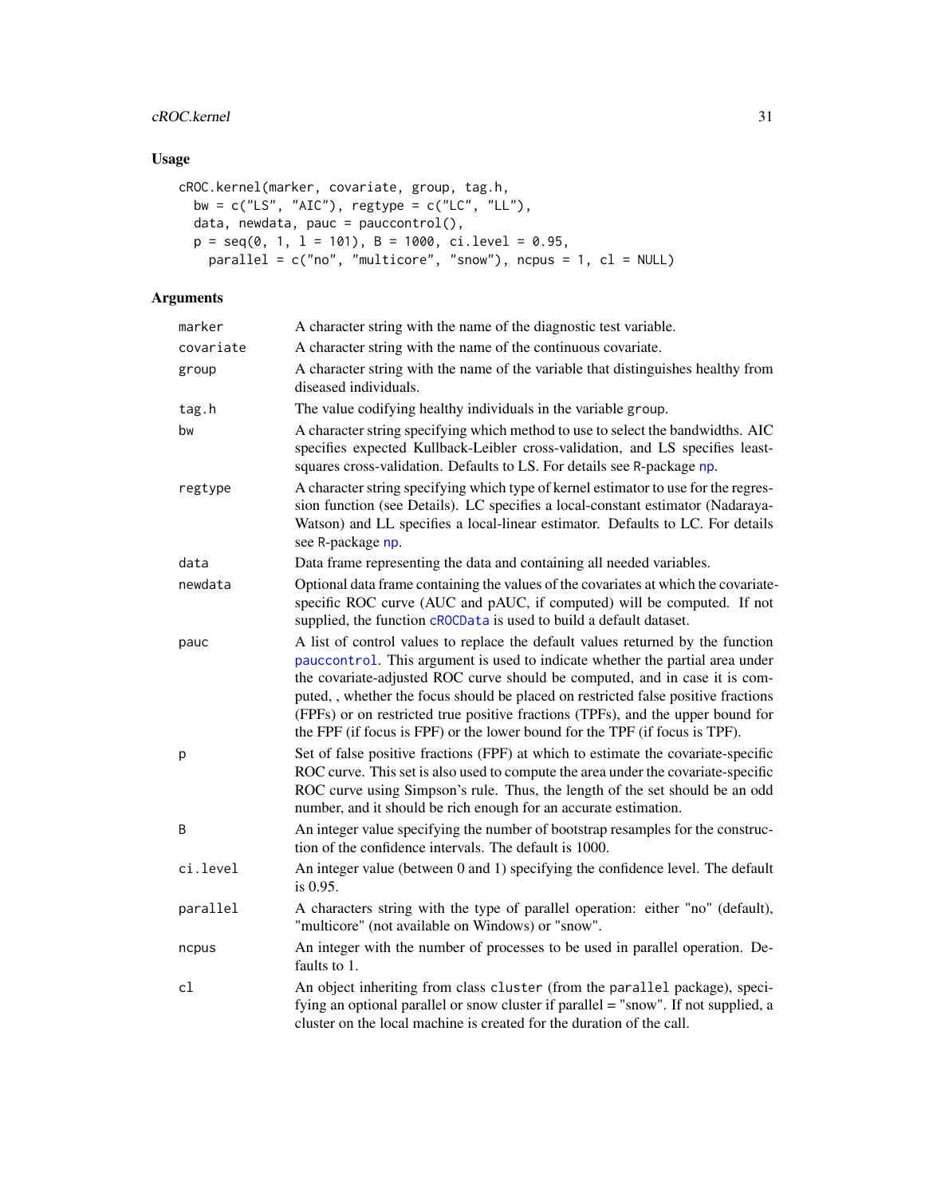## Usage

```
cROC.kernel(marker, covariate, group, tag.h,
  bw = c("LS", "AIC"), regtype = c("LC", "LL"),
  data, newdata, pauc = pauccontrol(),
  p = seq(0, 1, l = 101), B = 1000, ci.level = 0.95,
    parallel = c("no", "multicore", "snow"), ncpus = 1, cl = NULL)
```

## Arguments

| | |
|---|---|
| marker | A character string with the name of the diagnostic test variable. |
| covariate | A character string with the name of the continuous covariate. |
| group | A character string with the name of the variable that distinguishes healthy from diseased individuals. |
| tag.h | The value codifying healthy individuals in the variable group. |
| bw | A character string specifying which method to use to select the bandwidths. AIC specifies expected Kullback-Leibler cross-validation, and LS specifies least-squares cross-validation. Defaults to LS. For details see R-package np. |
| regtype | A character string specifying which type of kernel estimator to use for the regression function (see Details). LC specifies a local-constant estimator (Nadaraya-Watson) and LL specifies a local-linear estimator. Defaults to LC. For details see R-package np. |
| data | Data frame representing the data and containing all needed variables. |
| newdata | Optional data frame containing the values of the covariates at which the covariate-specific ROC curve (AUC and pAUC, if computed) will be computed. If not supplied, the function cROCData is used to build a default dataset. |
| pauc | A list of control values to replace the default values returned by the function pauccontrol. This argument is used to indicate whether the partial area under the covariate-adjusted ROC curve should be computed, and in case it is computed, , whether the focus should be placed on restricted false positive fractions (FPFs) or on restricted true positive fractions (TPFs), and the upper bound for the FPF (if focus is FPF) or the lower bound for the TPF (if focus is TPF). |
| p | Set of false positive fractions (FPF) at which to estimate the covariate-specific ROC curve. This set is also used to compute the area under the covariate-specific ROC curve using Simpson's rule. Thus, the length of the set should be an odd number, and it should be rich enough for an accurate estimation. |
| B | An integer value specifying the number of bootstrap resamples for the construction of the confidence intervals. The default is 1000. |
| ci.level | An integer value (between 0 and 1) specifying the confidence level. The default is 0.95. |
| parallel | A characters string with the type of parallel operation: either "no" (default), "multicore" (not available on Windows) or "snow". |
| ncpus | An integer with the number of processes to be used in parallel operation. Defaults to 1. |
| cl | An object inheriting from class cluster (from the parallel package), specifying an optional parallel or snow cluster if parallel = "snow". If not supplied, a cluster on the local machine is created for the duration of the call. |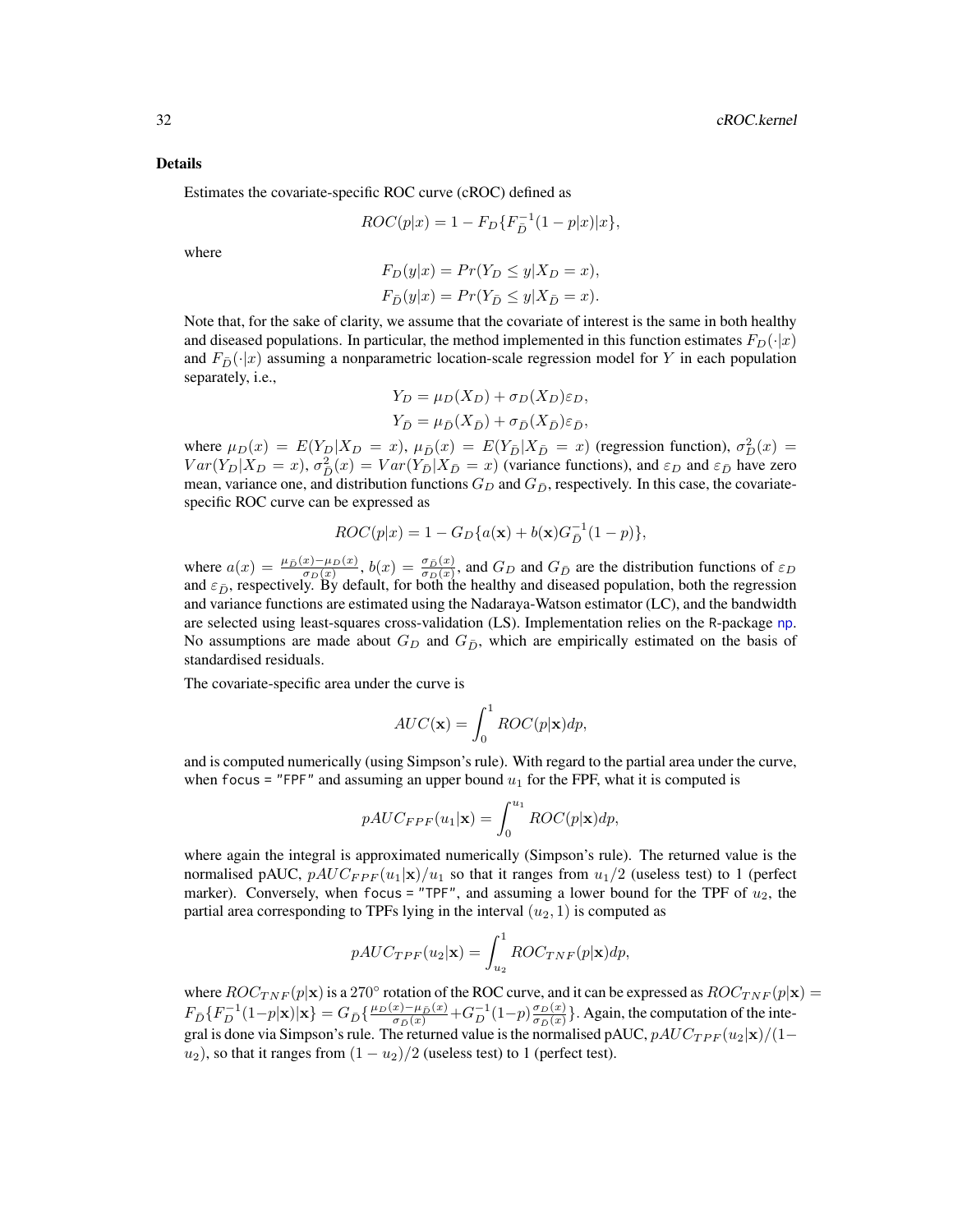## Details

Estimates the covariate-specific ROC curve (cROC) defined as

$$ROC(p|x) = 1 - F_D\{F_{\bar{D}}^{-1}(1-p|x)|x\},$$

where

$$F_D(y|x) = Pr(Y_D \leq y|X_D = x),$$
$$F_{\bar{D}}(y|x) = Pr(Y_{\bar{D}} \leq y|X_{\bar{D}} = x).$$

Note that, for the sake of clarity, we assume that the covariate of interest is the same in both healthy and diseased populations. In particular, the method implemented in this function estimates $F_D(\cdot|x)$ and $F_{\bar{D}}(\cdot|x)$ assuming a nonparametric location-scale regression model for $Y$ in each population separately, i.e.,

$$Y_D = \mu_D(X_D) + \sigma_D(X_D)\varepsilon_D,$$
$$Y_{\bar{D}} = \mu_{\bar{D}}(X_{\bar{D}}) + \sigma_{\bar{D}}(X_{\bar{D}})\varepsilon_{\bar{D}},$$

where $\mu_D(x) = E(Y_D|X_D = x)$, $\mu_{\bar{D}}(x) = E(Y_{\bar{D}}|X_{\bar{D}} = x)$ (regression function), $\sigma^2_D(x) = Var(Y_D|X_D = x)$, $\sigma^2_{\bar{D}}(x) = Var(Y_{\bar{D}}|X_{\bar{D}} = x)$ (variance functions), and $\varepsilon_D$ and $\varepsilon_{\bar{D}}$ have zero mean, variance one, and distribution functions $G_D$ and $G_{\bar{D}}$, respectively. In this case, the covariate-specific ROC curve can be expressed as

$$ROC(p|x) = 1 - G_D\{a(\mathbf{x}) + b(\mathbf{x})G_{\bar{D}}^{-1}(1-p)\},$$

where $a(x) = \frac{\mu_{\bar{D}}(x) - \mu_D(x)}{\sigma_D(x)}$, $b(x) = \frac{\sigma_{\bar{D}}(x)}{\sigma_D(x)}$, and $G_D$ and $G_{\bar{D}}$ are the distribution functions of $\varepsilon_D$ and $\varepsilon_{\bar{D}}$, respectively. By default, for both the healthy and diseased population, both the regression and variance functions are estimated using the Nadaraya-Watson estimator (LC), and the bandwidth are selected using least-squares cross-validation (LS). Implementation relies on the R-package np. No assumptions are made about $G_D$ and $G_{\bar{D}}$, which are empirically estimated on the basis of standardised residuals.

The covariate-specific area under the curve is

$$AUC(\mathbf{x}) = \int_0^1 ROC(p|\mathbf{x})dp,$$

and is computed numerically (using Simpson's rule). With regard to the partial area under the curve, when `focus = "FPF"` and assuming an upper bound $u_1$ for the FPF, what it is computed is

$$pAUC_{FPF}(u_1|\mathbf{x}) = \int_0^{u_1} ROC(p|\mathbf{x})dp,$$

where again the integral is approximated numerically (Simpson's rule). The returned value is the normalised pAUC, $pAUC_{FPF}(u_1|\mathbf{x})/u_1$ so that it ranges from $u_1/2$ (useless test) to 1 (perfect marker). Conversely, when `focus = "TPF"`, and assuming a lower bound for the TPF of $u_2$, the partial area corresponding to TPFs lying in the interval $(u_2, 1)$ is computed as

$$pAUC_{TPF}(u_2|\mathbf{x}) = \int_{u_2}^1 ROC_{TNF}(p|\mathbf{x})dp,$$

where $ROC_{TNF}(p|\mathbf{x})$ is a $270^\circ$ rotation of the ROC curve, and it can be expressed as $ROC_{TNF}(p|\mathbf{x}) = F_{\bar{D}}\{F_D^{-1}(1-p|\mathbf{x})|\mathbf{x}\} = G_{\bar{D}}\{\frac{\mu_D(x)-\mu_{\bar{D}}(x)}{\sigma_{\bar{D}}(x)} + G_D^{-1}(1-p)\frac{\sigma_D(x)}{\sigma_{\bar{D}}(x)}\}$. Again, the computation of the integral is done via Simpson's rule. The returned value is the normalised pAUC, $pAUC_{TPF}(u_2|\mathbf{x})/(1-u_2)$, so that it ranges from $(1-u_2)/2$ (useless test) to 1 (perfect test).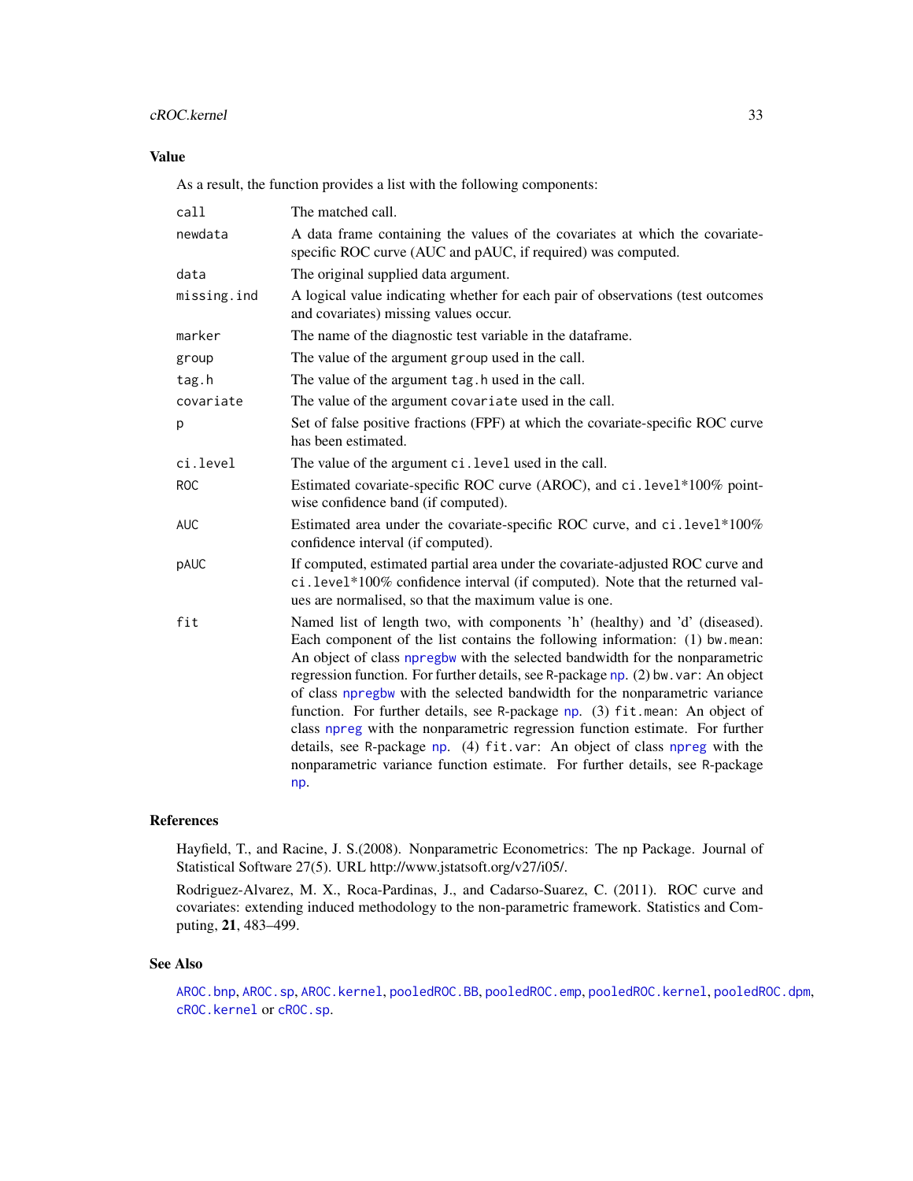## Value

As a result, the function provides a list with the following components:

| | |
|---|---|
| `call` | The matched call. |
| `newdata` | A data frame containing the values of the covariates at which the covariate-specific ROC curve (AUC and pAUC, if required) was computed. |
| `data` | The original supplied data argument. |
| `missing.ind` | A logical value indicating whether for each pair of observations (test outcomes and covariates) missing values occur. |
| `marker` | The name of the diagnostic test variable in the dataframe. |
| `group` | The value of the argument `group` used in the call. |
| `tag.h` | The value of the argument `tag.h` used in the call. |
| `covariate` | The value of the argument `covariate` used in the call. |
| `p` | Set of false positive fractions (FPF) at which the covariate-specific ROC curve has been estimated. |
| `ci.level` | The value of the argument `ci.level` used in the call. |
| `ROC` | Estimated covariate-specific ROC curve (AROC), and `ci.level`*100% pointwise confidence band (if computed). |
| `AUC` | Estimated area under the covariate-specific ROC curve, and `ci.level`*100% confidence interval (if computed). |
| `pAUC` | If computed, estimated partial area under the covariate-adjusted ROC curve and `ci.level`*100% confidence interval (if computed). Note that the returned values are normalised, so that the maximum value is one. |
| `fit` | Named list of length two, with components 'h' (healthy) and 'd' (diseased). Each component of the list contains the following information: (1) `bw.mean`: An object of class `npregbw` with the selected bandwidth for the nonparametric regression function. For further details, see R-package `np`. (2) `bw.var`: An object of class `npregbw` with the selected bandwidth for the nonparametric variance function. For further details, see R-package `np`. (3) `fit.mean`: An object of class `npreg` with the nonparametric regression function estimate. For further details, see R-package `np`. (4) `fit.var`: An object of class `npreg` with the nonparametric variance function estimate. For further details, see R-package `np`. |

## References

Hayfield, T., and Racine, J. S.(2008). Nonparametric Econometrics: The np Package. Journal of Statistical Software 27(5). URL http://www.jstatsoft.org/v27/i05/.

Rodriguez-Alvarez, M. X., Roca-Pardinas, J., and Cadarso-Suarez, C. (2011). ROC curve and covariates: extending induced methodology to the non-parametric framework. Statistics and Computing, **21**, 483–499.

## See Also

`AROC.bnp`, `AROC.sp`, `AROC.kernel`, `pooledROC.BB`, `pooledROC.emp`, `pooledROC.kernel`, `pooledROC.dpm`, `cROC.kernel` or `cROC.sp`.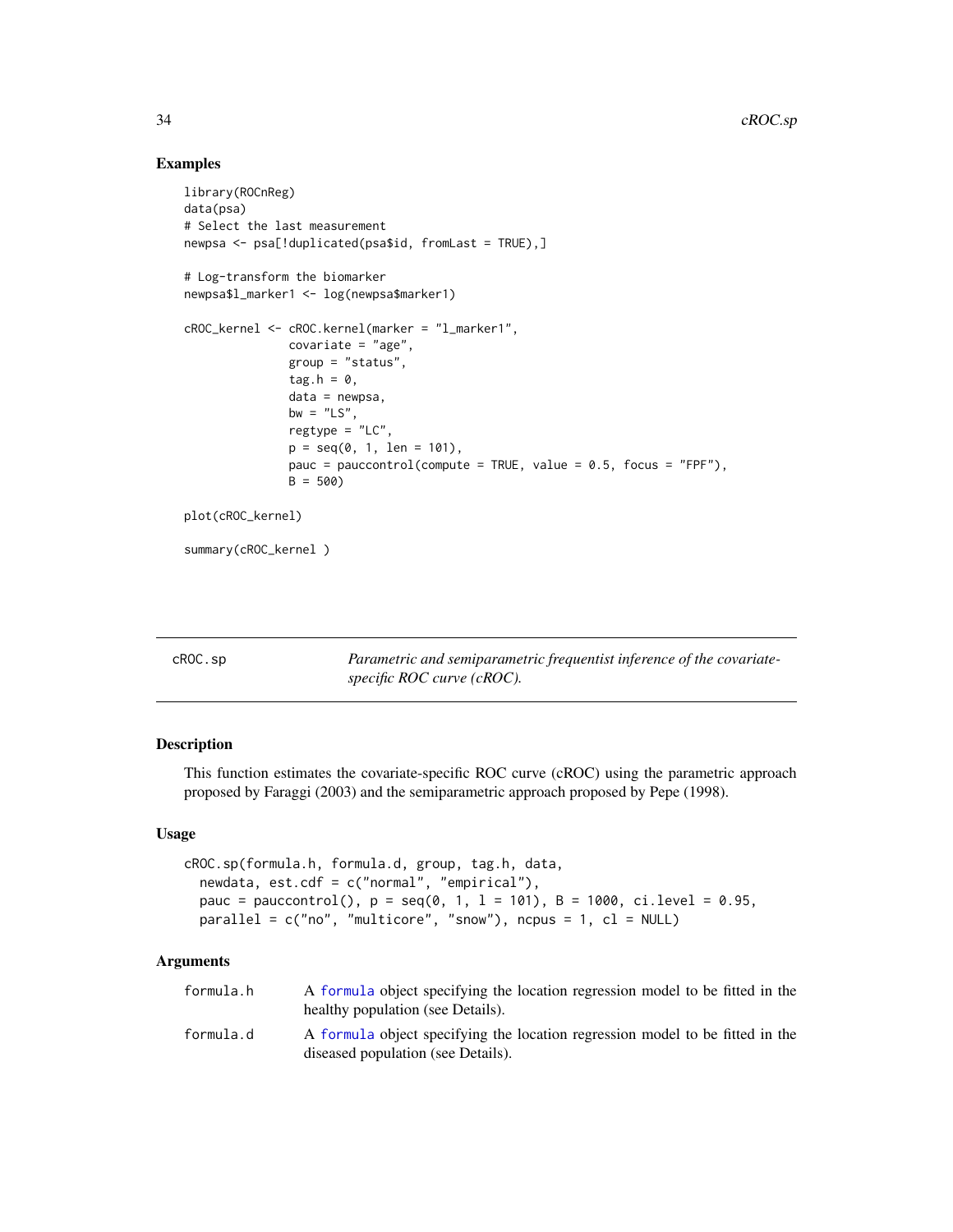## Examples

```
library(ROCnReg)
data(psa)
# Select the last measurement
newpsa <- psa[!duplicated(psa$id, fromLast = TRUE),]

# Log-transform the biomarker
newpsa$l_marker1 <- log(newpsa$marker1)

cROC_kernel <- cROC.kernel(marker = "l_marker1",
               covariate = "age",
               group = "status",
               tag.h = 0,
               data = newpsa,
               bw = "LS",
               regtype = "LC",
               p = seq(0, 1, len = 101),
               pauc = pauccontrol(compute = TRUE, value = 0.5, focus = "FPF"),
               B = 500)

plot(cROC_kernel)

summary(cROC_kernel )
```

---

`cROC.sp` — *Parametric and semiparametric frequentist inference of the covariate-specific ROC curve (cROC).*

---

## Description

This function estimates the covariate-specific ROC curve (cROC) using the parametric approach proposed by Faraggi (2003) and the semiparametric approach proposed by Pepe (1998).

## Usage

```
cROC.sp(formula.h, formula.d, group, tag.h, data,
  newdata, est.cdf = c("normal", "empirical"),
  pauc = pauccontrol(), p = seq(0, 1, l = 101), B = 1000, ci.level = 0.95,
  parallel = c("no", "multicore", "snow"), ncpus = 1, cl = NULL)
```

## Arguments

| | |
|---|---|
| `formula.h` | A `formula` object specifying the location regression model to be fitted in the healthy population (see Details). |
| `formula.d` | A `formula` object specifying the location regression model to be fitted in the diseased population (see Details). |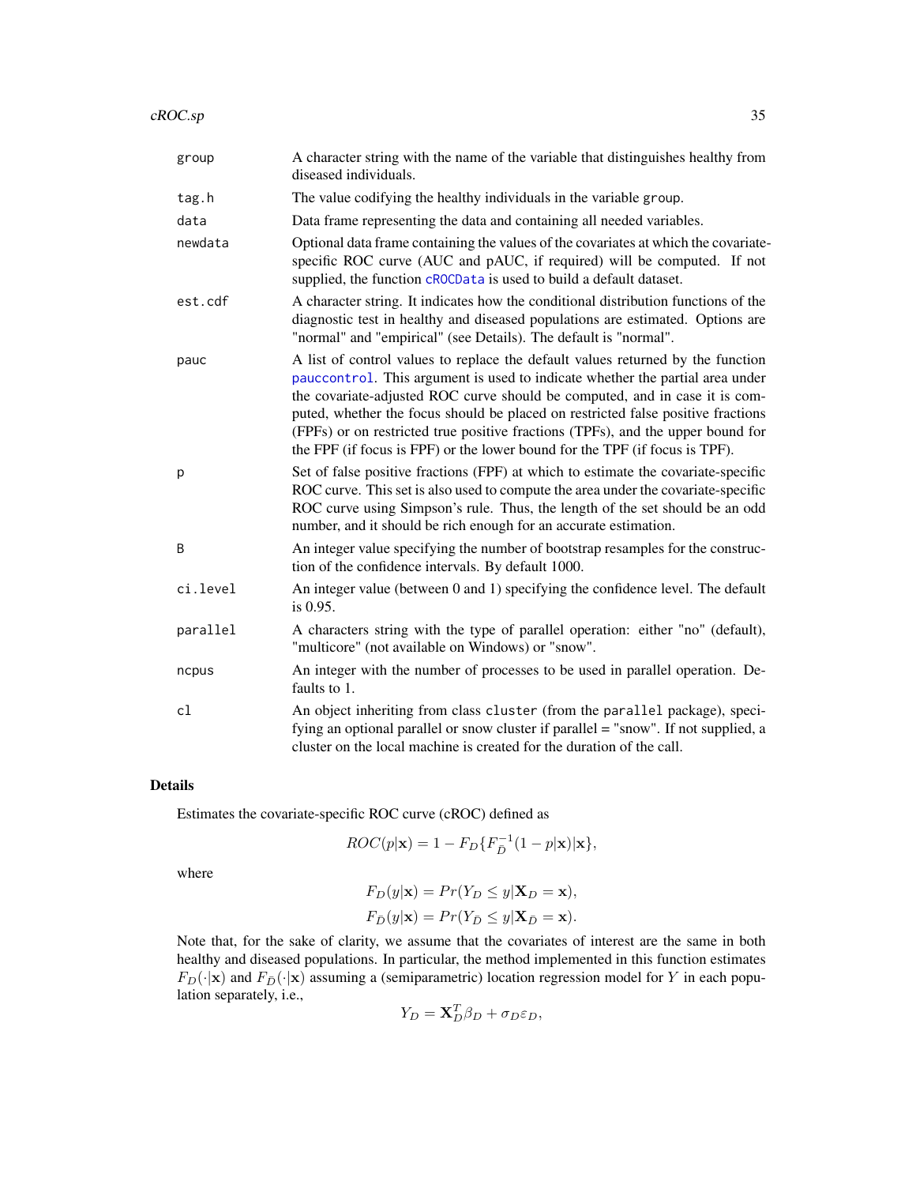| | |
|---|---|
| group | A character string with the name of the variable that distinguishes healthy from diseased individuals. |
| tag.h | The value codifying the healthy individuals in the variable group. |
| data | Data frame representing the data and containing all needed variables. |
| newdata | Optional data frame containing the values of the covariates at which the covariate-specific ROC curve (AUC and pAUC, if required) will be computed. If not supplied, the function cROCData is used to build a default dataset. |
| est.cdf | A character string. It indicates how the conditional distribution functions of the diagnostic test in healthy and diseased populations are estimated. Options are "normal" and "empirical" (see Details). The default is "normal". |
| pauc | A list of control values to replace the default values returned by the function pauccontrol. This argument is used to indicate whether the partial area under the covariate-adjusted ROC curve should be computed, and in case it is computed, whether the focus should be placed on restricted false positive fractions (FPFs) or on restricted true positive fractions (TPFs), and the upper bound for the FPF (if focus is FPF) or the lower bound for the TPF (if focus is TPF). |
| p | Set of false positive fractions (FPF) at which to estimate the covariate-specific ROC curve. This set is also used to compute the area under the covariate-specific ROC curve using Simpson's rule. Thus, the length of the set should be an odd number, and it should be rich enough for an accurate estimation. |
| B | An integer value specifying the number of bootstrap resamples for the construction of the confidence intervals. By default 1000. |
| ci.level | An integer value (between 0 and 1) specifying the confidence level. The default is 0.95. |
| parallel | A characters string with the type of parallel operation: either "no" (default), "multicore" (not available on Windows) or "snow". |
| ncpus | An integer with the number of processes to be used in parallel operation. Defaults to 1. |
| cl | An object inheriting from class cluster (from the parallel package), specifying an optional parallel or snow cluster if parallel = "snow". If not supplied, a cluster on the local machine is created for the duration of the call. |

## Details

Estimates the covariate-specific ROC curve (cROC) defined as

$$ROC(p|\mathbf{x}) = 1 - F_D\{F_{\bar{D}}^{-1}(1-p|\mathbf{x})|\mathbf{x}\},$$

where

$$F_D(y|\mathbf{x}) = Pr(Y_D \leq y|\mathbf{X}_D = \mathbf{x}),$$
$$F_{\bar{D}}(y|\mathbf{x}) = Pr(Y_{\bar{D}} \leq y|\mathbf{X}_{\bar{D}} = \mathbf{x}).$$

Note that, for the sake of clarity, we assume that the covariates of interest are the same in both healthy and diseased populations. In particular, the method implemented in this function estimates $F_D(\cdot|\mathbf{x})$ and $F_{\bar{D}}(\cdot|\mathbf{x})$ assuming a (semiparametric) location regression model for $Y$ in each population separately, i.e.,

$$Y_D = \mathbf{X}_D^T\beta_D + \sigma_D\varepsilon_D,$$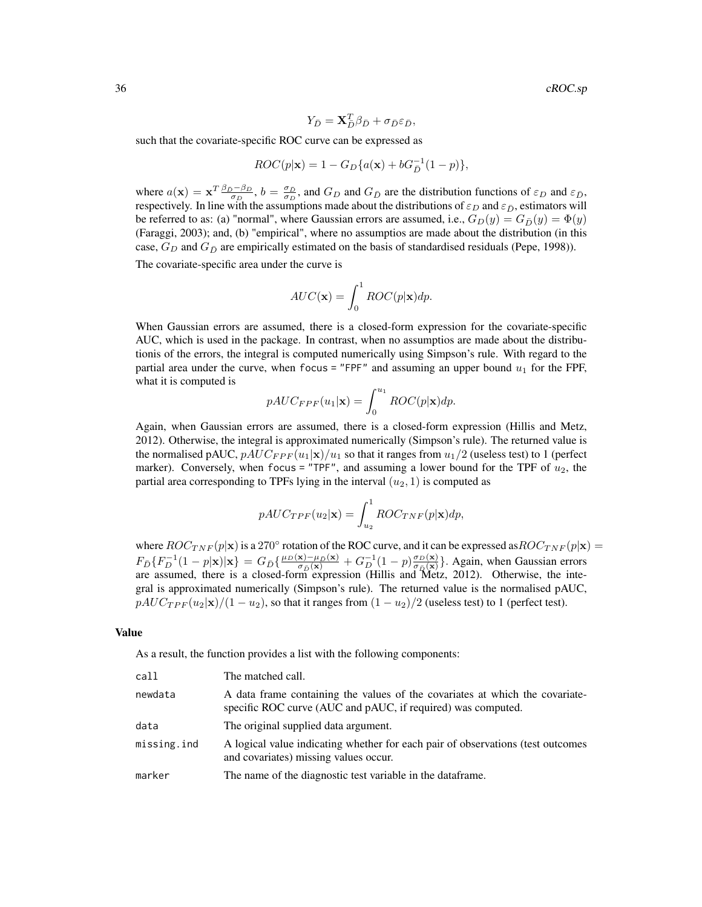$$Y_{\bar{D}} = \mathbf{X}_{\bar{D}}^T \beta_{\bar{D}} + \sigma_{\bar{D}} \varepsilon_{\bar{D}},$$

such that the covariate-specific ROC curve can be expressed as

$$ROC(p|\mathbf{x}) = 1 - G_D\{a(\mathbf{x}) + bG_{\bar{D}}^{-1}(1-p)\},$$

where $a(\mathbf{x}) = \mathbf{x}^T \frac{\beta_{\bar{D}} - \beta_D}{\sigma_D}$, $b = \frac{\sigma_{\bar{D}}}{\sigma_D}$, and $G_D$ and $G_{\bar{D}}$ are the distribution functions of $\varepsilon_D$ and $\varepsilon_{\bar{D}}$, respectively. In line with the assumptions made about the distributions of $\varepsilon_D$ and $\varepsilon_{\bar{D}}$, estimators will be referred to as: (a) "normal", where Gaussian errors are assumed, i.e., $G_D(y) = G_{\bar{D}}(y) = \Phi(y)$ (Faraggi, 2003); and, (b) "empirical", where no assumptios are made about the distribution (in this case, $G_D$ and $G_{\bar{D}}$ are empirically estimated on the basis of standardised residuals (Pepe, 1998)).

The covariate-specific area under the curve is

$$AUC(\mathbf{x}) = \int_0^1 ROC(p|\mathbf{x})dp.$$

When Gaussian errors are assumed, there is a closed-form expression for the covariate-specific AUC, which is used in the package. In contrast, when no assumptios are made about the distributionis of the errors, the integral is computed numerically using Simpson's rule. With regard to the partial area under the curve, when `focus = "FPF"` and assuming an upper bound $u_1$ for the FPF, what it is computed is

$$pAUC_{FPF}(u_1|\mathbf{x}) = \int_0^{u_1} ROC(p|\mathbf{x})dp.$$

Again, when Gaussian errors are assumed, there is a closed-form expression (Hillis and Metz, 2012). Otherwise, the integral is approximated numerically (Simpson's rule). The returned value is the normalised pAUC, $pAUC_{FPF}(u_1|\mathbf{x})/u_1$ so that it ranges from $u_1/2$ (useless test) to 1 (perfect marker). Conversely, when `focus = "TPF"`, and assuming a lower bound for the TPF of $u_2$, the partial area corresponding to TPFs lying in the interval $(u_2, 1)$ is computed as

$$pAUC_{TPF}(u_2|\mathbf{x}) = \int_{u_2}^1 ROC_{TNF}(p|\mathbf{x})dp,$$

where $ROC_{TNF}(p|\mathbf{x})$ is a $270^{\circ}$ rotation of the ROC curve, and it can be expressed as $ROC_{TNF}(p|\mathbf{x}) = F_{\bar{D}}\{F_D^{-1}(1-p|\mathbf{x})|\mathbf{x}\} = G_{\bar{D}}\{\frac{\mu_D(\mathbf{x}) - \mu_{\bar{D}}(\mathbf{x})}{\sigma_{\bar{D}}(\mathbf{x})} + G_D^{-1}(1-p)\frac{\sigma_D(\mathbf{x})}{\sigma_{\bar{D}}(\mathbf{x})}\}$. Again, when Gaussian errors are assumed, there is a closed-form expression (Hillis and Metz, 2012). Otherwise, the integral is approximated numerically (Simpson's rule). The returned value is the normalised pAUC, $pAUC_{TPF}(u_2|\mathbf{x})/(1-u_2)$, so that it ranges from $(1-u_2)/2$ (useless test) to 1 (perfect test).

### Value

As a result, the function provides a list with the following components:

| | |
|---|---|
| `call` | The matched call. |
| `newdata` | A data frame containing the values of the covariates at which the covariate-specific ROC curve (AUC and pAUC, if required) was computed. |
| `data` | The original supplied data argument. |
| `missing.ind` | A logical value indicating whether for each pair of observations (test outcomes and covariates) missing values occur. |
| `marker` | The name of the diagnostic test variable in the dataframe. |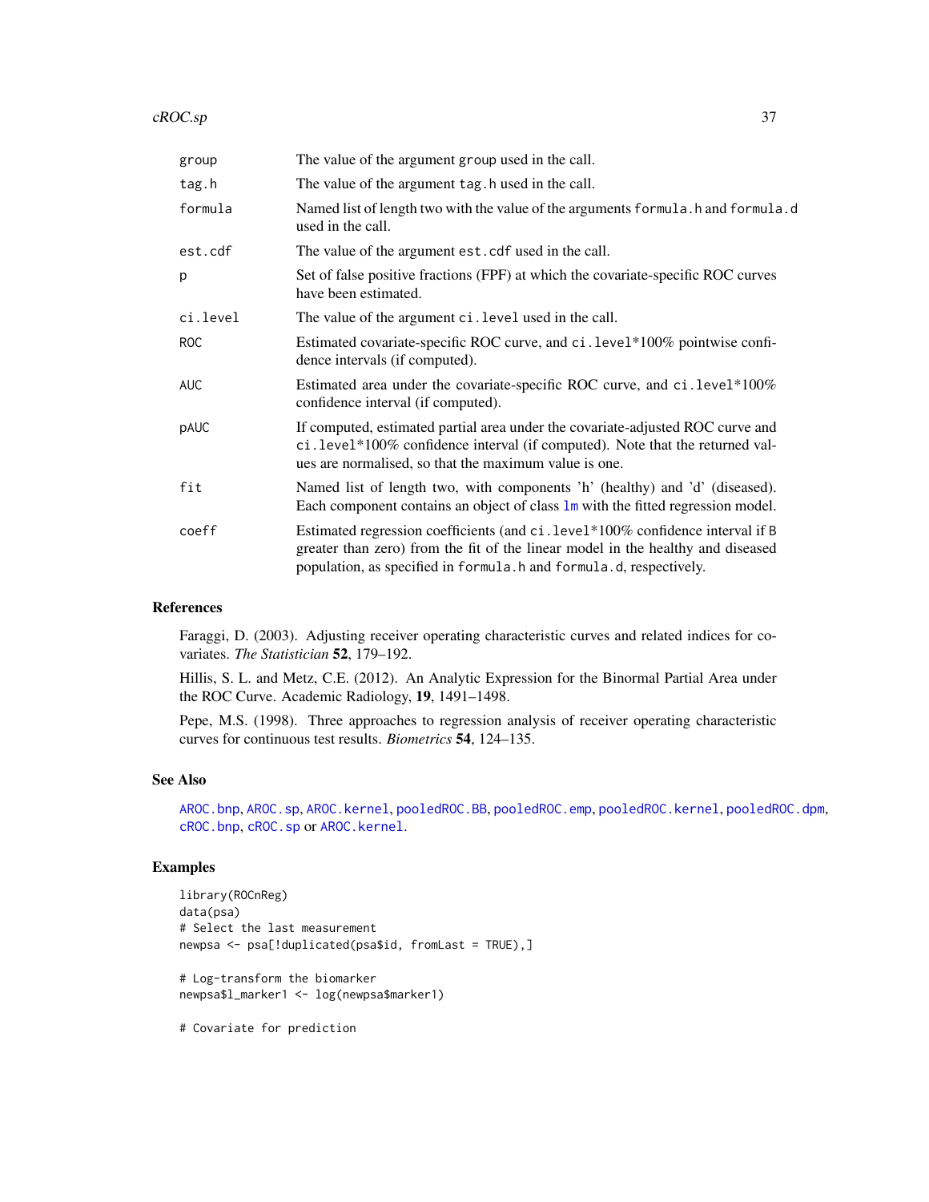| | |
|---|---|
| group | The value of the argument group used in the call. |
| tag.h | The value of the argument tag.h used in the call. |
| formula | Named list of length two with the value of the arguments formula.h and formula.d used in the call. |
| est.cdf | The value of the argument est.cdf used in the call. |
| p | Set of false positive fractions (FPF) at which the covariate-specific ROC curves have been estimated. |
| ci.level | The value of the argument ci.level used in the call. |
| ROC | Estimated covariate-specific ROC curve, and ci.level*100% pointwise confidence intervals (if computed). |
| AUC | Estimated area under the covariate-specific ROC curve, and ci.level*100% confidence interval (if computed). |
| pAUC | If computed, estimated partial area under the covariate-adjusted ROC curve and ci.level*100% confidence interval (if computed). Note that the returned values are normalised, so that the maximum value is one. |
| fit | Named list of length two, with components 'h' (healthy) and 'd' (diseased). Each component contains an object of class lm with the fitted regression model. |
| coeff | Estimated regression coefficients (and ci.level*100% confidence interval if B greater than zero) from the fit of the linear model in the healthy and diseased population, as specified in formula.h and formula.d, respectively. |

## References

Faraggi, D. (2003). Adjusting receiver operating characteristic curves and related indices for covariates. *The Statistician* **52**, 179–192.

Hillis, S. L. and Metz, C.E. (2012). An Analytic Expression for the Binormal Partial Area under the ROC Curve. Academic Radiology, **19**, 1491–1498.

Pepe, M.S. (1998). Three approaches to regression analysis of receiver operating characteristic curves for continuous test results. *Biometrics* **54**, 124–135.

## See Also

AROC.bnp, AROC.sp, AROC.kernel, pooledROC.BB, pooledROC.emp, pooledROC.kernel, pooledROC.dpm, cROC.bnp, cROC.sp or AROC.kernel.

## Examples

```
library(ROCnReg)
data(psa)
# Select the last measurement
newpsa <- psa[!duplicated(psa$id, fromLast = TRUE),]

# Log-transform the biomarker
newpsa$l_marker1 <- log(newpsa$marker1)

# Covariate for prediction
```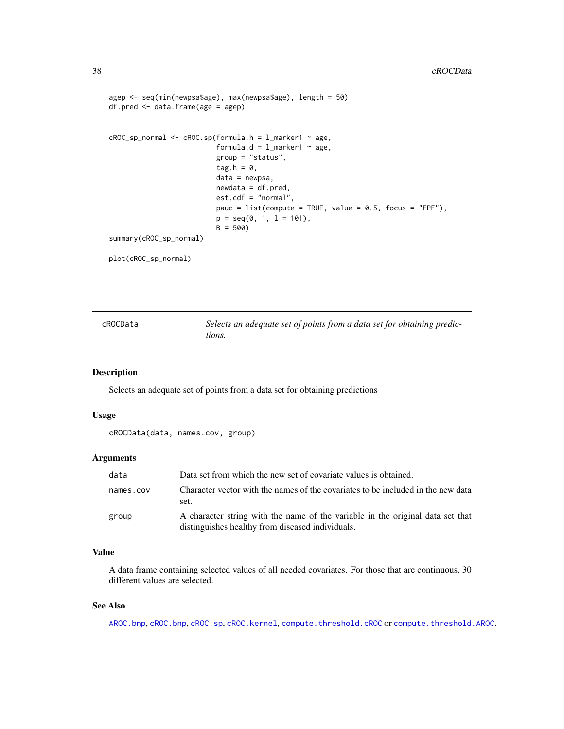```
agep <- seq(min(newpsa$age), max(newpsa$age), length = 50)
df.pred <- data.frame(age = agep)


cROC_sp_normal <- cROC.sp(formula.h = l_marker1 ~ age,
                          formula.d = l_marker1 ~ age,
                          group = "status",
                          tag.h = 0,
                          data = newpsa,
                          newdata = df.pred,
                          est.cdf = "normal",
                          pauc = list(compute = TRUE, value = 0.5, focus = "FPF"),
                          p = seq(0, 1, l = 101),
                          B = 500)
summary(cROC_sp_normal)

plot(cROC_sp_normal)
```

## cROCData *Selects an adequate set of points from a data set for obtaining predictions.*

### Description

Selects an adequate set of points from a data set for obtaining predictions

### Usage

```
cROCData(data, names.cov, group)
```

### Arguments

| | |
|---|---|
| data | Data set from which the new set of covariate values is obtained. |
| names.cov | Character vector with the names of the covariates to be included in the new data set. |
| group | A character string with the name of the variable in the original data set that distinguishes healthy from diseased individuals. |

### Value

A data frame containing selected values of all needed covariates. For those that are continuous, 30 different values are selected.

### See Also

AROC.bnp, cROC.bnp, cROC.sp, cROC.kernel, compute.threshold.cROC or compute.threshold.AROC.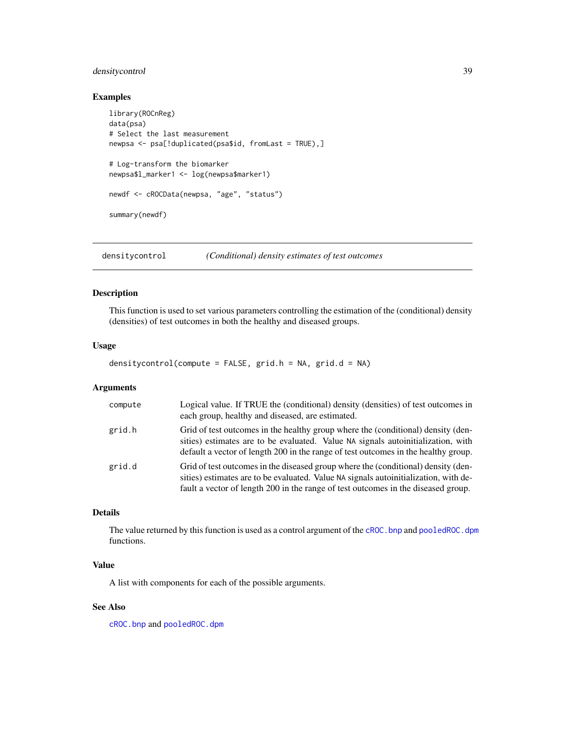## Examples

```
library(ROCnReg)
data(psa)
# Select the last measurement
newpsa <- psa[!duplicated(psa$id, fromLast = TRUE),]

# Log-transform the biomarker
newpsa$l_marker1 <- log(newpsa$marker1)

newdf <- cROCData(newpsa, "age", "status")

summary(newdf)
```

---

# densitycontrol *(Conditional) density estimates of test outcomes*

## Description

This function is used to set various parameters controlling the estimation of the (conditional) density (densities) of test outcomes in both the healthy and diseased groups.

## Usage

```
densitycontrol(compute = FALSE, grid.h = NA, grid.d = NA)
```

## Arguments

| | |
|---|---|
| compute | Logical value. If TRUE the (conditional) density (densities) of test outcomes in each group, healthy and diseased, are estimated. |
| grid.h | Grid of test outcomes in the healthy group where the (conditional) density (densities) estimates are to be evaluated. Value NA signals autoinitialization, with default a vector of length 200 in the range of test outcomes in the healthy group. |
| grid.d | Grid of test outcomes in the diseased group where the (conditional) density (densities) estimates are to be evaluated. Value NA signals autoinitialization, with default a vector of length 200 in the range of test outcomes in the diseased group. |

## Details

The value returned by this function is used as a control argument of the cROC.bnp and pooledROC.dpm functions.

## Value

A list with components for each of the possible arguments.

## See Also

cROC.bnp and pooledROC.dpm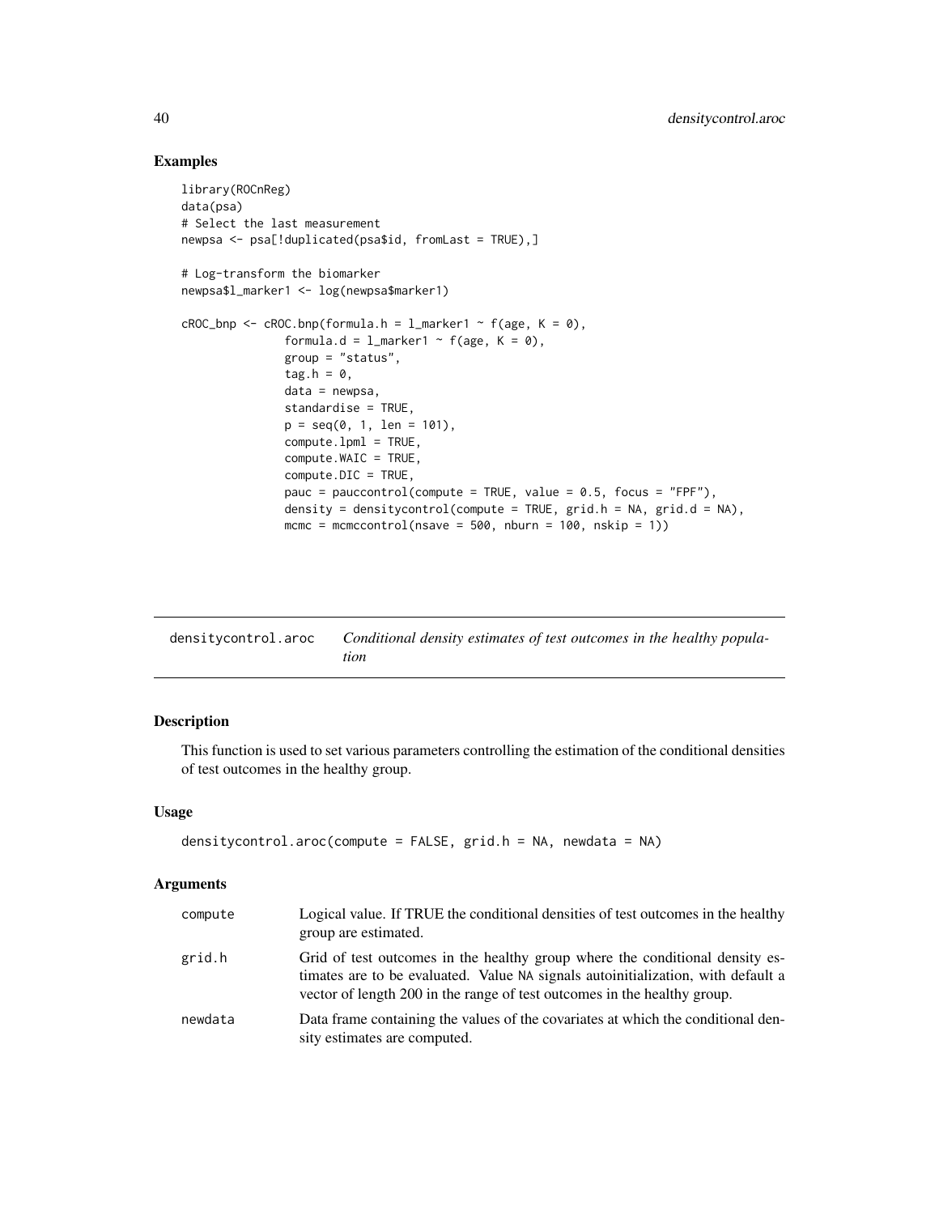## Examples

```
library(ROCnReg)
data(psa)
# Select the last measurement
newpsa <- psa[!duplicated(psa$id, fromLast = TRUE),]

# Log-transform the biomarker
newpsa$l_marker1 <- log(newpsa$marker1)

cROC_bnp <- cROC.bnp(formula.h = l_marker1 ~ f(age, K = 0),
               formula.d = l_marker1 ~ f(age, K = 0),
               group = "status",
               tag.h = 0,
               data = newpsa,
               standardise = TRUE,
               p = seq(0, 1, len = 101),
               compute.lpml = TRUE,
               compute.WAIC = TRUE,
               compute.DIC = TRUE,
               pauc = pauccontrol(compute = TRUE, value = 0.5, focus = "FPF"),
               density = densitycontrol(compute = TRUE, grid.h = NA, grid.d = NA),
               mcmc = mcmccontrol(nsave = 500, nburn = 100, nskip = 1))
```

---

# densitycontrol.aroc — *Conditional density estimates of test outcomes in the healthy population*

## Description

This function is used to set various parameters controlling the estimation of the conditional densities of test outcomes in the healthy group.

## Usage

```
densitycontrol.aroc(compute = FALSE, grid.h = NA, newdata = NA)
```

## Arguments

| | |
|---|---|
| compute | Logical value. If TRUE the conditional densities of test outcomes in the healthy group are estimated. |
| grid.h | Grid of test outcomes in the healthy group where the conditional density estimates are to be evaluated. Value NA signals autoinitialization, with default a vector of length 200 in the range of test outcomes in the healthy group. |
| newdata | Data frame containing the values of the covariates at which the conditional density estimates are computed. |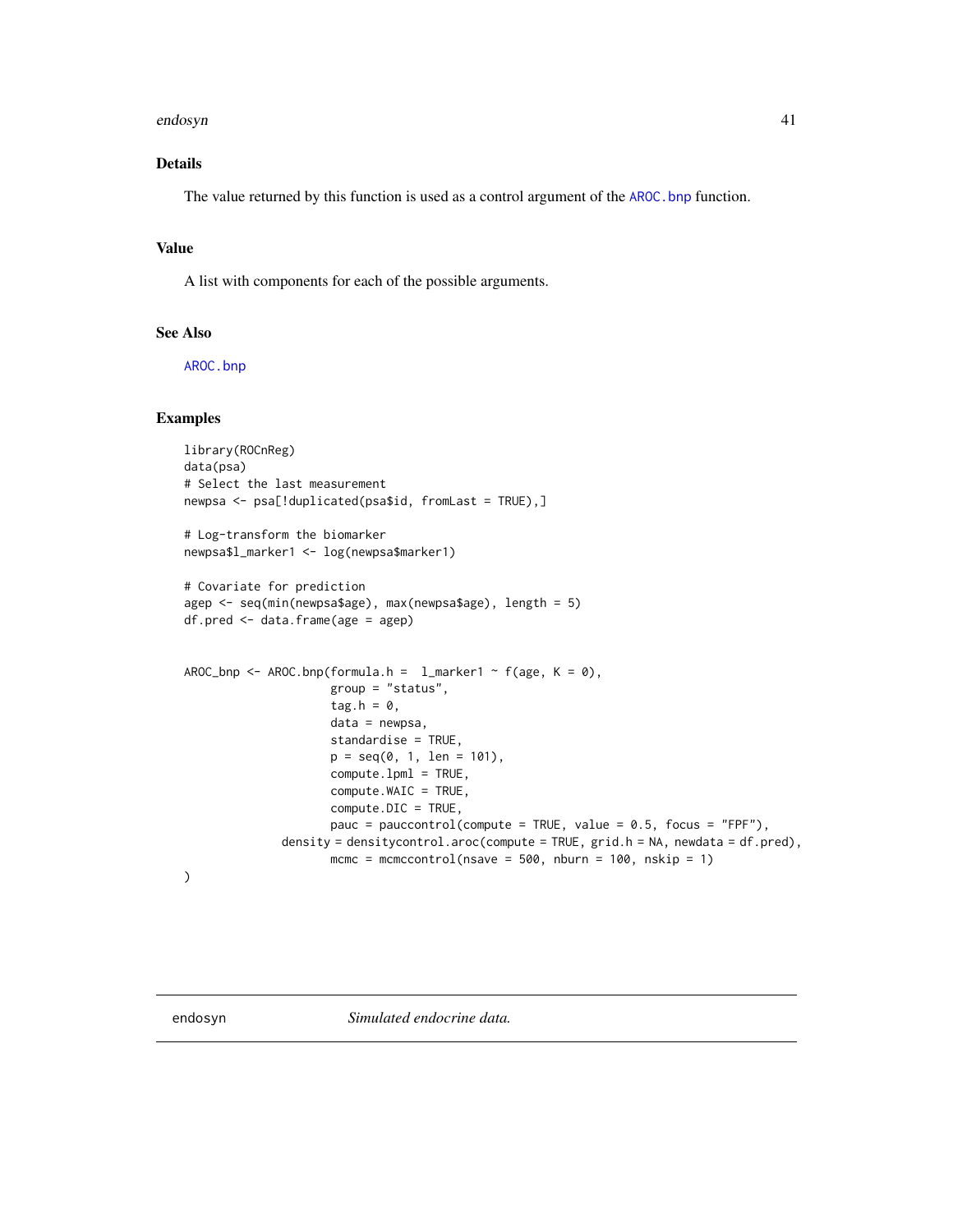### Details

The value returned by this function is used as a control argument of the AROC.bnp function.

### Value

A list with components for each of the possible arguments.

### See Also

AROC.bnp

### Examples

```
library(ROCnReg)
data(psa)
# Select the last measurement
newpsa <- psa[!duplicated(psa$id, fromLast = TRUE),]

# Log-transform the biomarker
newpsa$l_marker1 <- log(newpsa$marker1)

# Covariate for prediction
agep <- seq(min(newpsa$age), max(newpsa$age), length = 5)
df.pred <- data.frame(age = agep)


AROC_bnp <- AROC.bnp(formula.h =  l_marker1 ~ f(age, K = 0),
                     group = "status",
                     tag.h = 0,
                     data = newpsa,
                     standardise = TRUE,
                     p = seq(0, 1, len = 101),
                     compute.lpml = TRUE,
                     compute.WAIC = TRUE,
                     compute.DIC = TRUE,
                     pauc = pauccontrol(compute = TRUE, value = 0.5, focus = "FPF"),
              density = densitycontrol.aroc(compute = TRUE, grid.h = NA, newdata = df.pred),
                     mcmc = mcmccontrol(nsave = 500, nburn = 100, nskip = 1)
)
```

---

## endosyn — *Simulated endocrine data.*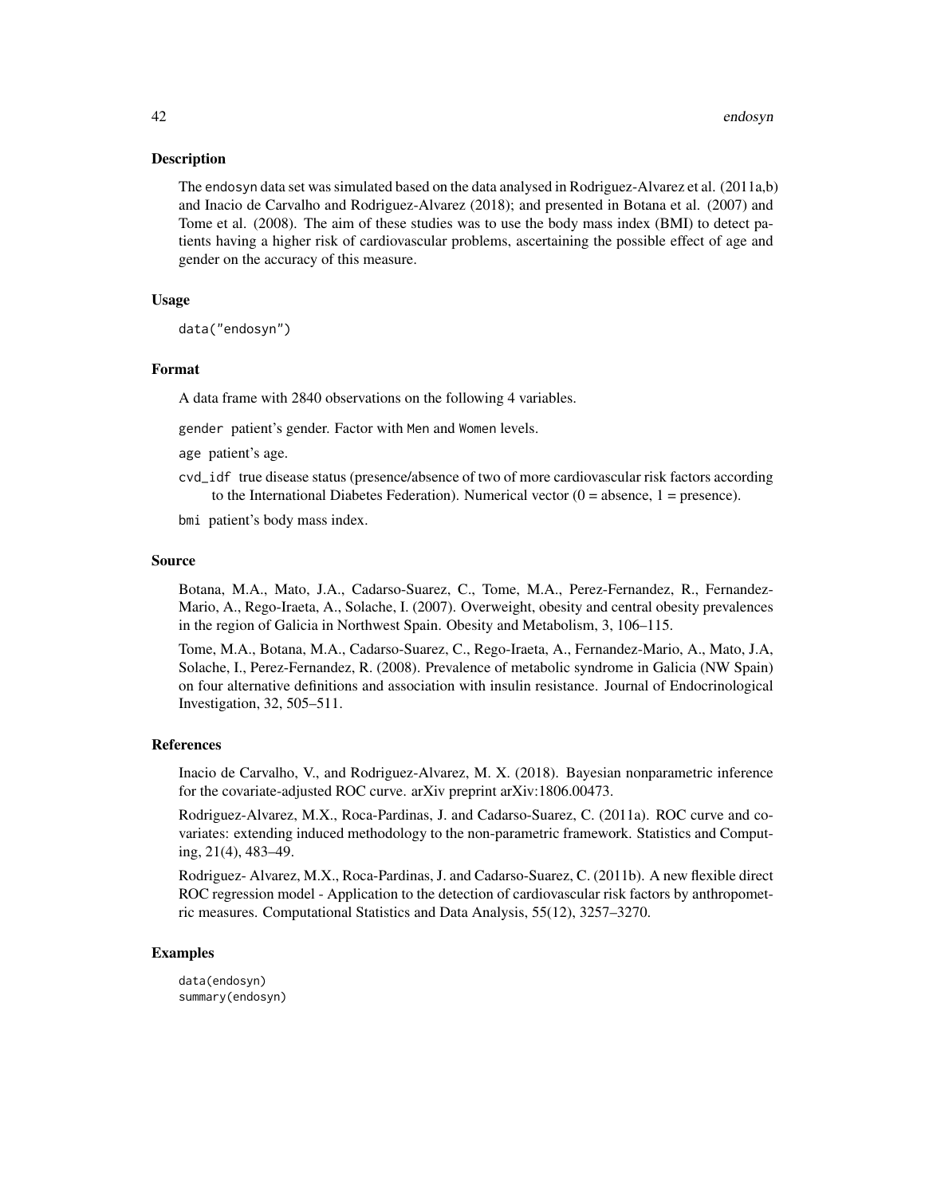## Description

The endosyn data set was simulated based on the data analysed in Rodriguez-Alvarez et al. (2011a,b) and Inacio de Carvalho and Rodriguez-Alvarez (2018); and presented in Botana et al. (2007) and Tome et al. (2008). The aim of these studies was to use the body mass index (BMI) to detect patients having a higher risk of cardiovascular problems, ascertaining the possible effect of age and gender on the accuracy of this measure.

## Usage

```
data("endosyn")
```

## Format

A data frame with 2840 observations on the following 4 variables.

- gender patient's gender. Factor with Men and Women levels.
- age patient's age.
- cvd_idf true disease status (presence/absence of two of more cardiovascular risk factors according to the International Diabetes Federation). Numerical vector (0 = absence, 1 = presence).
- bmi patient's body mass index.

## Source

Botana, M.A., Mato, J.A., Cadarso-Suarez, C., Tome, M.A., Perez-Fernandez, R., Fernandez-Mario, A., Rego-Iraeta, A., Solache, I. (2007). Overweight, obesity and central obesity prevalences in the region of Galicia in Northwest Spain. Obesity and Metabolism, 3, 106–115.

Tome, M.A., Botana, M.A., Cadarso-Suarez, C., Rego-Iraeta, A., Fernandez-Mario, A., Mato, J.A, Solache, I., Perez-Fernandez, R. (2008). Prevalence of metabolic syndrome in Galicia (NW Spain) on four alternative definitions and association with insulin resistance. Journal of Endocrinological Investigation, 32, 505–511.

## References

Inacio de Carvalho, V., and Rodriguez-Alvarez, M. X. (2018). Bayesian nonparametric inference for the covariate-adjusted ROC curve. arXiv preprint arXiv:1806.00473.

Rodriguez-Alvarez, M.X., Roca-Pardinas, J. and Cadarso-Suarez, C. (2011a). ROC curve and covariates: extending induced methodology to the non-parametric framework. Statistics and Computing, 21(4), 483–49.

Rodriguez- Alvarez, M.X., Roca-Pardinas, J. and Cadarso-Suarez, C. (2011b). A new flexible direct ROC regression model - Application to the detection of cardiovascular risk factors by anthropometric measures. Computational Statistics and Data Analysis, 55(12), 3257–3270.

## Examples

```
data(endosyn)
summary(endosyn)
```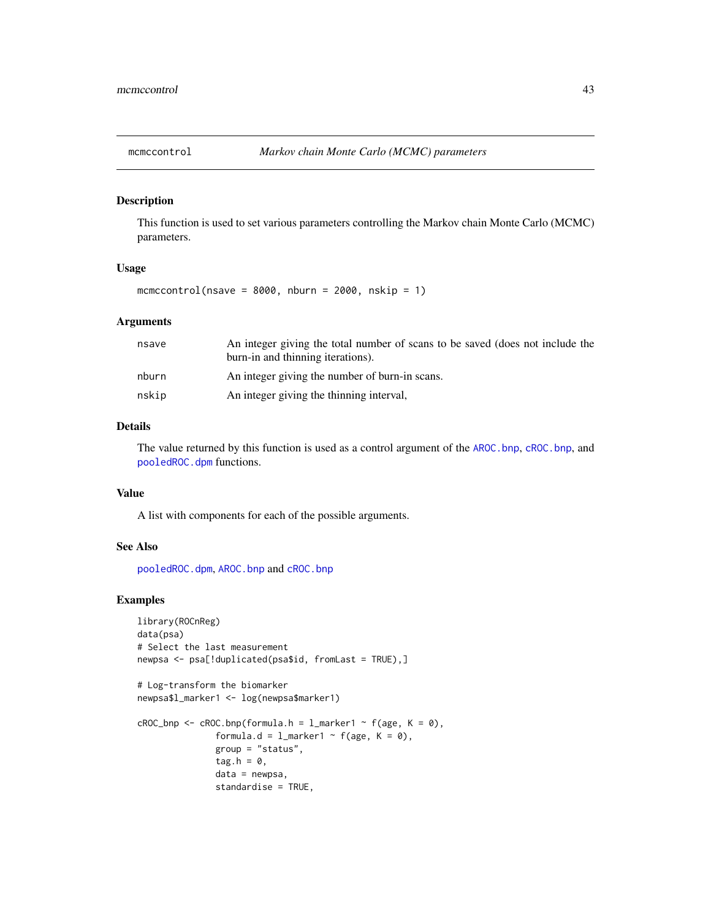## mcmccontrol — *Markov chain Monte Carlo (MCMC) parameters*

### Description

This function is used to set various parameters controlling the Markov chain Monte Carlo (MCMC) parameters.

### Usage

```
mcmccontrol(nsave = 8000, nburn = 2000, nskip = 1)
```

### Arguments

| | |
|---|---|
| nsave | An integer giving the total number of scans to be saved (does not include the burn-in and thinning iterations). |
| nburn | An integer giving the number of burn-in scans. |
| nskip | An integer giving the thinning interval, |

### Details

The value returned by this function is used as a control argument of the AROC.bnp, cROC.bnp, and pooledROC.dpm functions.

### Value

A list with components for each of the possible arguments.

### See Also

pooledROC.dpm, AROC.bnp and cROC.bnp

### Examples

```
library(ROCnReg)
data(psa)
# Select the last measurement
newpsa <- psa[!duplicated(psa$id, fromLast = TRUE),]

# Log-transform the biomarker
newpsa$l_marker1 <- log(newpsa$marker1)

cROC_bnp <- cROC.bnp(formula.h = l_marker1 ~ f(age, K = 0),
               formula.d = l_marker1 ~ f(age, K = 0),
               group = "status",
               tag.h = 0,
               data = newpsa,
               standardise = TRUE,
```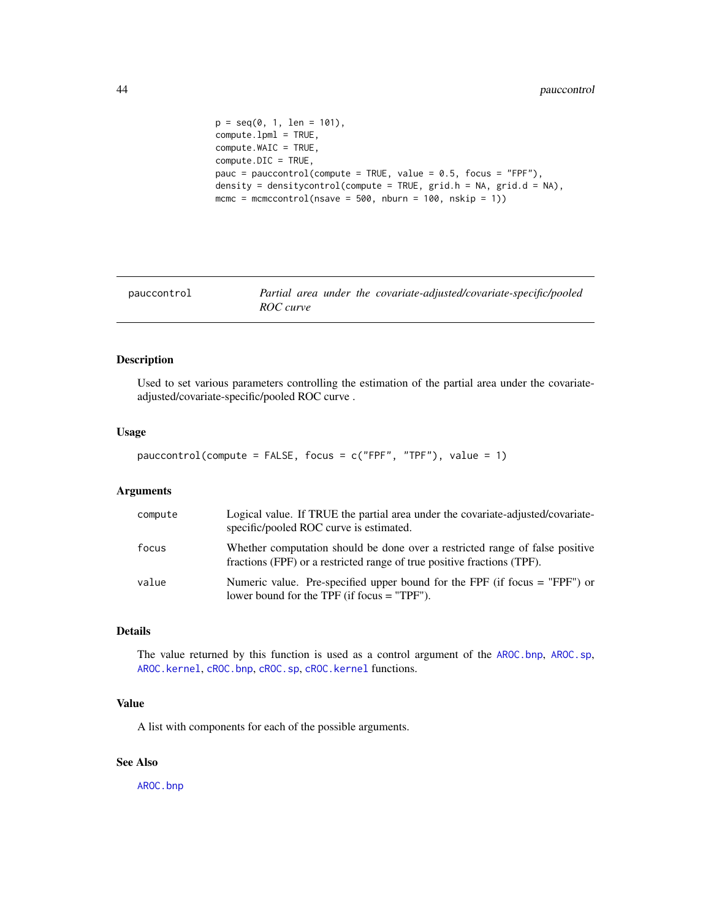```
p = seq(0, 1, len = 101),
compute.lpml = TRUE,
compute.WAIC = TRUE,
compute.DIC = TRUE,
pauc = pauccontrol(compute = TRUE, value = 0.5, focus = "FPF"),
density = densitycontrol(compute = TRUE, grid.h = NA, grid.d = NA),
mcmc = mcmccontrol(nsave = 500, nburn = 100, nskip = 1))
```

---

## pauccontrol — *Partial area under the covariate-adjusted/covariate-specific/pooled ROC curve*

---

### Description

Used to set various parameters controlling the estimation of the partial area under the covariate-adjusted/covariate-specific/pooled ROC curve .

### Usage

```
pauccontrol(compute = FALSE, focus = c("FPF", "TPF"), value = 1)
```

### Arguments

| | |
|---|---|
| `compute` | Logical value. If TRUE the partial area under the covariate-adjusted/covariate-specific/pooled ROC curve is estimated. |
| `focus` | Whether computation should be done over a restricted range of false positive fractions (FPF) or a restricted range of true positive fractions (TPF). |
| `value` | Numeric value. Pre-specified upper bound for the FPF (if focus = "FPF") or lower bound for the TPF (if focus = "TPF"). |

### Details

The value returned by this function is used as a control argument of the `AROC.bnp`, `AROC.sp`, `AROC.kernel`, `cROC.bnp`, `cROC.sp`, `cROC.kernel` functions.

### Value

A list with components for each of the possible arguments.

### See Also

`AROC.bnp`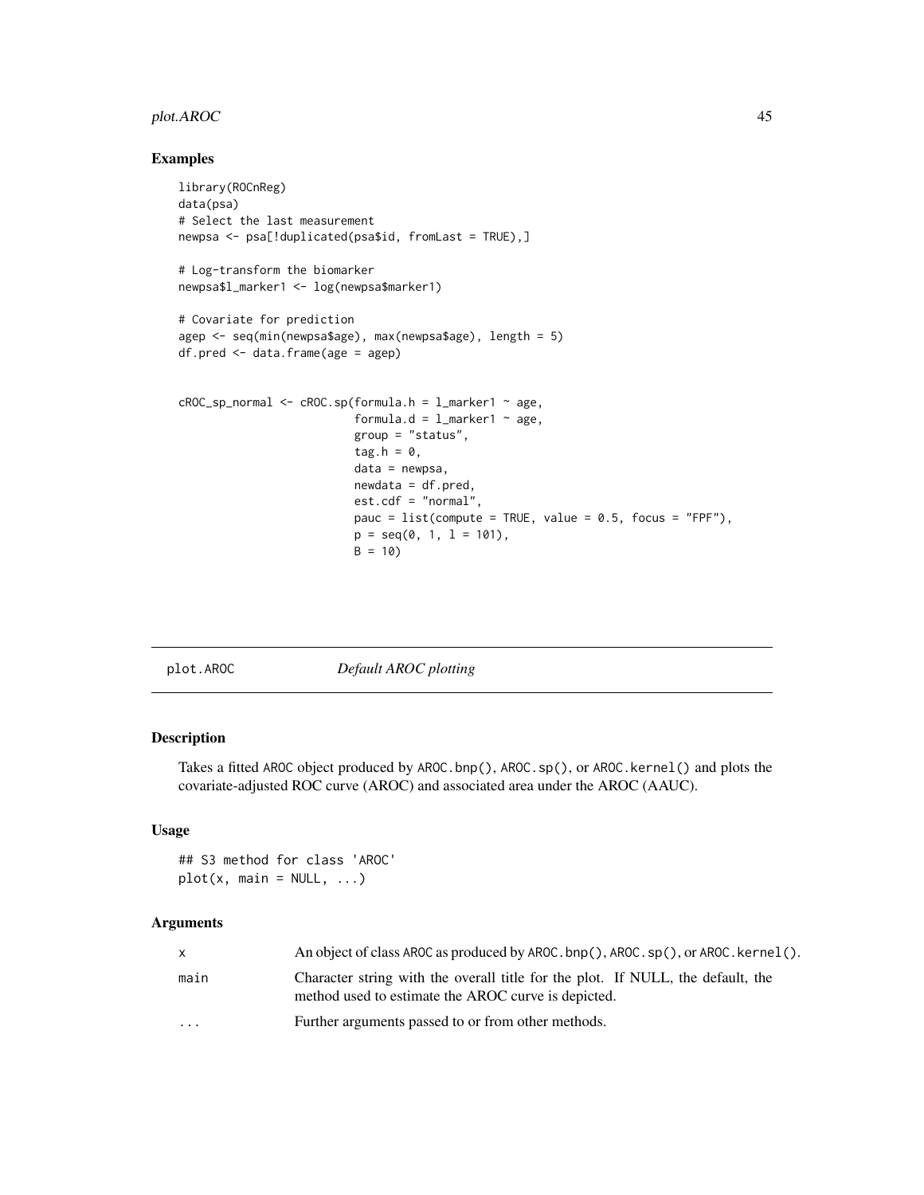## Examples

```
library(ROCnReg)
data(psa)
# Select the last measurement
newpsa <- psa[!duplicated(psa$id, fromLast = TRUE),]

# Log-transform the biomarker
newpsa$l_marker1 <- log(newpsa$marker1)

# Covariate for prediction
agep <- seq(min(newpsa$age), max(newpsa$age), length = 5)
df.pred <- data.frame(age = agep)


cROC_sp_normal <- cROC.sp(formula.h = l_marker1 ~ age,
                          formula.d = l_marker1 ~ age,
                          group = "status",
                          tag.h = 0,
                          data = newpsa,
                          newdata = df.pred,
                          est.cdf = "normal",
                          pauc = list(compute = TRUE, value = 0.5, focus = "FPF"),
                          p = seq(0, 1, l = 101),
                          B = 10)
```

---

# plot.AROC    *Default AROC plotting*

## Description

Takes a fitted AROC object produced by AROC.bnp(), AROC.sp(), or AROC.kernel() and plots the covariate-adjusted ROC curve (AROC) and associated area under the AROC (AAUC).

## Usage

```
## S3 method for class 'AROC'
plot(x, main = NULL, ...)
```

## Arguments

| | |
|---|---|
| x | An object of class AROC as produced by AROC.bnp(), AROC.sp(), or AROC.kernel(). |
| main | Character string with the overall title for the plot. If NULL, the default, the method used to estimate the AROC curve is depicted. |
| ... | Further arguments passed to or from other methods. |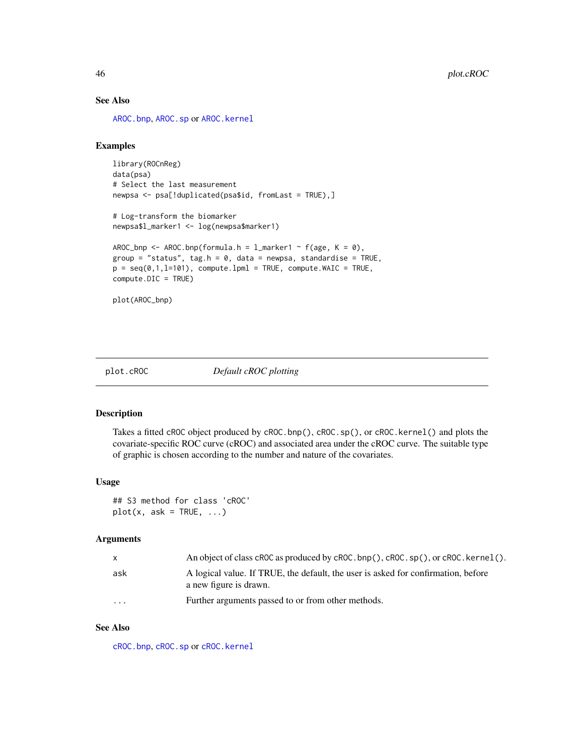### See Also

AROC.bnp, AROC.sp or AROC.kernel

### Examples

```
library(ROCnReg)
data(psa)
# Select the last measurement
newpsa <- psa[!duplicated(psa$id, fromLast = TRUE),]

# Log-transform the biomarker
newpsa$l_marker1 <- log(newpsa$marker1)

AROC_bnp <- AROC.bnp(formula.h = l_marker1 ~ f(age, K = 0),
group = "status", tag.h = 0, data = newpsa, standardise = TRUE,
p = seq(0,1,l=101), compute.lpml = TRUE, compute.WAIC = TRUE,
compute.DIC = TRUE)

plot(AROC_bnp)
```

---

## plot.cROC — *Default cROC plotting*

### Description

Takes a fitted cROC object produced by cROC.bnp(), cROC.sp(), or cROC.kernel() and plots the covariate-specific ROC curve (cROC) and associated area under the cROC curve. The suitable type of graphic is chosen according to the number and nature of the covariates.

### Usage

```
## S3 method for class 'cROC'
plot(x, ask = TRUE, ...)
```

### Arguments

| | |
|---|---|
| x | An object of class cROC as produced by cROC.bnp(), cROC.sp(), or cROC.kernel(). |
| ask | A logical value. If TRUE, the default, the user is asked for confirmation, before a new figure is drawn. |
| ... | Further arguments passed to or from other methods. |

### See Also

cROC.bnp, cROC.sp or cROC.kernel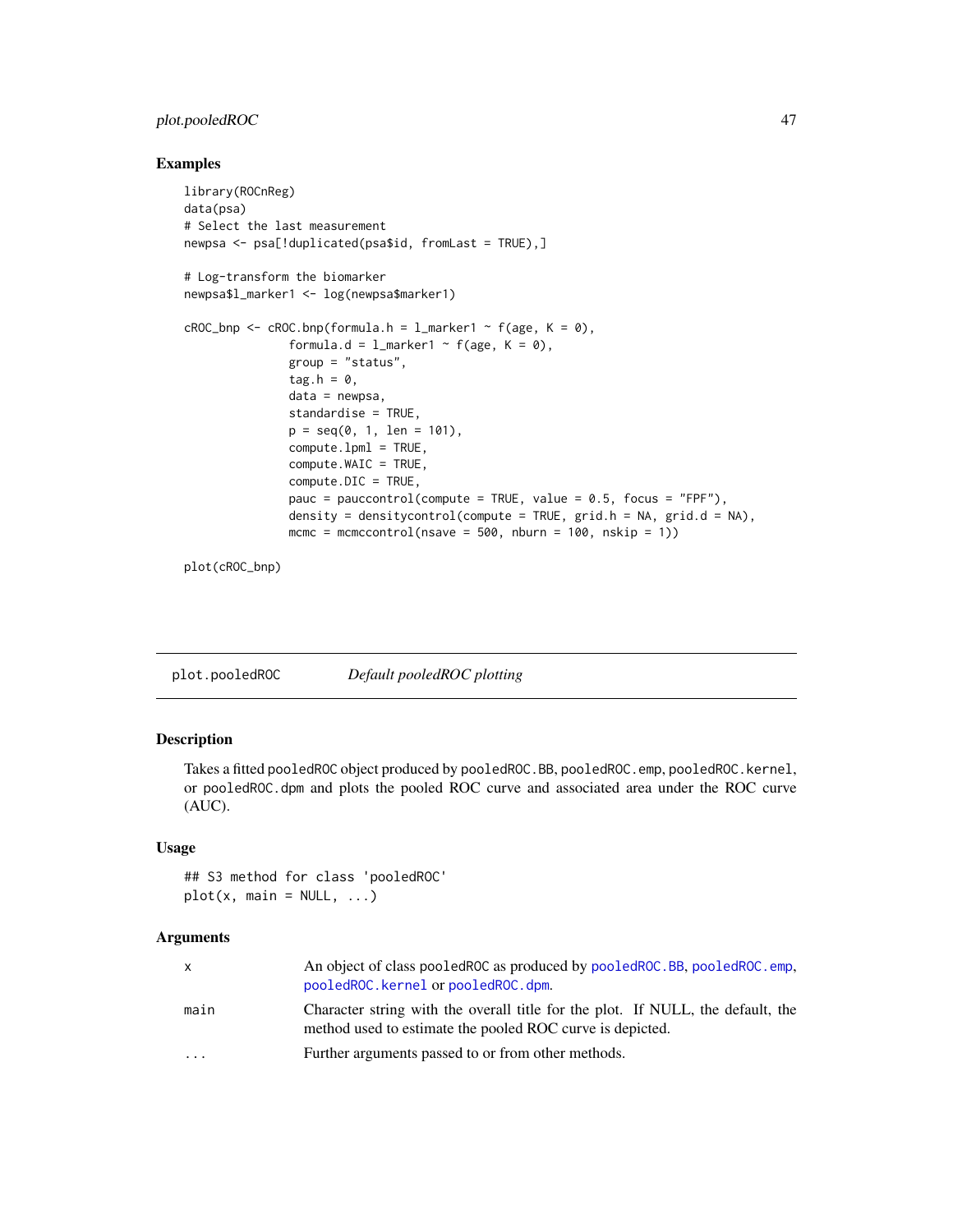## Examples

```
library(ROCnReg)
data(psa)
# Select the last measurement
newpsa <- psa[!duplicated(psa$id, fromLast = TRUE),]

# Log-transform the biomarker
newpsa$l_marker1 <- log(newpsa$marker1)

cROC_bnp <- cROC.bnp(formula.h = l_marker1 ~ f(age, K = 0),
              formula.d = l_marker1 ~ f(age, K = 0),
              group = "status",
              tag.h = 0,
              data = newpsa,
              standardise = TRUE,
              p = seq(0, 1, len = 101),
              compute.lpml = TRUE,
              compute.WAIC = TRUE,
              compute.DIC = TRUE,
              pauc = pauccontrol(compute = TRUE, value = 0.5, focus = "FPF"),
              density = densitycontrol(compute = TRUE, grid.h = NA, grid.d = NA),
              mcmc = mcmccontrol(nsave = 500, nburn = 100, nskip = 1))

plot(cROC_bnp)
```

---

# plot.pooledROC *Default pooledROC plotting*

## Description

Takes a fitted pooledROC object produced by pooledROC.BB, pooledROC.emp, pooledROC.kernel, or pooledROC.dpm and plots the pooled ROC curve and associated area under the ROC curve (AUC).

## Usage

```
## S3 method for class 'pooledROC'
plot(x, main = NULL, ...)
```

## Arguments

| | |
|---|---|
| x | An object of class pooledROC as produced by pooledROC.BB, pooledROC.emp, pooledROC.kernel or pooledROC.dpm. |
| main | Character string with the overall title for the plot. If NULL, the default, the method used to estimate the pooled ROC curve is depicted. |
| ... | Further arguments passed to or from other methods. |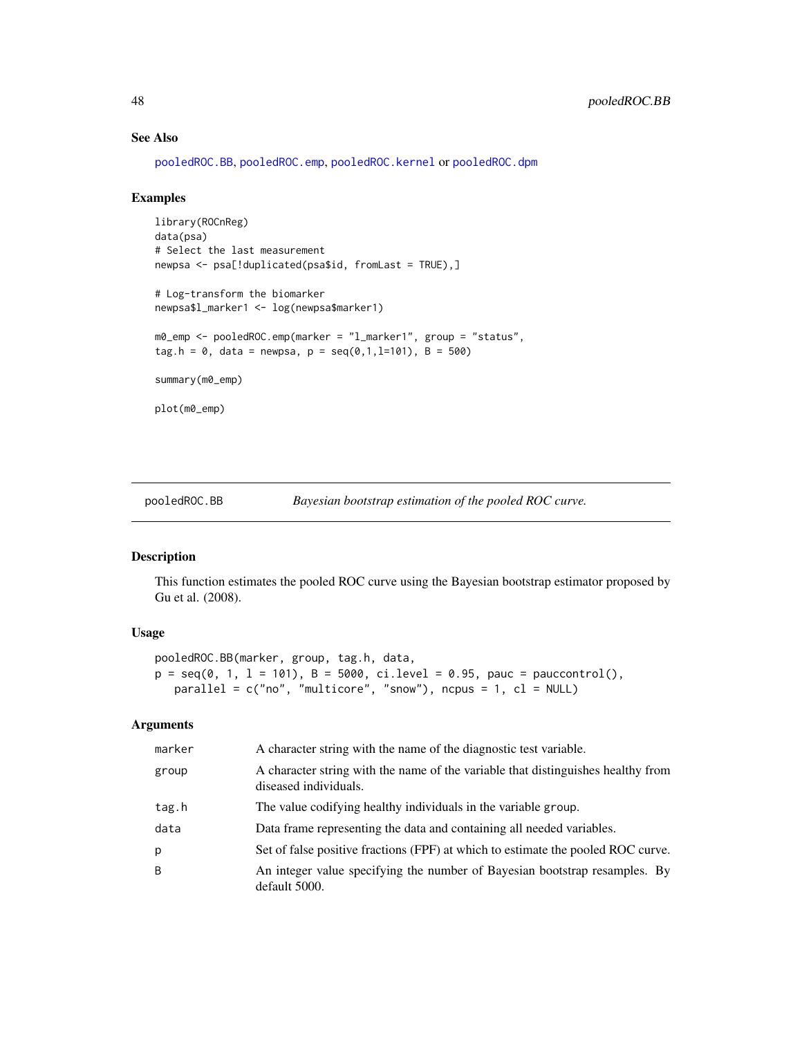### See Also

pooledROC.BB, pooledROC.emp, pooledROC.kernel or pooledROC.dpm

### Examples

```
library(ROCnReg)
data(psa)
# Select the last measurement
newpsa <- psa[!duplicated(psa$id, fromLast = TRUE),]

# Log-transform the biomarker
newpsa$l_marker1 <- log(newpsa$marker1)

m0_emp <- pooledROC.emp(marker = "l_marker1", group = "status",
tag.h = 0, data = newpsa, p = seq(0,1,l=101), B = 500)

summary(m0_emp)

plot(m0_emp)
```

---

## pooledROC.BB — *Bayesian bootstrap estimation of the pooled ROC curve.*

### Description

This function estimates the pooled ROC curve using the Bayesian bootstrap estimator proposed by Gu et al. (2008).

### Usage

```
pooledROC.BB(marker, group, tag.h, data,
p = seq(0, 1, l = 101), B = 5000, ci.level = 0.95, pauc = pauccontrol(),
   parallel = c("no", "multicore", "snow"), ncpus = 1, cl = NULL)
```

### Arguments

| | |
|---|---|
| marker | A character string with the name of the diagnostic test variable. |
| group | A character string with the name of the variable that distinguishes healthy from diseased individuals. |
| tag.h | The value codifying healthy individuals in the variable group. |
| data | Data frame representing the data and containing all needed variables. |
| p | Set of false positive fractions (FPF) at which to estimate the pooled ROC curve. |
| B | An integer value specifying the number of Bayesian bootstrap resamples. By default 5000. |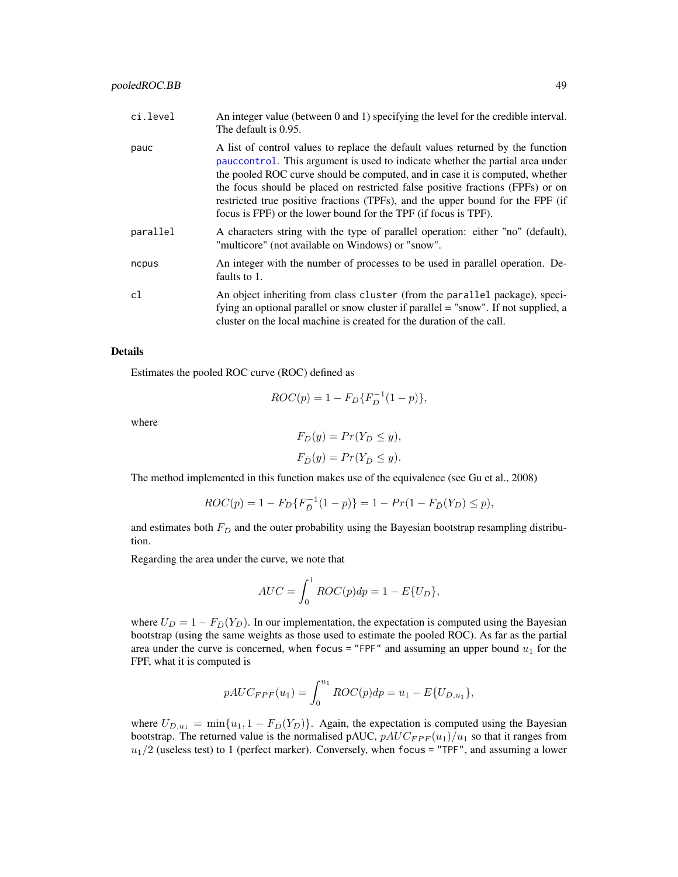| | |
|---|---|
| ci.level | An integer value (between 0 and 1) specifying the level for the credible interval. The default is 0.95. |
| pauc | A list of control values to replace the default values returned by the function pauccontrol. This argument is used to indicate whether the partial area under the pooled ROC curve should be computed, and in case it is computed, whether the focus should be placed on restricted false positive fractions (FPFs) or on restricted true positive fractions (TPFs), and the upper bound for the FPF (if focus is FPF) or the lower bound for the TPF (if focus is TPF). |
| parallel | A characters string with the type of parallel operation: either "no" (default), "multicore" (not available on Windows) or "snow". |
| ncpus | An integer with the number of processes to be used in parallel operation. Defaults to 1. |
| cl | An object inheriting from class cluster (from the parallel package), specifying an optional parallel or snow cluster if parallel = "snow". If not supplied, a cluster on the local machine is created for the duration of the call. |

## Details

Estimates the pooled ROC curve (ROC) defined as

$$ROC(p) = 1 - F_D\{F_{\bar{D}}^{-1}(1-p)\},$$

where

$$F_D(y) = Pr(Y_D \leq y),$$
$$F_{\bar{D}}(y) = Pr(Y_{\bar{D}} \leq y).$$

The method implemented in this function makes use of the equivalence (see Gu et al., 2008)

$$ROC(p) = 1 - F_D\{F_{\bar{D}}^{-1}(1-p)\} = 1 - Pr(1 - F_{\bar{D}}(Y_D) \leq p),$$

and estimates both $F_{\bar{D}}$ and the outer probability using the Bayesian bootstrap resampling distribution.

Regarding the area under the curve, we note that

$$AUC = \int_0^1 ROC(p)dp = 1 - E\{U_D\},$$

where $U_D = 1 - F_{\bar{D}}(Y_D)$. In our implementation, the expectation is computed using the Bayesian bootstrap (using the same weights as those used to estimate the pooled ROC). As far as the partial area under the curve is concerned, when `focus = "FPF"` and assuming an upper bound $u_1$ for the FPF, what it is computed is

$$pAUC_{FPF}(u_1) = \int_0^{u_1} ROC(p)dp = u_1 - E\{U_{D,u_1}\},$$

where $U_{D,u_1} = \min\{u_1, 1 - F_{\bar{D}}(Y_D)\}$. Again, the expectation is computed using the Bayesian bootstrap. The returned value is the normalised pAUC, $pAUC_{FPF}(u_1)/u_1$ so that it ranges from $u_1/2$ (useless test) to 1 (perfect marker). Conversely, when `focus = "TPF"`, and assuming a lower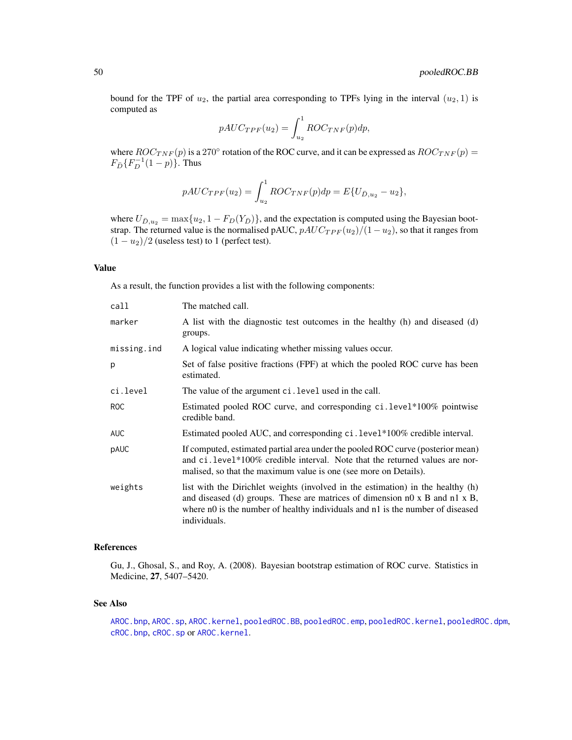bound for the TPF of $u_2$, the partial area corresponding to TPFs lying in the interval $(u_2, 1)$ is computed as

$$pAUC_{TPF}(u_2) = \int_{u_2}^{1} ROC_{TNF}(p)dp,$$

where $ROC_{TNF}(p)$ is a 270° rotation of the ROC curve, and it can be expressed as $ROC_{TNF}(p) = F_{\bar{D}}\{F_D^{-1}(1-p)\}$. Thus

$$pAUC_{TPF}(u_2) = \int_{u_2}^{1} ROC_{TNF}(p)dp = E\{U_{\bar{D},u_2} - u_2\},$$

where $U_{\bar{D},u_2} = \max\{u_2, 1 - F_D(Y_{\bar{D}})\}$, and the expectation is computed using the Bayesian bootstrap. The returned value is the normalised pAUC, $pAUC_{TPF}(u_2)/(1-u_2)$, so that it ranges from $(1-u_2)/2$ (useless test) to 1 (perfect test).

## Value

As a result, the function provides a list with the following components:

| | |
|---|---|
| call | The matched call. |
| marker | A list with the diagnostic test outcomes in the healthy (h) and diseased (d) groups. |
| missing.ind | A logical value indicating whether missing values occur. |
| p | Set of false positive fractions (FPF) at which the pooled ROC curve has been estimated. |
| ci.level | The value of the argument ci.level used in the call. |
| ROC | Estimated pooled ROC curve, and corresponding ci.level*100% pointwise credible band. |
| AUC | Estimated pooled AUC, and corresponding ci.level*100% credible interval. |
| pAUC | If computed, estimated partial area under the pooled ROC curve (posterior mean) and ci.level*100% credible interval. Note that the returned values are normalised, so that the maximum value is one (see more on Details). |
| weights | list with the Dirichlet weights (involved in the estimation) in the healthy (h) and diseased (d) groups. These are matrices of dimension n0 x B and n1 x B, where n0 is the number of healthy individuals and n1 is the number of diseased individuals. |

## References

Gu, J., Ghosal, S., and Roy, A. (2008). Bayesian bootstrap estimation of ROC curve. Statistics in Medicine, **27**, 5407–5420.

## See Also

AROC.bnp, AROC.sp, AROC.kernel, pooledROC.BB, pooledROC.emp, pooledROC.kernel, pooledROC.dpm, cROC.bnp, cROC.sp or AROC.kernel.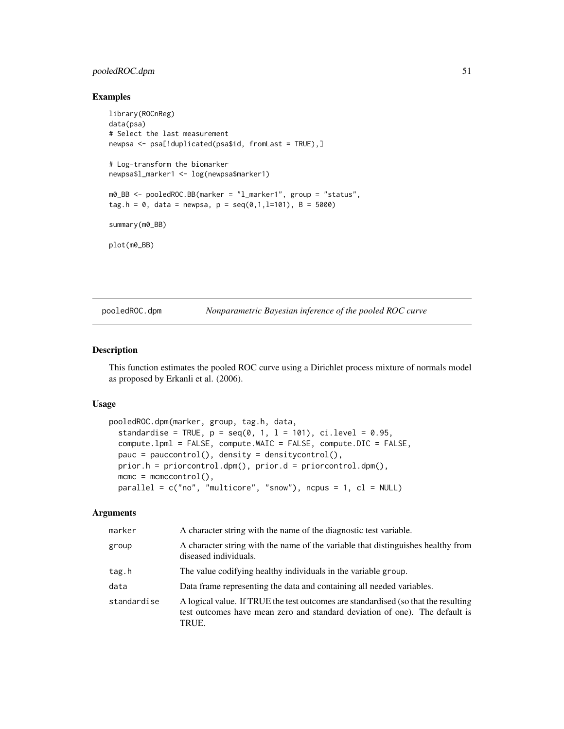## Examples

```
library(ROCnReg)
data(psa)
# Select the last measurement
newpsa <- psa[!duplicated(psa$id, fromLast = TRUE),]

# Log-transform the biomarker
newpsa$l_marker1 <- log(newpsa$marker1)

m0_BB <- pooledROC.BB(marker = "l_marker1", group = "status",
tag.h = 0, data = newpsa, p = seq(0,1,l=101), B = 5000)

summary(m0_BB)

plot(m0_BB)
```

---

pooledROC.dpm *Nonparametric Bayesian inference of the pooled ROC curve*

---

## Description

This function estimates the pooled ROC curve using a Dirichlet process mixture of normals model as proposed by Erkanli et al. (2006).

## Usage

```
pooledROC.dpm(marker, group, tag.h, data,
  standardise = TRUE, p = seq(0, 1, l = 101), ci.level = 0.95,
  compute.lpml = FALSE, compute.WAIC = FALSE, compute.DIC = FALSE,
  pauc = pauccontrol(), density = densitycontrol(),
  prior.h = priorcontrol.dpm(), prior.d = priorcontrol.dpm(),
  mcmc = mcmccontrol(),
  parallel = c("no", "multicore", "snow"), ncpus = 1, cl = NULL)
```

## Arguments

| | |
|---|---|
| marker | A character string with the name of the diagnostic test variable. |
| group | A character string with the name of the variable that distinguishes healthy from diseased individuals. |
| tag.h | The value codifying healthy individuals in the variable group. |
| data | Data frame representing the data and containing all needed variables. |
| standardise | A logical value. If TRUE the test outcomes are standardised (so that the resulting test outcomes have mean zero and standard deviation of one). The default is TRUE. |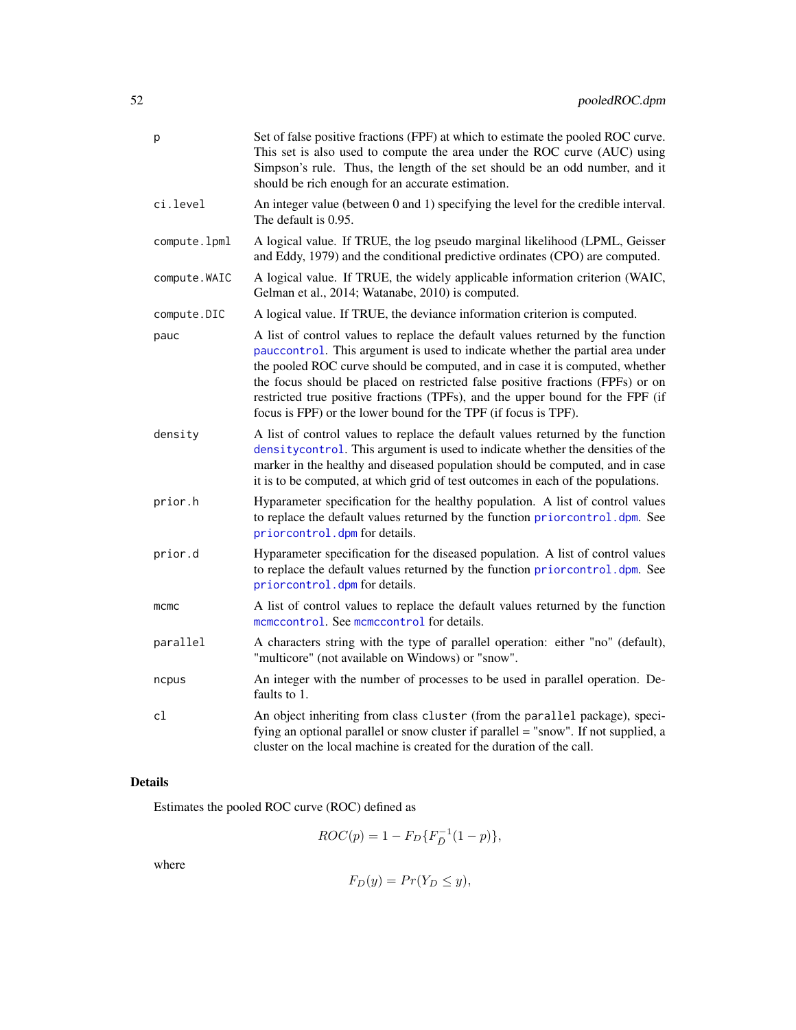| | |
|---|---|
| p | Set of false positive fractions (FPF) at which to estimate the pooled ROC curve. This set is also used to compute the area under the ROC curve (AUC) using Simpson's rule. Thus, the length of the set should be an odd number, and it should be rich enough for an accurate estimation. |
| ci.level | An integer value (between 0 and 1) specifying the level for the credible interval. The default is 0.95. |
| compute.lpml | A logical value. If TRUE, the log pseudo marginal likelihood (LPML, Geisser and Eddy, 1979) and the conditional predictive ordinates (CPO) are computed. |
| compute.WAIC | A logical value. If TRUE, the widely applicable information criterion (WAIC, Gelman et al., 2014; Watanabe, 2010) is computed. |
| compute.DIC | A logical value. If TRUE, the deviance information criterion is computed. |
| pauc | A list of control values to replace the default values returned by the function pauccontrol. This argument is used to indicate whether the partial area under the pooled ROC curve should be computed, and in case it is computed, whether the focus should be placed on restricted false positive fractions (FPFs) or on restricted true positive fractions (TPFs), and the upper bound for the FPF (if focus is FPF) or the lower bound for the TPF (if focus is TPF). |
| density | A list of control values to replace the default values returned by the function densitycontrol. This argument is used to indicate whether the densities of the marker in the healthy and diseased population should be computed, and in case it is to be computed, at which grid of test outcomes in each of the populations. |
| prior.h | Hyparameter specification for the healthy population. A list of control values to replace the default values returned by the function priorcontrol.dpm. See priorcontrol.dpm for details. |
| prior.d | Hyparameter specification for the diseased population. A list of control values to replace the default values returned by the function priorcontrol.dpm. See priorcontrol.dpm for details. |
| mcmc | A list of control values to replace the default values returned by the function mcmccontrol. See mcmccontrol for details. |
| parallel | A characters string with the type of parallel operation: either "no" (default), "multicore" (not available on Windows) or "snow". |
| ncpus | An integer with the number of processes to be used in parallel operation. Defaults to 1. |
| cl | An object inheriting from class cluster (from the parallel package), specifying an optional parallel or snow cluster if parallel = "snow". If not supplied, a cluster on the local machine is created for the duration of the call. |

## Details

Estimates the pooled ROC curve (ROC) defined as

$$ROC(p) = 1 - F_D\{F_{\bar{D}}^{-1}(1-p)\},$$

where

$$F_D(y) = Pr(Y_D \leq y),$$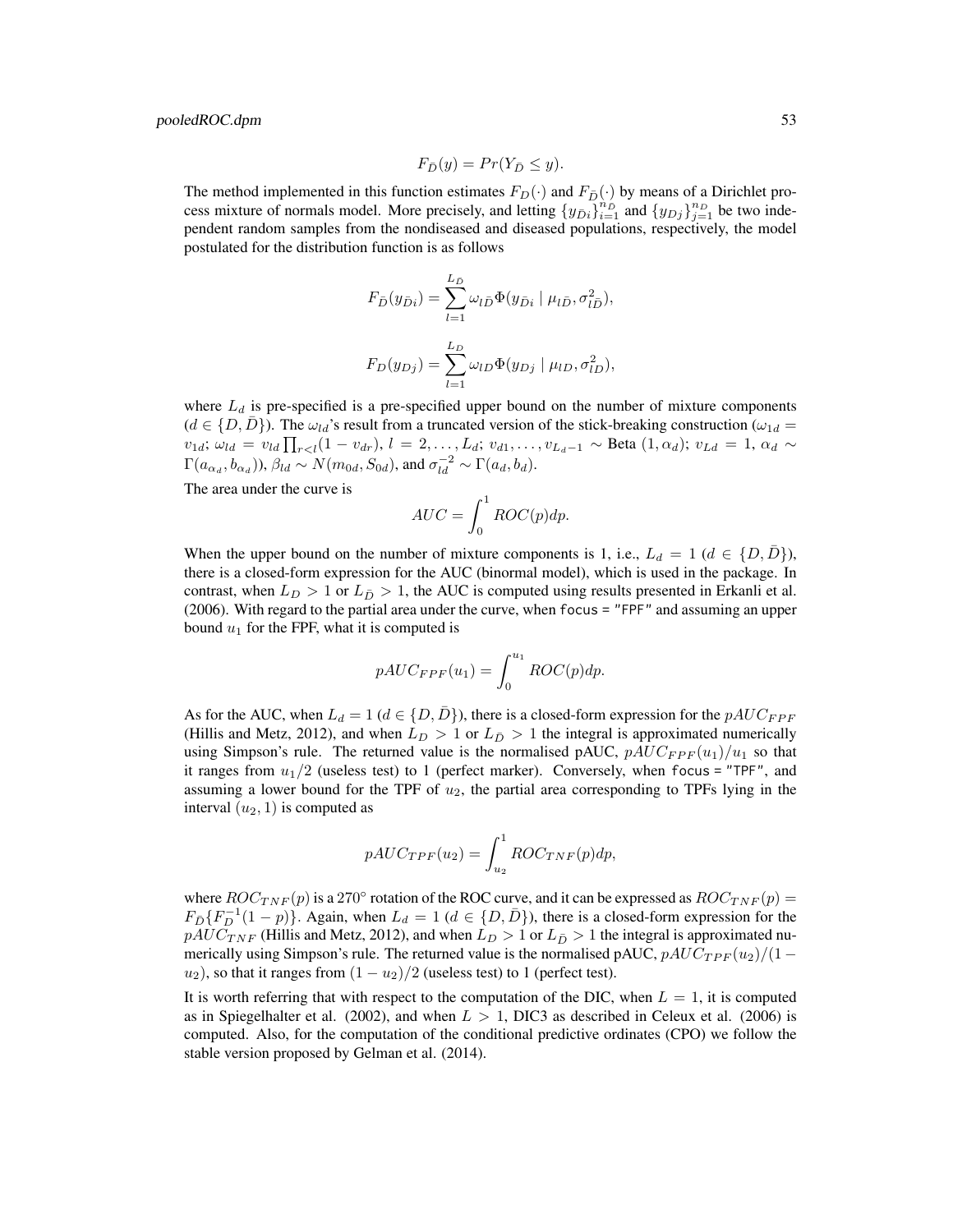$$F_{\bar{D}}(y) = Pr(Y_{\bar{D}} \leq y).$$

The method implemented in this function estimates $F_D(\cdot)$ and $F_{\bar{D}}(\cdot)$ by means of a Dirichlet process mixture of normals model. More precisely, and letting $\{y_{\bar{D}i}\}_{i=1}^{n_{\bar{D}}}$ and $\{y_{Dj}\}_{j=1}^{n_D}$ be two independent random samples from the nondiseased and diseased populations, respectively, the model postulated for the distribution function is as follows

$$F_{\bar{D}}(y_{\bar{D}i}) = \sum_{l=1}^{L_{\bar{D}}} \omega_{l\bar{D}} \Phi(y_{\bar{D}i} \mid \mu_{l\bar{D}}, \sigma_{l\bar{D}}^2),$$

$$F_D(y_{Dj}) = \sum_{l=1}^{L_D} \omega_{lD} \Phi(y_{Dj} \mid \mu_{lD}, \sigma_{lD}^2),$$

where $L_d$ is pre-specified is a pre-specified upper bound on the number of mixture components ($d \in \{D, \bar{D}\}$). The $\omega_{ld}$'s result from a truncated version of the stick-breaking construction ($\omega_{1d} = v_{1d}$; $\omega_{ld} = v_{ld}\prod_{r<l}(1 - v_{dr})$, $l = 2, \ldots, L_d$; $v_{d1}, \ldots, v_{L_d - 1} \sim$ Beta $(1, \alpha_d)$; $v_{Ld} = 1$, $\alpha_d \sim \Gamma(a_{\alpha_d}, b_{\alpha_d})$), $\beta_{ld} \sim N(m_{0d}, S_{0d})$, and $\sigma_{ld}^{-2} \sim \Gamma(a_d, b_d)$.

The area under the curve is

$$AUC = \int_0^1 ROC(p)dp.$$

When the upper bound on the number of mixture components is 1, i.e., $L_d = 1$ ($d \in \{D, \bar{D}\}$), there is a closed-form expression for the AUC (binormal model), which is used in the package. In contrast, when $L_D > 1$ or $L_{\bar{D}} > 1$, the AUC is computed using results presented in Erkanli et al. (2006). With regard to the partial area under the curve, when `focus = "FPF"` and assuming an upper bound $u_1$ for the FPF, what it is computed is

$$pAUC_{FPF}(u_1) = \int_0^{u_1} ROC(p)dp.$$

As for the AUC, when $L_d = 1$ ($d \in \{D, \bar{D}\}$), there is a closed-form expression for the $pAUC_{FPF}$ (Hillis and Metz, 2012), and when $L_D > 1$ or $L_{\bar{D}} > 1$ the integral is approximated numerically using Simpson's rule. The returned value is the normalised pAUC, $pAUC_{FPF}(u_1)/u_1$ so that it ranges from $u_1/2$ (useless test) to 1 (perfect marker). Conversely, when `focus = "TPF"`, and assuming a lower bound for the TPF of $u_2$, the partial area corresponding to TPFs lying in the interval $(u_2, 1)$ is computed as

$$pAUC_{TPF}(u_2) = \int_{u_2}^1 ROC_{TNF}(p)dp,$$

where $ROC_{TNF}(p)$ is a $270^\circ$ rotation of the ROC curve, and it can be expressed as $ROC_{TNF}(p) = F_{\bar{D}}\{F_D^{-1}(1-p)\}$. Again, when $L_d = 1$ ($d \in \{D, \bar{D}\}$), there is a closed-form expression for the $pAUC_{TNF}$ (Hillis and Metz, 2012), and when $L_D > 1$ or $L_{\bar{D}} > 1$ the integral is approximated numerically using Simpson's rule. The returned value is the normalised pAUC, $pAUC_{TPF}(u_2)/(1 - u_2)$, so that it ranges from $(1-u_2)/2$ (useless test) to 1 (perfect test).

It is worth referring that with respect to the computation of the DIC, when $L = 1$, it is computed as in Spiegelhalter et al. (2002), and when $L > 1$, DIC3 as described in Celeux et al. (2006) is computed. Also, for the computation of the conditional predictive ordinates (CPO) we follow the stable version proposed by Gelman et al. (2014).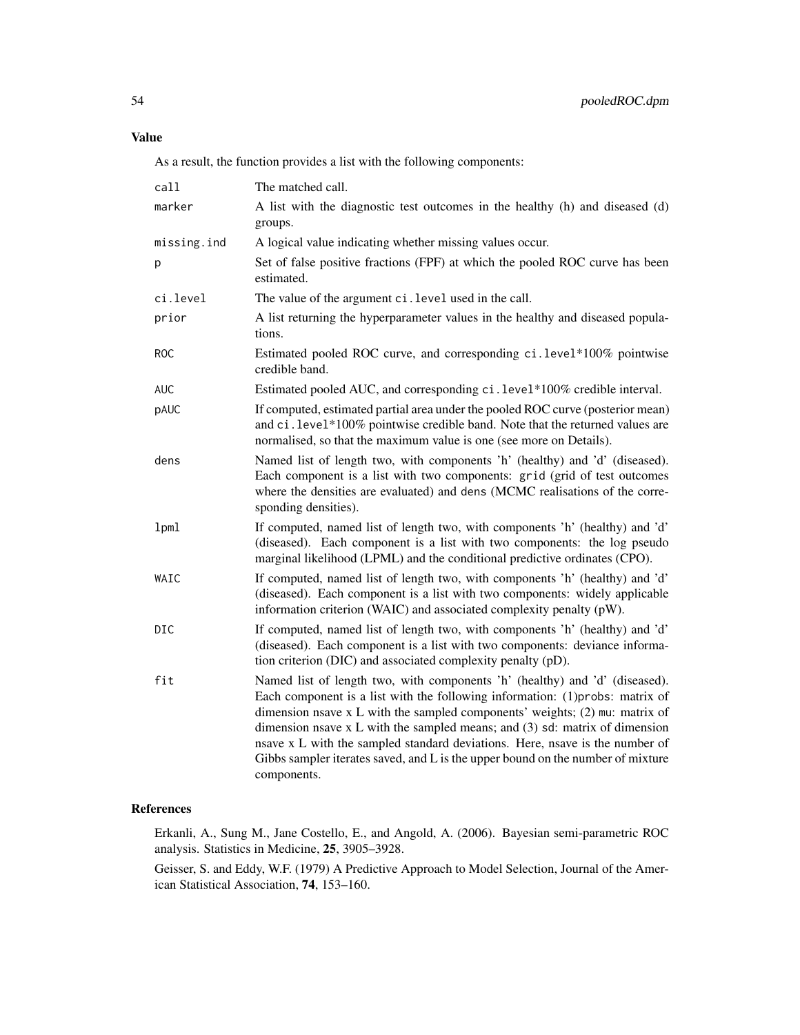## Value

As a result, the function provides a list with the following components:

| | |
|---|---|
| `call` | The matched call. |
| `marker` | A list with the diagnostic test outcomes in the healthy (h) and diseased (d) groups. |
| `missing.ind` | A logical value indicating whether missing values occur. |
| `p` | Set of false positive fractions (FPF) at which the pooled ROC curve has been estimated. |
| `ci.level` | The value of the argument `ci.level` used in the call. |
| `prior` | A list returning the hyperparameter values in the healthy and diseased populations. |
| `ROC` | Estimated pooled ROC curve, and corresponding `ci.level`*100% pointwise credible band. |
| `AUC` | Estimated pooled AUC, and corresponding `ci.level`*100% credible interval. |
| `pAUC` | If computed, estimated partial area under the pooled ROC curve (posterior mean) and `ci.level`*100% pointwise credible band. Note that the returned values are normalised, so that the maximum value is one (see more on Details). |
| `dens` | Named list of length two, with components 'h' (healthy) and 'd' (diseased). Each component is a list with two components: `grid` (grid of test outcomes where the densities are evaluated) and `dens` (MCMC realisations of the corresponding densities). |
| `lpml` | If computed, named list of length two, with components 'h' (healthy) and 'd' (diseased). Each component is a list with two components: the log pseudo marginal likelihood (LPML) and the conditional predictive ordinates (CPO). |
| `WAIC` | If computed, named list of length two, with components 'h' (healthy) and 'd' (diseased). Each component is a list with two components: widely applicable information criterion (WAIC) and associated complexity penalty (pW). |
| `DIC` | If computed, named list of length two, with components 'h' (healthy) and 'd' (diseased). Each component is a list with two components: deviance information criterion (DIC) and associated complexity penalty (pD). |
| `fit` | Named list of length two, with components 'h' (healthy) and 'd' (diseased). Each component is a list with the following information: (1)`probs`: matrix of dimension nsave x L with the sampled components' weights; (2) `mu`: matrix of dimension nsave x L with the sampled means; and (3) `sd`: matrix of dimension nsave x L with the sampled standard deviations. Here, nsave is the number of Gibbs sampler iterates saved, and L is the upper bound on the number of mixture components. |

## References

Erkanli, A., Sung M., Jane Costello, E., and Angold, A. (2006). Bayesian semi-parametric ROC analysis. Statistics in Medicine, **25**, 3905–3928.

Geisser, S. and Eddy, W.F. (1979) A Predictive Approach to Model Selection, Journal of the American Statistical Association, **74**, 153–160.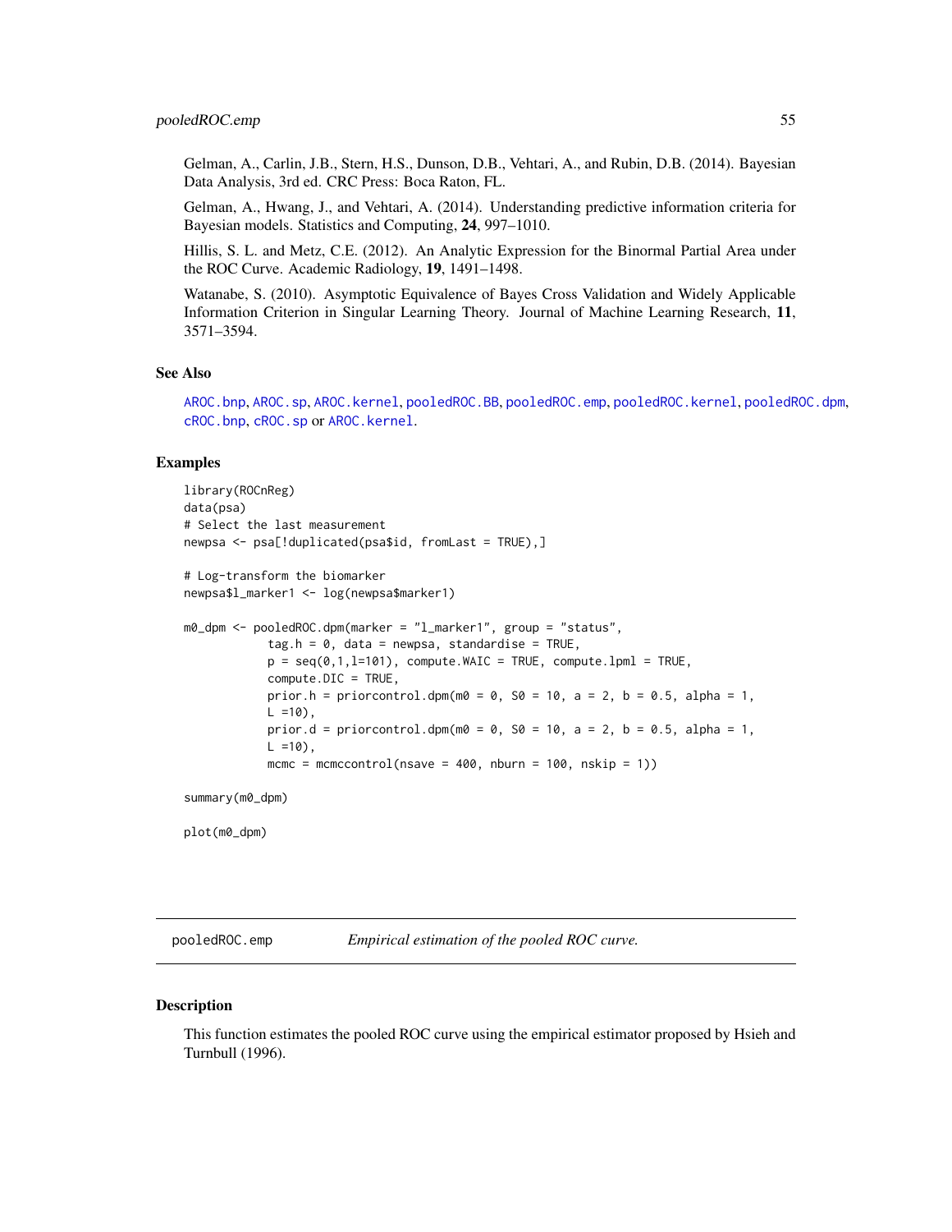Gelman, A., Carlin, J.B., Stern, H.S., Dunson, D.B., Vehtari, A., and Rubin, D.B. (2014). Bayesian Data Analysis, 3rd ed. CRC Press: Boca Raton, FL.

Gelman, A., Hwang, J., and Vehtari, A. (2014). Understanding predictive information criteria for Bayesian models. Statistics and Computing, **24**, 997–1010.

Hillis, S. L. and Metz, C.E. (2012). An Analytic Expression for the Binormal Partial Area under the ROC Curve. Academic Radiology, **19**, 1491–1498.

Watanabe, S. (2010). Asymptotic Equivalence of Bayes Cross Validation and Widely Applicable Information Criterion in Singular Learning Theory. Journal of Machine Learning Research, **11**, 3571–3594.

### See Also

`AROC.bnp`, `AROC.sp`, `AROC.kernel`, `pooledROC.BB`, `pooledROC.emp`, `pooledROC.kernel`, `pooledROC.dpm`, `cROC.bnp`, `cROC.sp` or `AROC.kernel`.

### Examples

```
library(ROCnReg)
data(psa)
# Select the last measurement
newpsa <- psa[!duplicated(psa$id, fromLast = TRUE),]

# Log-transform the biomarker
newpsa$l_marker1 <- log(newpsa$marker1)

m0_dpm <- pooledROC.dpm(marker = "l_marker1", group = "status",
            tag.h = 0, data = newpsa, standardise = TRUE,
            p = seq(0,1,l=101), compute.WAIC = TRUE, compute.lpml = TRUE,
            compute.DIC = TRUE,
            prior.h = priorcontrol.dpm(m0 = 0, S0 = 10, a = 2, b = 0.5, alpha = 1,
            L =10),
            prior.d = priorcontrol.dpm(m0 = 0, S0 = 10, a = 2, b = 0.5, alpha = 1,
            L =10),
            mcmc = mcmccontrol(nsave = 400, nburn = 100, nskip = 1))

summary(m0_dpm)

plot(m0_dpm)
```

---

## pooledROC.emp — *Empirical estimation of the pooled ROC curve.*

### Description

This function estimates the pooled ROC curve using the empirical estimator proposed by Hsieh and Turnbull (1996).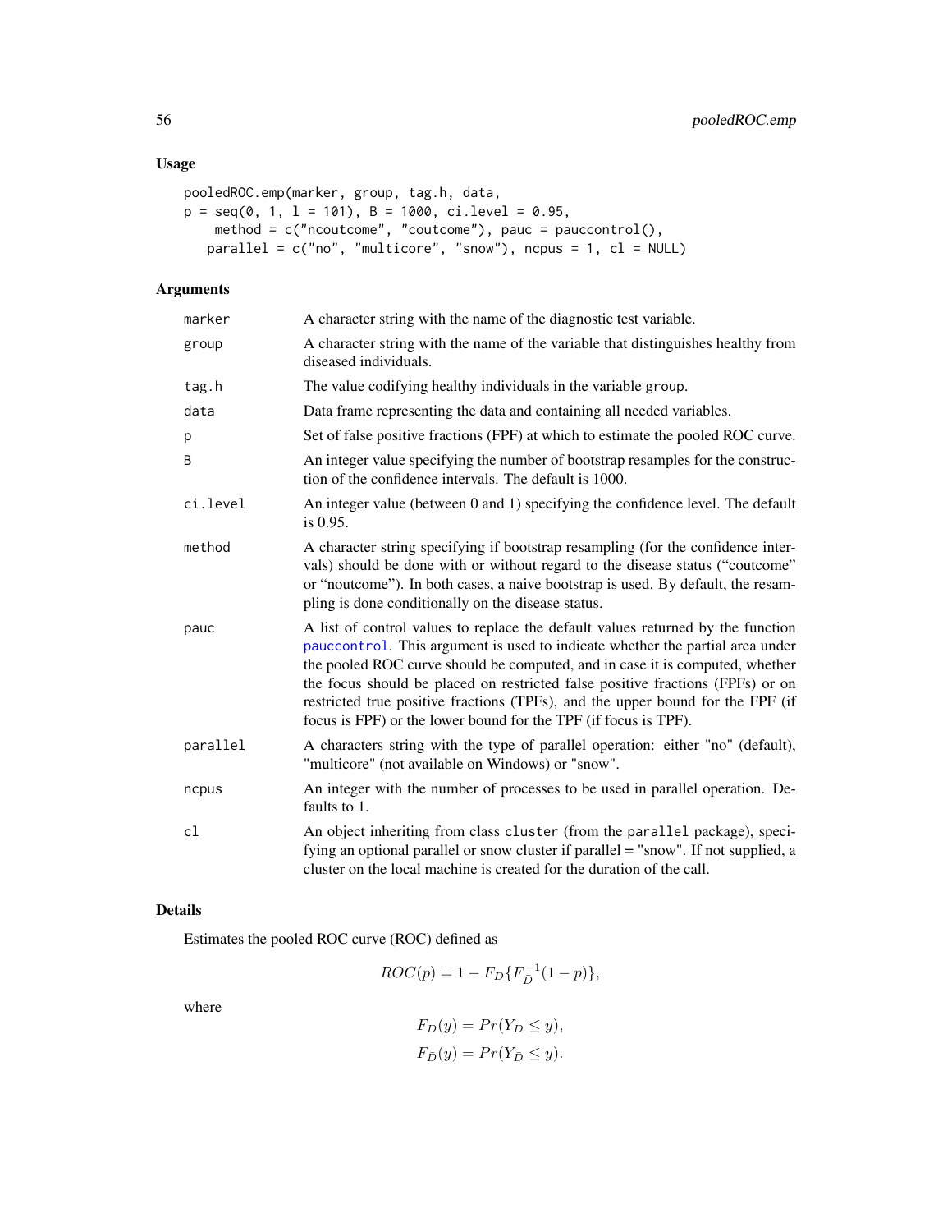## Usage

```
pooledROC.emp(marker, group, tag.h, data,
p = seq(0, 1, l = 101), B = 1000, ci.level = 0.95,
    method = c("ncoutcome", "coutcome"), pauc = pauccontrol(),
   parallel = c("no", "multicore", "snow"), ncpus = 1, cl = NULL)
```

## Arguments

| | |
|---|---|
| marker | A character string with the name of the diagnostic test variable. |
| group | A character string with the name of the variable that distinguishes healthy from diseased individuals. |
| tag.h | The value codifying healthy individuals in the variable group. |
| data | Data frame representing the data and containing all needed variables. |
| p | Set of false positive fractions (FPF) at which to estimate the pooled ROC curve. |
| B | An integer value specifying the number of bootstrap resamples for the construction of the confidence intervals. The default is 1000. |
| ci.level | An integer value (between 0 and 1) specifying the confidence level. The default is 0.95. |
| method | A character string specifying if bootstrap resampling (for the confidence intervals) should be done with or without regard to the disease status ("coutcome" or "noutcome"). In both cases, a naive bootstrap is used. By default, the resampling is done conditionally on the disease status. |
| pauc | A list of control values to replace the default values returned by the function pauccontrol. This argument is used to indicate whether the partial area under the pooled ROC curve should be computed, and in case it is computed, whether the focus should be placed on restricted false positive fractions (FPFs) or on restricted true positive fractions (TPFs), and the upper bound for the FPF (if focus is FPF) or the lower bound for the TPF (if focus is TPF). |
| parallel | A characters string with the type of parallel operation: either "no" (default), "multicore" (not available on Windows) or "snow". |
| ncpus | An integer with the number of processes to be used in parallel operation. Defaults to 1. |
| cl | An object inheriting from class cluster (from the parallel package), specifying an optional parallel or snow cluster if parallel = "snow". If not supplied, a cluster on the local machine is created for the duration of the call. |

## Details

Estimates the pooled ROC curve (ROC) defined as

$$ROC(p) = 1 - F_D\{F_{\bar{D}}^{-1}(1-p)\},$$

where

$$F_D(y) = Pr(Y_D \leq y),$$
$$F_{\bar{D}}(y) = Pr(Y_{\bar{D}} \leq y).$$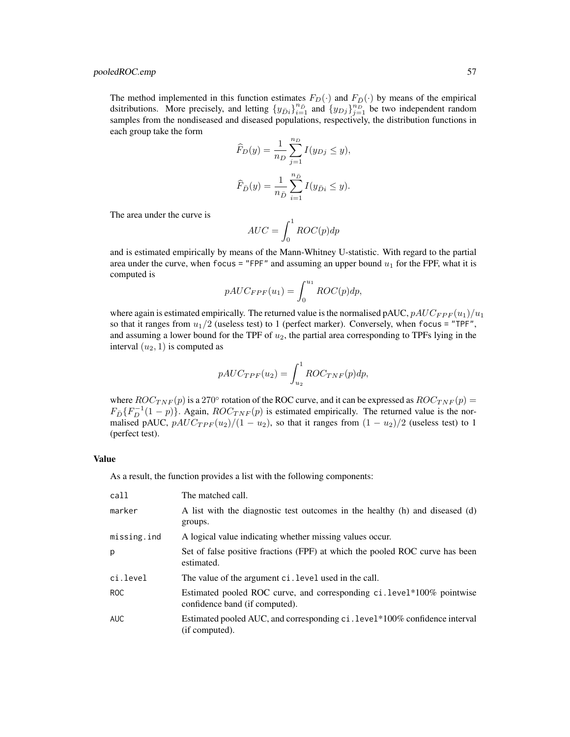The method implemented in this function estimates $F_D(\cdot)$ and $F_{\bar{D}}(\cdot)$ by means of the empirical dsitributions. More precisely, and letting $\{y_{\bar{D}i}\}_{i=1}^{n_{\bar{D}}}$ and $\{y_{Dj}\}_{j=1}^{n_D}$ be two independent random samples from the nondiseased and diseased populations, respectively, the distribution functions in each group take the form

$$\widehat{F}_D(y) = \frac{1}{n_D}\sum_{j=1}^{n_D} I(y_{Dj} \leq y),$$

$$\widehat{F}_{\bar{D}}(y) = \frac{1}{n_{\bar{D}}}\sum_{i=1}^{n_{\bar{D}}} I(y_{\bar{D}i} \leq y).$$

The area under the curve is

$$AUC = \int_0^1 ROC(p)dp$$

and is estimated empirically by means of the Mann-Whitney U-statistic. With regard to the partial area under the curve, when `focus = "FPF"` and assuming an upper bound $u_1$ for the FPF, what it is computed is

$$pAUC_{FPF}(u_1) = \int_0^{u_1} ROC(p)dp,$$

where again is estimated empirically. The returned value is the normalised pAUC, $pAUC_{FPF}(u_1)/u_1$ so that it ranges from $u_1/2$ (useless test) to 1 (perfect marker). Conversely, when `focus = "TPF"`, and assuming a lower bound for the TPF of $u_2$, the partial area corresponding to TPFs lying in the interval $(u_2, 1)$ is computed as

$$pAUC_{TPF}(u_2) = \int_{u_2}^1 ROC_{TNF}(p)dp,$$

where $ROC_{TNF}(p)$ is a $270^\circ$ rotation of the ROC curve, and it can be expressed as $ROC_{TNF}(p) = F_{\bar{D}}\{F_D^{-1}(1-p)\}$. Again, $ROC_{TNF}(p)$ is estimated empirically. The returned value is the normalised pAUC, $pAUC_{TPF}(u_2)/(1-u_2)$, so that it ranges from $(1-u_2)/2$ (useless test) to 1 (perfect test).

## Value

As a result, the function provides a list with the following components:

| | |
|---|---|
| `call` | The matched call. |
| `marker` | A list with the diagnostic test outcomes in the healthy (h) and diseased (d) groups. |
| `missing.ind` | A logical value indicating whether missing values occur. |
| `p` | Set of false positive fractions (FPF) at which the pooled ROC curve has been estimated. |
| `ci.level` | The value of the argument `ci.level` used in the call. |
| `ROC` | Estimated pooled ROC curve, and corresponding `ci.level`*100% pointwise confidence band (if computed). |
| `AUC` | Estimated pooled AUC, and corresponding `ci.level`*100% confidence interval (if computed). |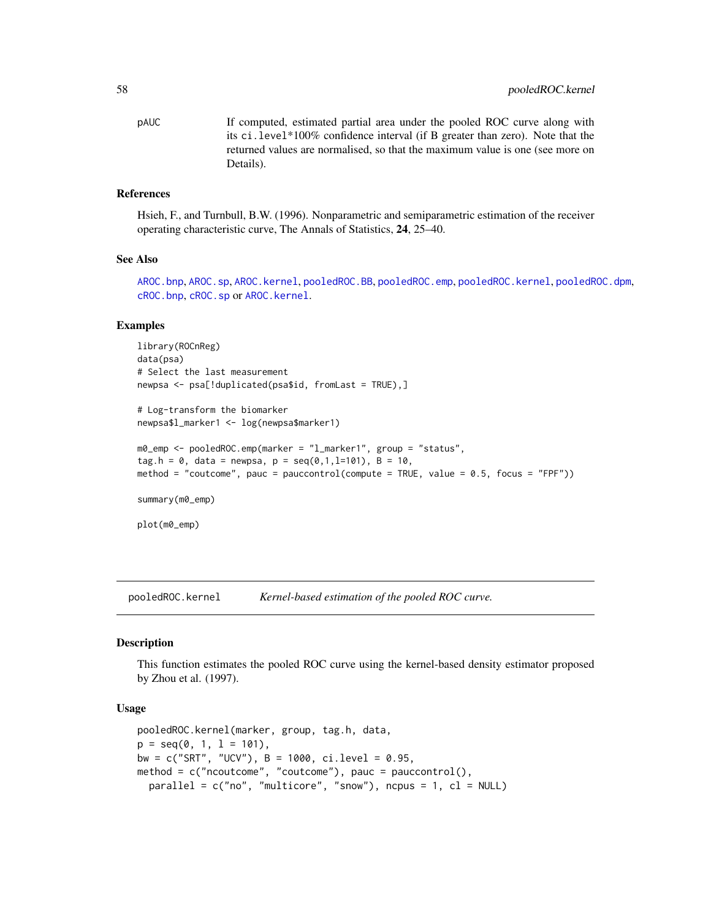pAUC     If computed, estimated partial area under the pooled ROC curve along with its ci.level*100% confidence interval (if B greater than zero). Note that the returned values are normalised, so that the maximum value is one (see more on Details).

### References

Hsieh, F., and Turnbull, B.W. (1996). Nonparametric and semiparametric estimation of the receiver operating characteristic curve, The Annals of Statistics, **24**, 25–40.

### See Also

AROC.bnp, AROC.sp, AROC.kernel, pooledROC.BB, pooledROC.emp, pooledROC.kernel, pooledROC.dpm, cROC.bnp, cROC.sp or AROC.kernel.

### Examples

```
library(ROCnReg)
data(psa)
# Select the last measurement
newpsa <- psa[!duplicated(psa$id, fromLast = TRUE),]

# Log-transform the biomarker
newpsa$l_marker1 <- log(newpsa$marker1)

m0_emp <- pooledROC.emp(marker = "l_marker1", group = "status",
tag.h = 0, data = newpsa, p = seq(0,1,l=101), B = 10,
method = "coutcome", pauc = pauccontrol(compute = TRUE, value = 0.5, focus = "FPF"))

summary(m0_emp)

plot(m0_emp)
```

## pooledROC.kernel    *Kernel-based estimation of the pooled ROC curve.*

### Description

This function estimates the pooled ROC curve using the kernel-based density estimator proposed by Zhou et al. (1997).

### Usage

```
pooledROC.kernel(marker, group, tag.h, data,
p = seq(0, 1, l = 101),
bw = c("SRT", "UCV"), B = 1000, ci.level = 0.95,
method = c("ncoutcome", "coutcome"), pauc = pauccontrol(),
  parallel = c("no", "multicore", "snow"), ncpus = 1, cl = NULL)
```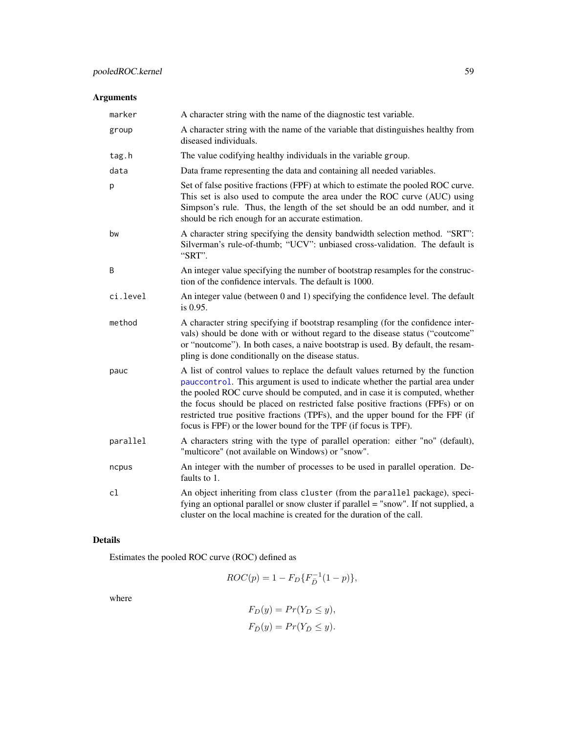## Arguments

| | |
|---|---|
| `marker` | A character string with the name of the diagnostic test variable. |
| `group` | A character string with the name of the variable that distinguishes healthy from diseased individuals. |
| `tag.h` | The value codifying healthy individuals in the variable `group`. |
| `data` | Data frame representing the data and containing all needed variables. |
| `p` | Set of false positive fractions (FPF) at which to estimate the pooled ROC curve. This set is also used to compute the area under the ROC curve (AUC) using Simpson's rule. Thus, the length of the set should be an odd number, and it should be rich enough for an accurate estimation. |
| `bw` | A character string specifying the density bandwidth selection method. "SRT": Silverman's rule-of-thumb; "UCV": unbiased cross-validation. The default is "SRT". |
| `B` | An integer value specifying the number of bootstrap resamples for the construction of the confidence intervals. The default is 1000. |
| `ci.level` | An integer value (between 0 and 1) specifying the confidence level. The default is 0.95. |
| `method` | A character string specifying if bootstrap resampling (for the confidence intervals) should be done with or without regard to the disease status ("coutcome" or "noutcome"). In both cases, a naive bootstrap is used. By default, the resampling is done conditionally on the disease status. |
| `pauc` | A list of control values to replace the default values returned by the function `pauccontrol`. This argument is used to indicate whether the partial area under the pooled ROC curve should be computed, and in case it is computed, whether the focus should be placed on restricted false positive fractions (FPFs) or on restricted true positive fractions (TPFs), and the upper bound for the FPF (if focus is FPF) or the lower bound for the TPF (if focus is TPF). |
| `parallel` | A characters string with the type of parallel operation: either "no" (default), "multicore" (not available on Windows) or "snow". |
| `ncpus` | An integer with the number of processes to be used in parallel operation. Defaults to 1. |
| `cl` | An object inheriting from class `cluster` (from the `parallel` package), specifying an optional parallel or snow cluster if parallel = "snow". If not supplied, a cluster on the local machine is created for the duration of the call. |

## Details

Estimates the pooled ROC curve (ROC) defined as

$$ROC(p) = 1 - F_D\{F_{\bar{D}}^{-1}(1-p)\},$$

where

$$F_D(y) = Pr(Y_D \leq y),$$
$$F_{\bar{D}}(y) = Pr(Y_{\bar{D}} \leq y).$$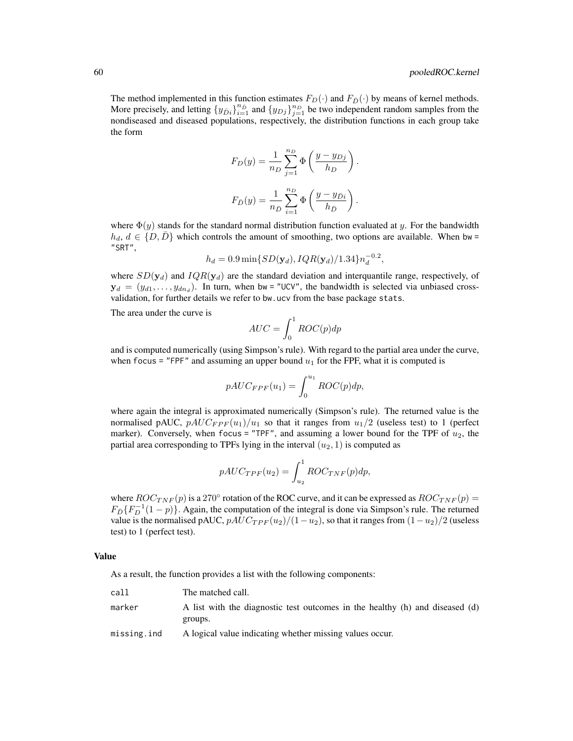The method implemented in this function estimates $F_D(\cdot)$ and $F_{\bar{D}}(\cdot)$ by means of kernel methods. More precisely, and letting $\{y_{\bar{D}i}\}_{i=1}^{n_{\bar{D}}}$ and $\{y_{Dj}\}_{j=1}^{n_D}$ be two independent random samples from the nondiseased and diseased populations, respectively, the distribution functions in each group take the form

$$F_D(y) = \frac{1}{n_D}\sum_{j=1}^{n_D}\Phi\left(\frac{y - y_{Dj}}{h_D}\right).$$

$$F_{\bar{D}}(y) = \frac{1}{n_{\bar{D}}}\sum_{i=1}^{n_D}\Phi\left(\frac{y - y_{\bar{D}i}}{h_{\bar{D}}}\right).$$

where $\Phi(y)$ stands for the standard normal distribution function evaluated at $y$. For the bandwidth $h_d$, $d \in \{D, \bar{D}\}$ which controls the amount of smoothing, two options are available. When `bw = "SRT"`,

$$h_d = 0.9\min\{SD(\mathbf{y}_d), IQR(\mathbf{y}_d)/1.34\}n_d^{-0.2},$$

where $SD(\mathbf{y}_d)$ and $IQR(\mathbf{y}_d)$ are the standard deviation and interquantile range, respectively, of $\mathbf{y}_d = (y_{d1}, \ldots, y_{dn_d})$. In turn, when `bw = "UCV"`, the bandwidth is selected via unbiased cross-validation, for further details we refer to `bw.ucv` from the base package `stats`.

The area under the curve is

$$AUC = \int_0^1 ROC(p)dp$$

and is computed numerically (using Simpson's rule). With regard to the partial area under the curve, when `focus = "FPF"` and assuming an upper bound $u_1$ for the FPF, what it is computed is

$$pAUC_{FPF}(u_1) = \int_0^{u_1} ROC(p)dp,$$

where again the integral is approximated numerically (Simpson's rule). The returned value is the normalised pAUC, $pAUC_{FPF}(u_1)/u_1$ so that it ranges from $u_1/2$ (useless test) to 1 (perfect marker). Conversely, when `focus = "TPF"`, and assuming a lower bound for the TPF of $u_2$, the partial area corresponding to TPFs lying in the interval $(u_2, 1)$ is computed as

$$pAUC_{TPF}(u_2) = \int_{u_2}^1 ROC_{TNF}(p)dp,$$

where $ROC_{TNF}(p)$ is a $270^\circ$ rotation of the ROC curve, and it can be expressed as $ROC_{TNF}(p) = F_{\bar{D}}\{F_D^{-1}(1-p)\}$. Again, the computation of the integral is done via Simpson's rule. The returned value is the normalised pAUC, $pAUC_{TPF}(u_2)/(1-u_2)$, so that it ranges from $(1-u_2)/2$ (useless test) to 1 (perfect test).

### Value

As a result, the function provides a list with the following components:

| | |
|---|---|
| `call` | The matched call. |
| `marker` | A list with the diagnostic test outcomes in the healthy (h) and diseased (d) groups. |
| `missing.ind` | A logical value indicating whether missing values occur. |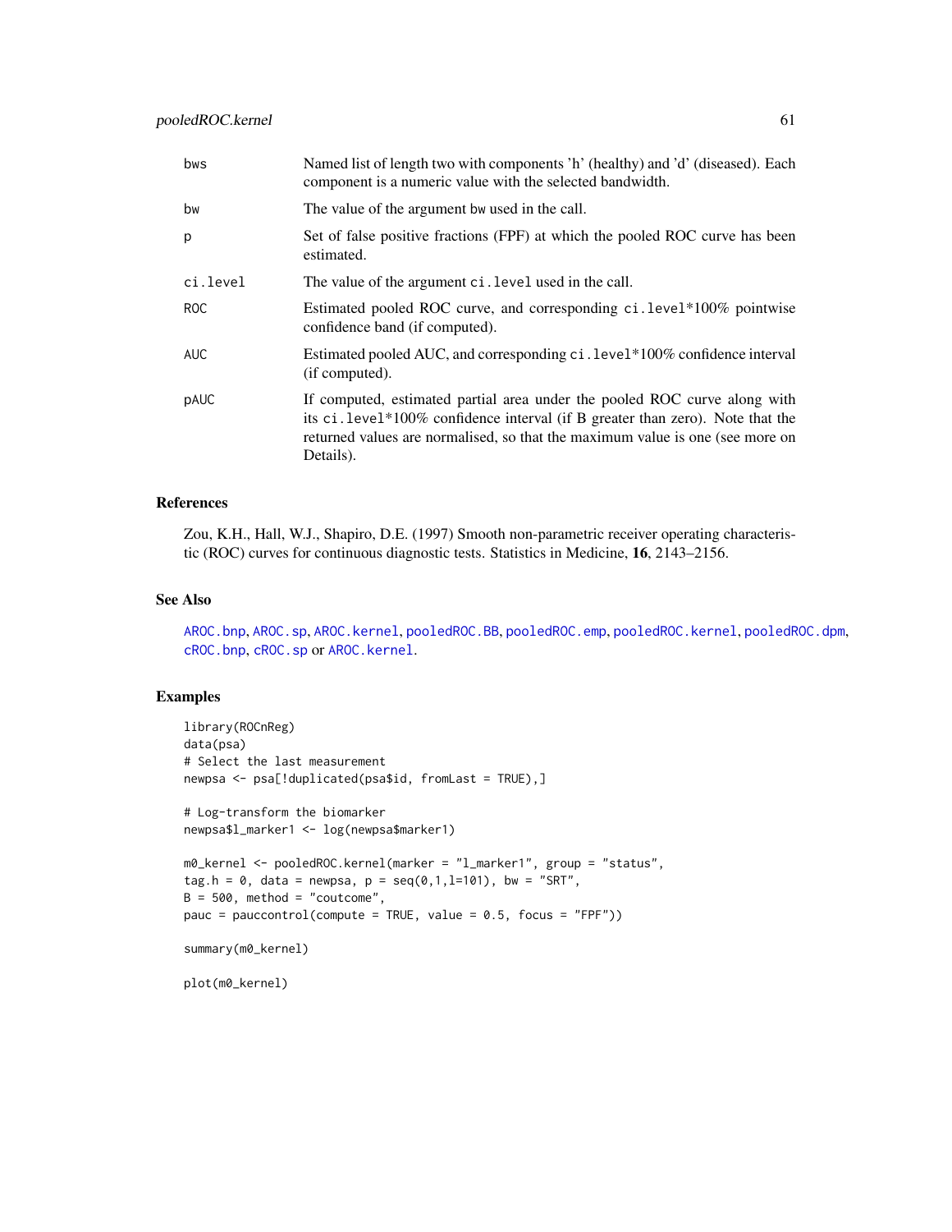| | |
|---|---|
| bws | Named list of length two with components 'h' (healthy) and 'd' (diseased). Each component is a numeric value with the selected bandwidth. |
| bw | The value of the argument bw used in the call. |
| p | Set of false positive fractions (FPF) at which the pooled ROC curve has been estimated. |
| ci.level | The value of the argument ci.level used in the call. |
| ROC | Estimated pooled ROC curve, and corresponding ci.level*100% pointwise confidence band (if computed). |
| AUC | Estimated pooled AUC, and corresponding ci.level*100% confidence interval (if computed). |
| pAUC | If computed, estimated partial area under the pooled ROC curve along with its ci.level*100% confidence interval (if B greater than zero). Note that the returned values are normalised, so that the maximum value is one (see more on Details). |

### References

Zou, K.H., Hall, W.J., Shapiro, D.E. (1997) Smooth non-parametric receiver operating characteristic (ROC) curves for continuous diagnostic tests. Statistics in Medicine, **16**, 2143–2156.

### See Also

AROC.bnp, AROC.sp, AROC.kernel, pooledROC.BB, pooledROC.emp, pooledROC.kernel, pooledROC.dpm, cROC.bnp, cROC.sp or AROC.kernel.

### Examples

```
library(ROCnReg)
data(psa)
# Select the last measurement
newpsa <- psa[!duplicated(psa$id, fromLast = TRUE),]

# Log-transform the biomarker
newpsa$l_marker1 <- log(newpsa$marker1)

m0_kernel <- pooledROC.kernel(marker = "l_marker1", group = "status",
tag.h = 0, data = newpsa, p = seq(0,1,l=101), bw = "SRT",
B = 500, method = "coutcome",
pauc = pauccontrol(compute = TRUE, value = 0.5, focus = "FPF"))

summary(m0_kernel)

plot(m0_kernel)
```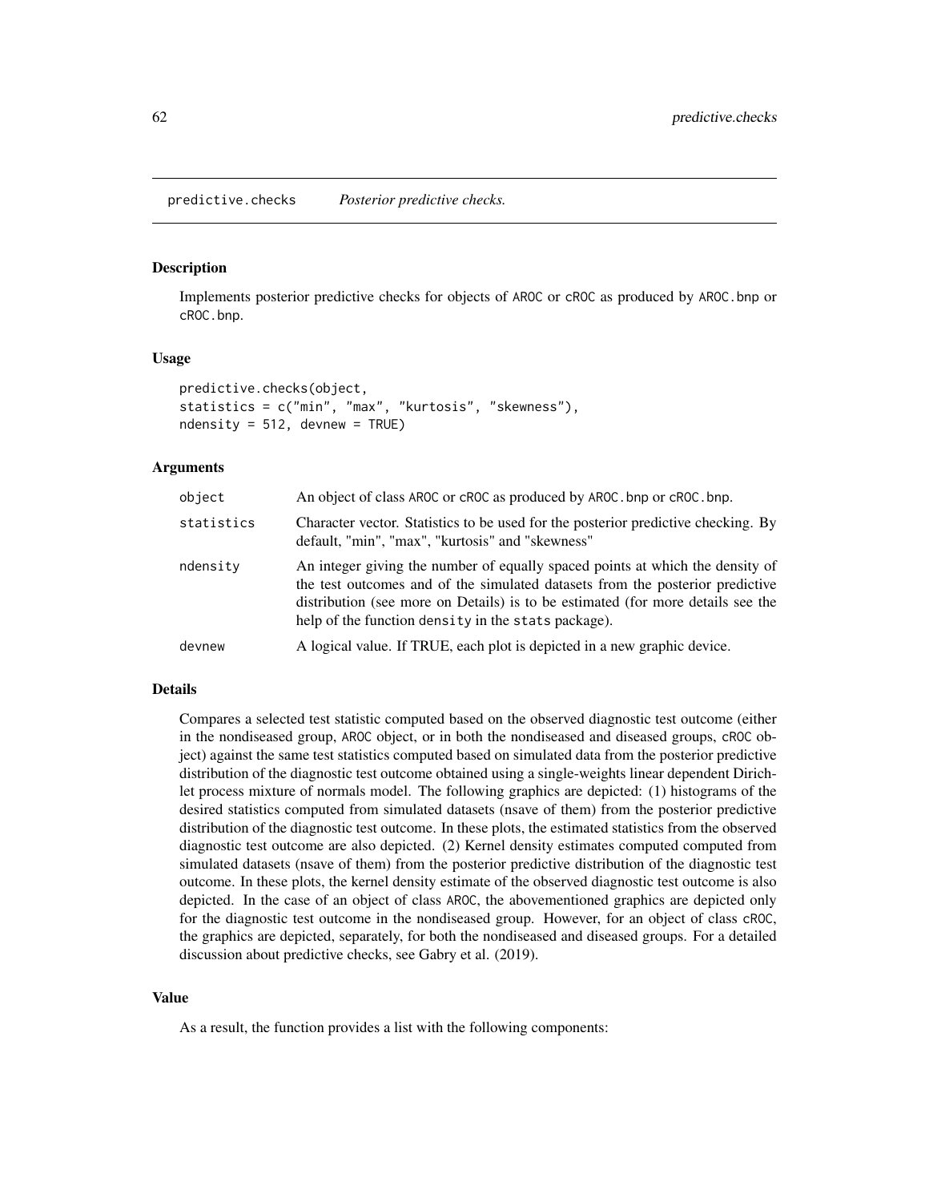predictive.checks *Posterior predictive checks.*

### Description

Implements posterior predictive checks for objects of AROC or cROC as produced by AROC.bnp or cROC.bnp.

### Usage

```
predictive.checks(object,
statistics = c("min", "max", "kurtosis", "skewness"),
ndensity = 512, devnew = TRUE)
```

### Arguments

| | |
|---|---|
| object | An object of class AROC or cROC as produced by AROC.bnp or cROC.bnp. |
| statistics | Character vector. Statistics to be used for the posterior predictive checking. By default, "min", "max", "kurtosis" and "skewness" |
| ndensity | An integer giving the number of equally spaced points at which the density of the test outcomes and of the simulated datasets from the posterior predictive distribution (see more on Details) is to be estimated (for more details see the help of the function density in the stats package). |
| devnew | A logical value. If TRUE, each plot is depicted in a new graphic device. |

### Details

Compares a selected test statistic computed based on the observed diagnostic test outcome (either in the nondiseased group, AROC object, or in both the nondiseased and diseased groups, cROC object) against the same test statistics computed based on simulated data from the posterior predictive distribution of the diagnostic test outcome obtained using a single-weights linear dependent Dirichlet process mixture of normals model. The following graphics are depicted: (1) histograms of the desired statistics computed from simulated datasets (nsave of them) from the posterior predictive distribution of the diagnostic test outcome. In these plots, the estimated statistics from the observed diagnostic test outcome are also depicted. (2) Kernel density estimates computed computed from simulated datasets (nsave of them) from the posterior predictive distribution of the diagnostic test outcome. In these plots, the kernel density estimate of the observed diagnostic test outcome is also depicted. In the case of an object of class AROC, the abovementioned graphics are depicted only for the diagnostic test outcome in the nondiseased group. However, for an object of class cROC, the graphics are depicted, separately, for both the nondiseased and diseased groups. For a detailed discussion about predictive checks, see Gabry et al. (2019).

### Value

As a result, the function provides a list with the following components: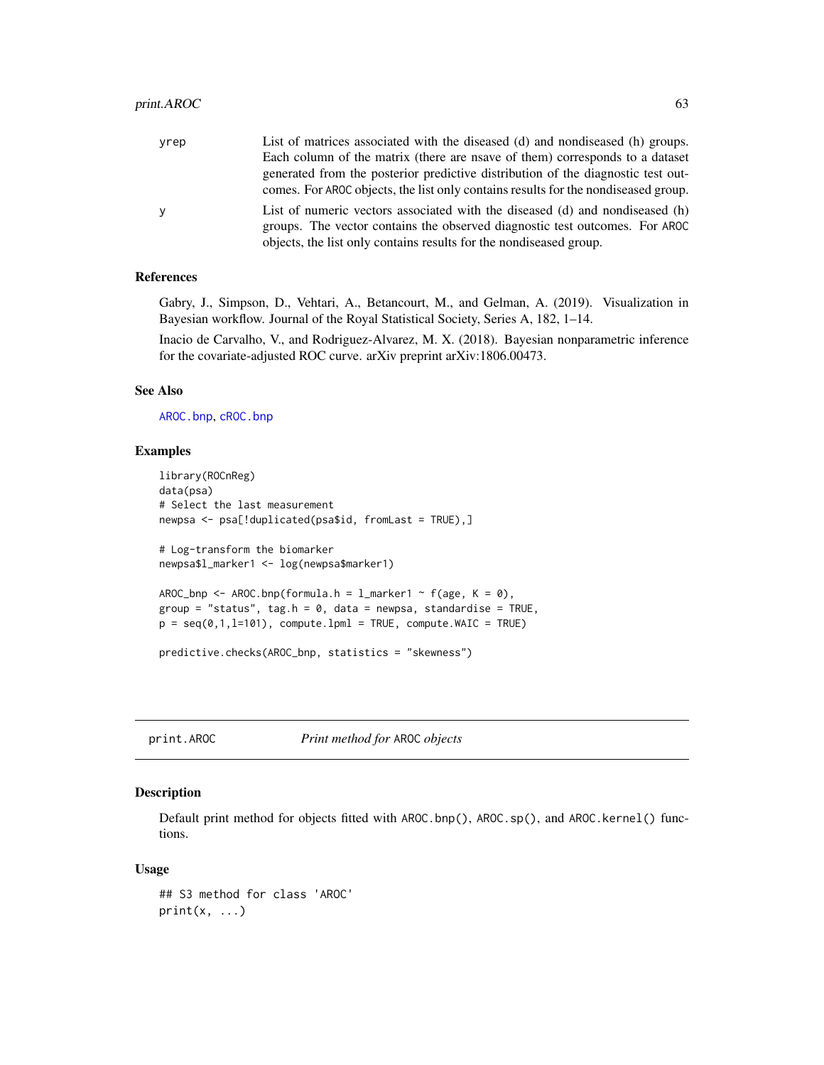yrep
: List of matrices associated with the diseased (d) and nondiseased (h) groups. Each column of the matrix (there are nsave of them) corresponds to a dataset generated from the posterior predictive distribution of the diagnostic test outcomes. For AROC objects, the list only contains results for the nondiseased group.

y
: List of numeric vectors associated with the diseased (d) and nondiseased (h) groups. The vector contains the observed diagnostic test outcomes. For AROC objects, the list only contains results for the nondiseased group.

### References

Gabry, J., Simpson, D., Vehtari, A., Betancourt, M., and Gelman, A. (2019). Visualization in Bayesian workflow. Journal of the Royal Statistical Society, Series A, 182, 1–14.

Inacio de Carvalho, V., and Rodriguez-Alvarez, M. X. (2018). Bayesian nonparametric inference for the covariate-adjusted ROC curve. arXiv preprint arXiv:1806.00473.

### See Also

AROC.bnp, cROC.bnp

### Examples

```
library(ROCnReg)
data(psa)
# Select the last measurement
newpsa <- psa[!duplicated(psa$id, fromLast = TRUE),]

# Log-transform the biomarker
newpsa$l_marker1 <- log(newpsa$marker1)

AROC_bnp <- AROC.bnp(formula.h = l_marker1 ~ f(age, K = 0),
group = "status", tag.h = 0, data = newpsa, standardise = TRUE,
p = seq(0,1,l=101), compute.lpml = TRUE, compute.WAIC = TRUE)

predictive.checks(AROC_bnp, statistics = "skewness")
```

---

## print.AROC — *Print method for* AROC *objects*

### Description

Default print method for objects fitted with AROC.bnp(), AROC.sp(), and AROC.kernel() functions.

### Usage

```
## S3 method for class 'AROC'
print(x, ...)
```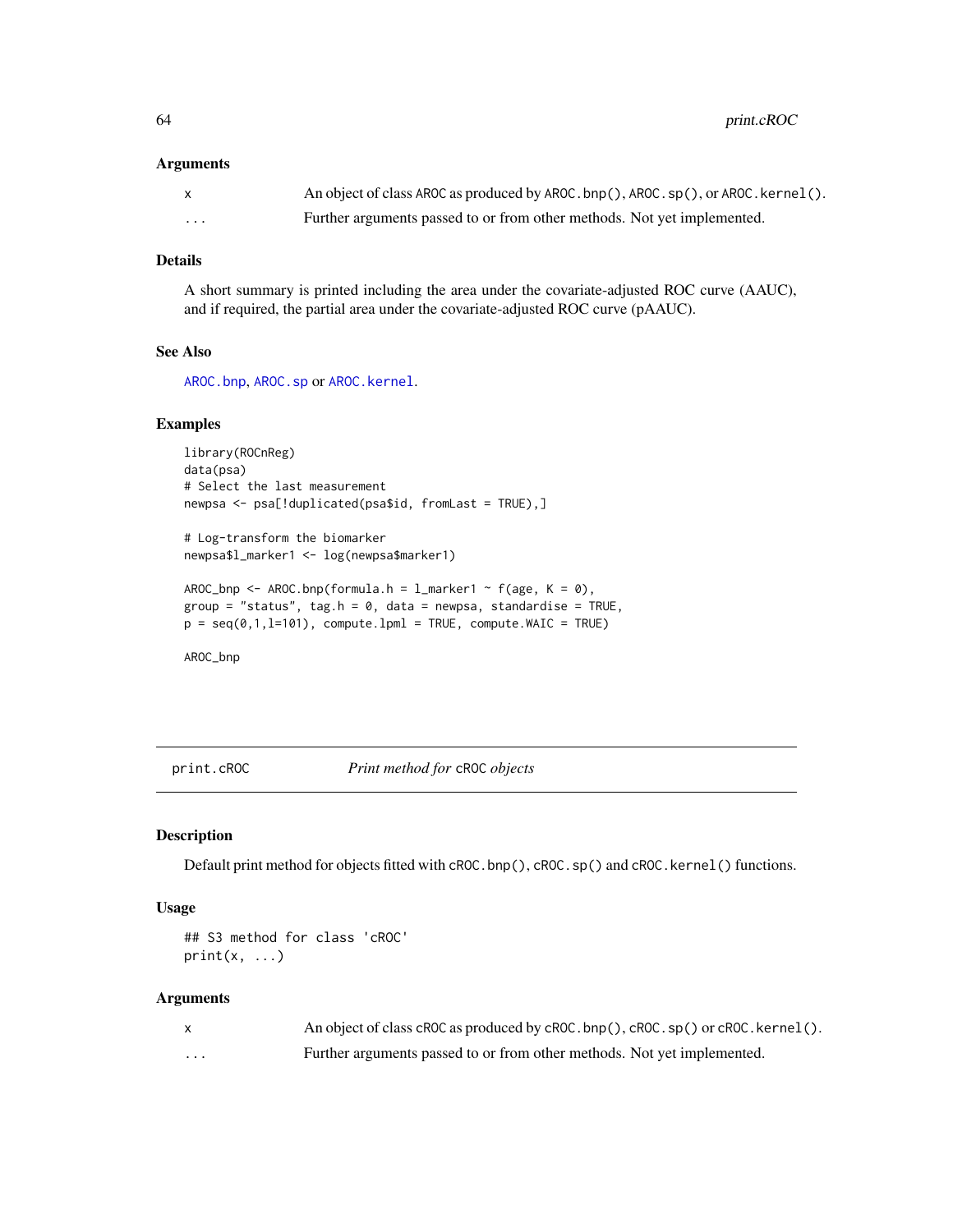### Arguments

| | |
|---|---|
| x | An object of class AROC as produced by AROC.bnp(), AROC.sp(), or AROC.kernel(). |
| ... | Further arguments passed to or from other methods. Not yet implemented. |

### Details

A short summary is printed including the area under the covariate-adjusted ROC curve (AAUC), and if required, the partial area under the covariate-adjusted ROC curve (pAAUC).

### See Also

AROC.bnp, AROC.sp or AROC.kernel.

### Examples

```
library(ROCnReg)
data(psa)
# Select the last measurement
newpsa <- psa[!duplicated(psa$id, fromLast = TRUE),]

# Log-transform the biomarker
newpsa$l_marker1 <- log(newpsa$marker1)

AROC_bnp <- AROC.bnp(formula.h = l_marker1 ~ f(age, K = 0),
group = "status", tag.h = 0, data = newpsa, standardise = TRUE,
p = seq(0,1,l=101), compute.lpml = TRUE, compute.WAIC = TRUE)

AROC_bnp
```

---

## print.cROC — *Print method for* cROC *objects*

### Description

Default print method for objects fitted with cROC.bnp(), cROC.sp() and cROC.kernel() functions.

### Usage

```
## S3 method for class 'cROC'
print(x, ...)
```

### Arguments

| | |
|---|---|
| x | An object of class cROC as produced by cROC.bnp(), cROC.sp() or cROC.kernel(). |
| ... | Further arguments passed to or from other methods. Not yet implemented. |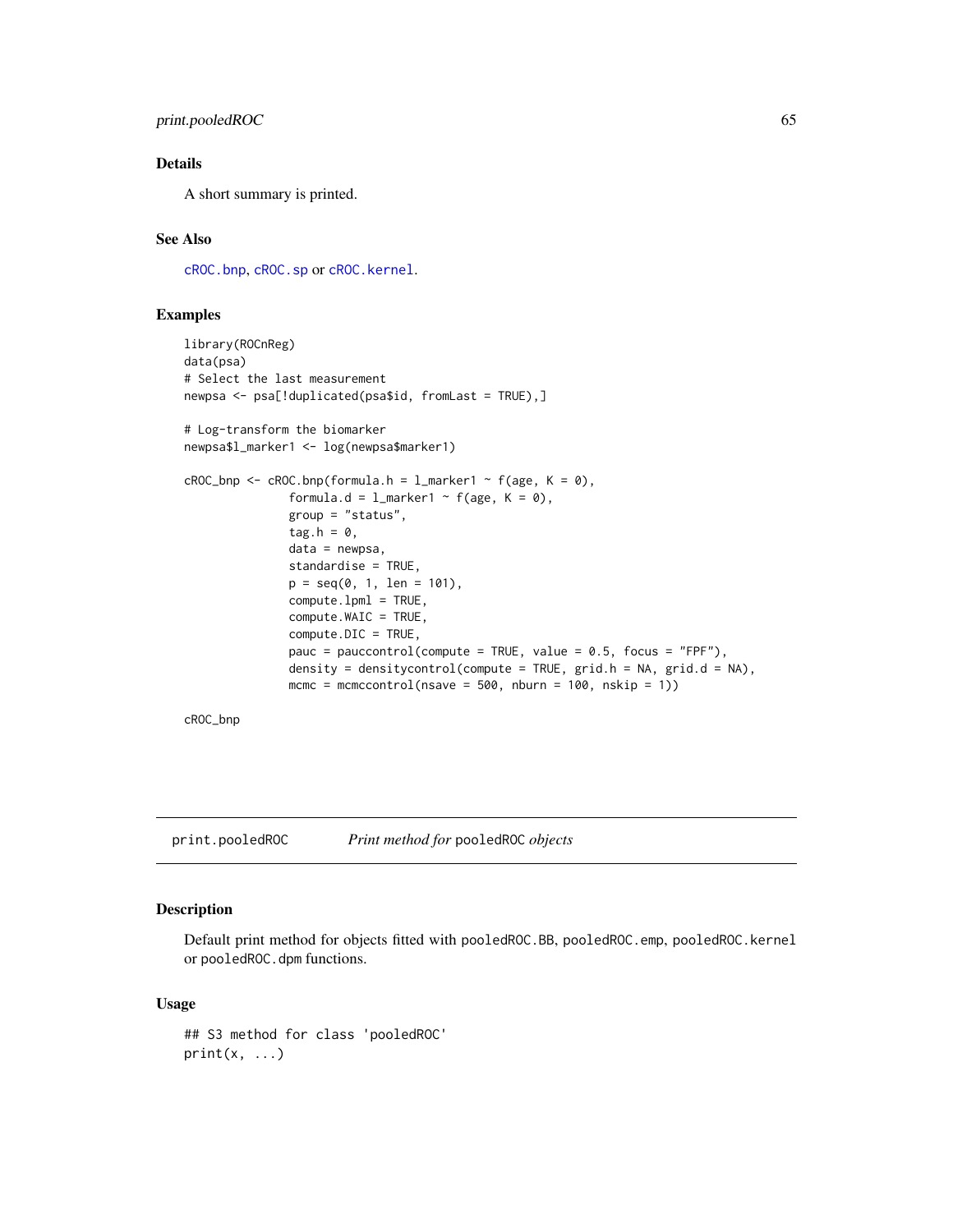## Details

A short summary is printed.

## See Also

`cROC.bnp`, `cROC.sp` or `cROC.kernel`.

## Examples

```
library(ROCnReg)
data(psa)
# Select the last measurement
newpsa <- psa[!duplicated(psa$id, fromLast = TRUE),]

# Log-transform the biomarker
newpsa$l_marker1 <- log(newpsa$marker1)

cROC_bnp <- cROC.bnp(formula.h = l_marker1 ~ f(age, K = 0),
               formula.d = l_marker1 ~ f(age, K = 0),
               group = "status",
               tag.h = 0,
               data = newpsa,
               standardise = TRUE,
               p = seq(0, 1, len = 101),
               compute.lpml = TRUE,
               compute.WAIC = TRUE,
               compute.DIC = TRUE,
               pauc = pauccontrol(compute = TRUE, value = 0.5, focus = "FPF"),
               density = densitycontrol(compute = TRUE, grid.h = NA, grid.d = NA),
               mcmc = mcmccontrol(nsave = 500, nburn = 100, nskip = 1))

cROC_bnp
```

---

# print.pooledROC *Print method for* pooledROC *objects*

## Description

Default print method for objects fitted with `pooledROC.BB`, `pooledROC.emp`, `pooledROC.kernel` or `pooledROC.dpm` functions.

## Usage

```
## S3 method for class 'pooledROC'
print(x, ...)
```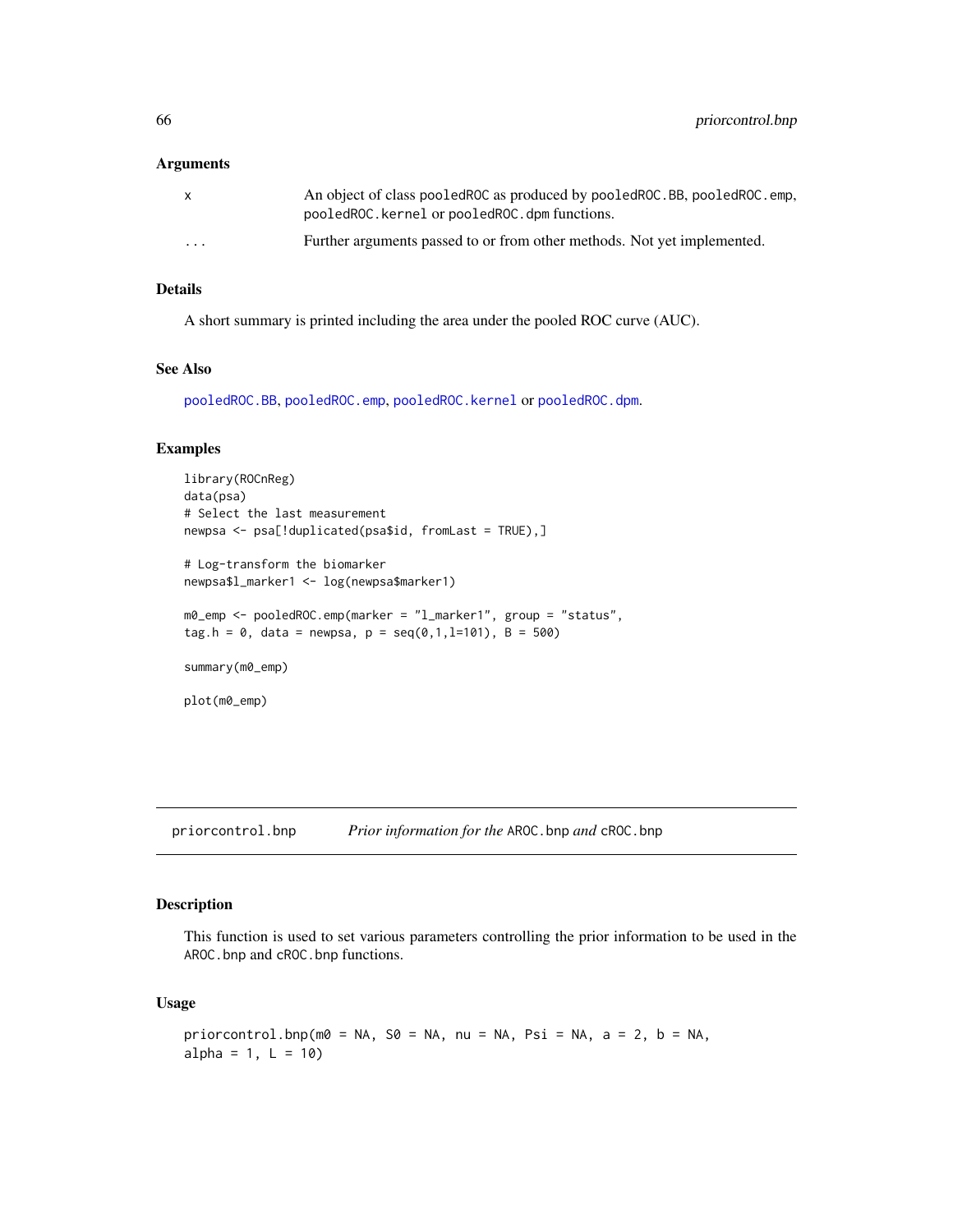### Arguments

| | |
|---|---|
| x | An object of class pooledROC as produced by pooledROC.BB, pooledROC.emp, pooledROC.kernel or pooledROC.dpm functions. |
| ... | Further arguments passed to or from other methods. Not yet implemented. |

### Details

A short summary is printed including the area under the pooled ROC curve (AUC).

### See Also

pooledROC.BB, pooledROC.emp, pooledROC.kernel or pooledROC.dpm.

### Examples

```
library(ROCnReg)
data(psa)
# Select the last measurement
newpsa <- psa[!duplicated(psa$id, fromLast = TRUE),]

# Log-transform the biomarker
newpsa$l_marker1 <- log(newpsa$marker1)

m0_emp <- pooledROC.emp(marker = "l_marker1", group = "status",
tag.h = 0, data = newpsa, p = seq(0,1,l=101), B = 500)

summary(m0_emp)

plot(m0_emp)
```

---

## priorcontrol.bnp — *Prior information for the* AROC.bnp *and* cROC.bnp

### Description

This function is used to set various parameters controlling the prior information to be used in the AROC.bnp and cROC.bnp functions.

### Usage

```
priorcontrol.bnp(m0 = NA, S0 = NA, nu = NA, Psi = NA, a = 2, b = NA,
alpha = 1, L = 10)
```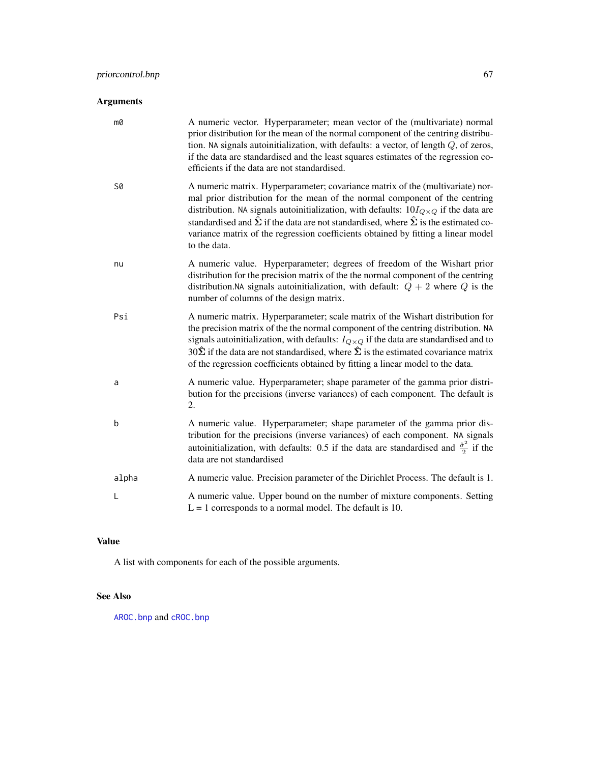## Arguments

`m0`
: A numeric vector. Hyperparameter; mean vector of the (multivariate) normal prior distribution for the mean of the normal component of the centring distribution. `NA` signals autoinitialization, with defaults: a vector, of length $Q$, of zeros, if the data are standardised and the least squares estimates of the regression coefficients if the data are not standardised.

`S0`
: A numeric matrix. Hyperparameter; covariance matrix of the (multivariate) normal prior distribution for the mean of the normal component of the centring distribution. `NA` signals autoinitialization, with defaults: $10I_{Q\times Q}$ if the data are standardised and $\hat{\Sigma}$ if the data are not standardised, where $\hat{\Sigma}$ is the estimated covariance matrix of the regression coefficients obtained by fitting a linear model to the data.

`nu`
: A numeric value. Hyperparameter; degrees of freedom of the Wishart prior distribution for the precision matrix of the the normal component of the centring distribution.`NA` signals autoinitialization, with default: $Q+2$ where $Q$ is the number of columns of the design matrix.

`Psi`
: A numeric matrix. Hyperparameter; scale matrix of the Wishart distribution for the precision matrix of the the normal component of the centring distribution. `NA` signals autoinitialization, with defaults: $I_{Q\times Q}$ if the data are standardised and to $30\hat{\Sigma}$ if the data are not standardised, where $\hat{\Sigma}$ is the estimated covariance matrix of the regression coefficients obtained by fitting a linear model to the data.

`a`
: A numeric value. Hyperparameter; shape parameter of the gamma prior distribution for the precisions (inverse variances) of each component. The default is 2.

`b`
: A numeric value. Hyperparameter; shape parameter of the gamma prior distribution for the precisions (inverse variances) of each component. `NA` signals autoinitialization, with defaults: 0.5 if the data are standardised and $\frac{\hat{\sigma}^2}{2}$ if the data are not standardised

`alpha`
: A numeric value. Precision parameter of the Dirichlet Process. The default is 1.

`L`
: A numeric value. Upper bound on the number of mixture components. Setting L = 1 corresponds to a normal model. The default is 10.

## Value

A list with components for each of the possible arguments.

## See Also

`AROC.bnp` and `cROC.bnp`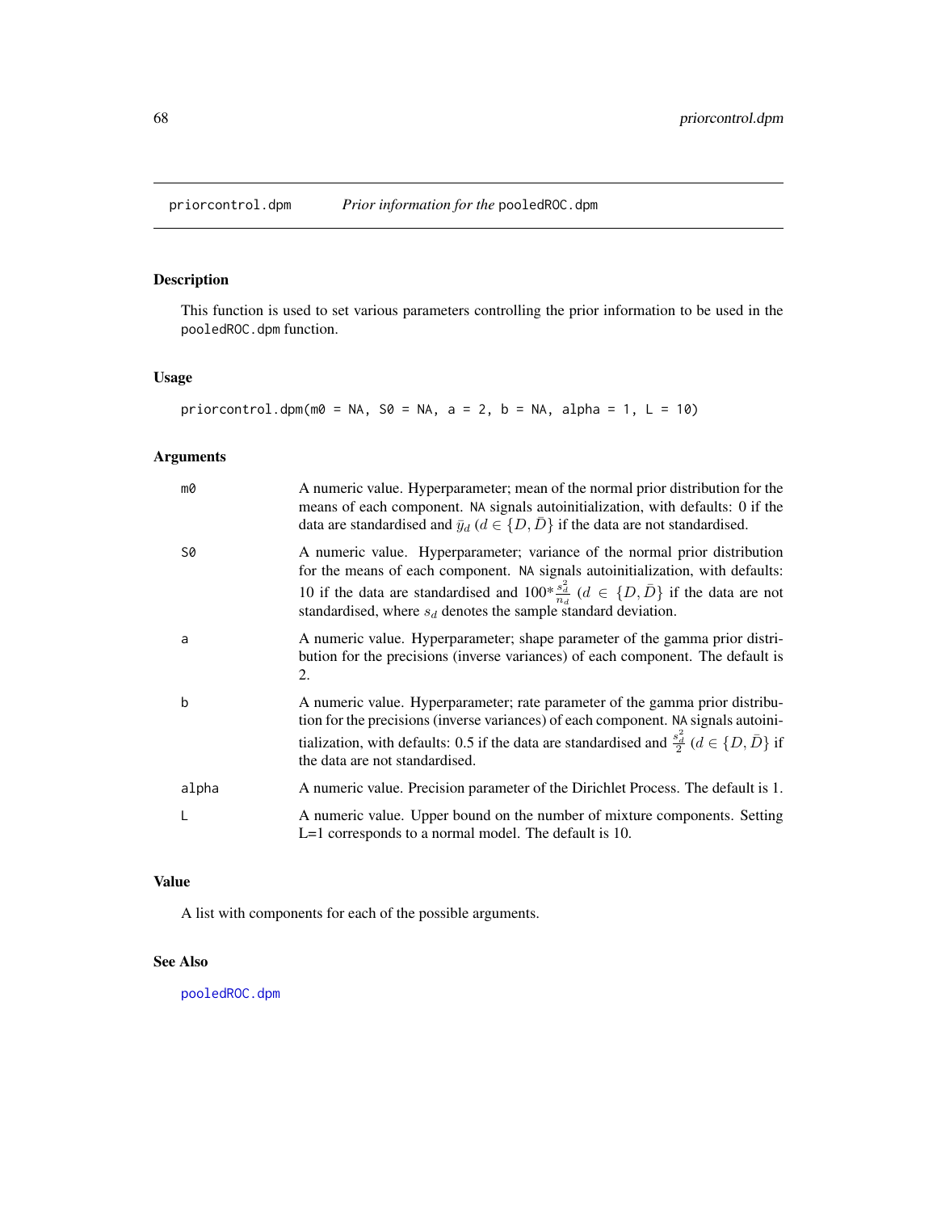priorcontrol.dpm    *Prior information for the* `pooledROC.dpm`

## Description

This function is used to set various parameters controlling the prior information to be used in the `pooledROC.dpm` function.

## Usage

```
priorcontrol.dpm(m0 = NA, S0 = NA, a = 2, b = NA, alpha = 1, L = 10)
```

## Arguments

| | |
|---|---|
| m0 | A numeric value. Hyperparameter; mean of the normal prior distribution for the means of each component. NA signals autoinitialization, with defaults: 0 if the data are standardised and $\bar{y}_d$ ($d \in \{D, \bar{D}\}$ if the data are not standardised. |
| S0 | A numeric value. Hyperparameter; variance of the normal prior distribution for the means of each component. NA signals autoinitialization, with defaults: 10 if the data are standardised and $100 * \frac{s_d^2}{n_d}$ ($d \in \{D, \bar{D}\}$ if the data are not standardised, where $s_d$ denotes the sample standard deviation. |
| a | A numeric value. Hyperparameter; shape parameter of the gamma prior distribution for the precisions (inverse variances) of each component. The default is 2. |
| b | A numeric value. Hyperparameter; rate parameter of the gamma prior distribution for the precisions (inverse variances) of each component. NA signals autoinitialization, with defaults: 0.5 if the data are standardised and $\frac{s_d^2}{2}$ ($d \in \{D, \bar{D}\}$ if the data are not standardised. |
| alpha | A numeric value. Precision parameter of the Dirichlet Process. The default is 1. |
| L | A numeric value. Upper bound on the number of mixture components. Setting L=1 corresponds to a normal model. The default is 10. |

## Value

A list with components for each of the possible arguments.

## See Also

`pooledROC.dpm`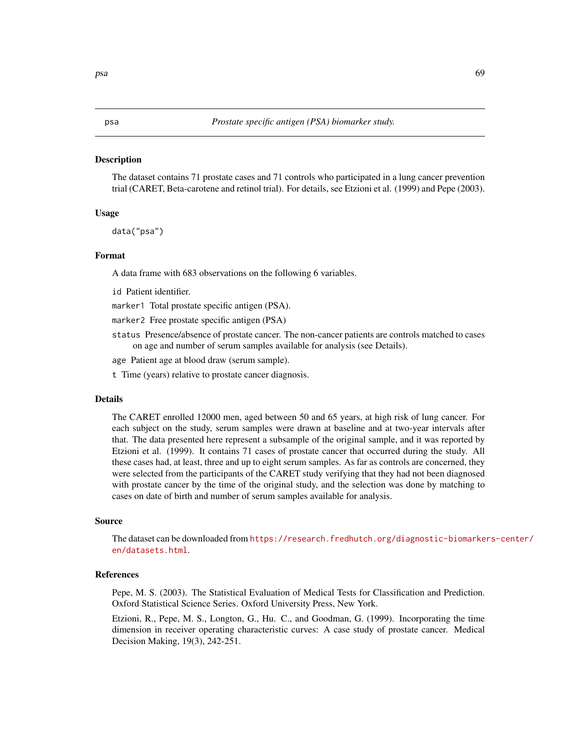psa — *Prostate specific antigen (PSA) biomarker study.*

## Description

The dataset contains 71 prostate cases and 71 controls who participated in a lung cancer prevention trial (CARET, Beta-carotene and retinol trial). For details, see Etzioni et al. (1999) and Pepe (2003).

## Usage

```
data("psa")
```

## Format

A data frame with 683 observations on the following 6 variables.

- `id` Patient identifier.
- `marker1` Total prostate specific antigen (PSA).
- `marker2` Free prostate specific antigen (PSA)
- `status` Presence/absence of prostate cancer. The non-cancer patients are controls matched to cases on age and number of serum samples available for analysis (see Details).
- `age` Patient age at blood draw (serum sample).
- `t` Time (years) relative to prostate cancer diagnosis.

## Details

The CARET enrolled 12000 men, aged between 50 and 65 years, at high risk of lung cancer. For each subject on the study, serum samples were drawn at baseline and at two-year intervals after that. The data presented here represent a subsample of the original sample, and it was reported by Etzioni et al. (1999). It contains 71 cases of prostate cancer that occurred during the study. All these cases had, at least, three and up to eight serum samples. As far as controls are concerned, they were selected from the participants of the CARET study verifying that they had not been diagnosed with prostate cancer by the time of the original study, and the selection was done by matching to cases on date of birth and number of serum samples available for analysis.

## Source

The dataset can be downloaded from https://research.fredhutch.org/diagnostic-biomarkers-center/en/datasets.html.

## References

Pepe, M. S. (2003). The Statistical Evaluation of Medical Tests for Classification and Prediction. Oxford Statistical Science Series. Oxford University Press, New York.

Etzioni, R., Pepe, M. S., Longton, G., Hu. C., and Goodman, G. (1999). Incorporating the time dimension in receiver operating characteristic curves: A case study of prostate cancer. Medical Decision Making, 19(3), 242-251.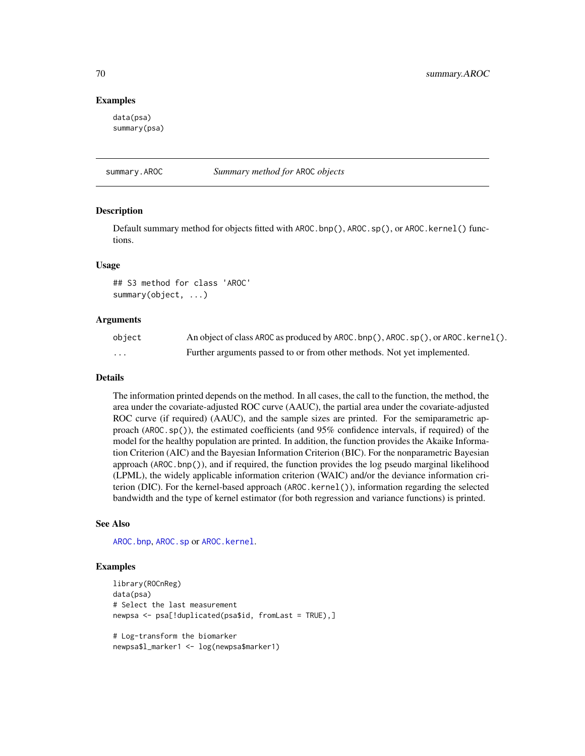### Examples

```
data(psa)
summary(psa)
```

---

## summary.AROC — *Summary method for* AROC *objects*

### Description

Default summary method for objects fitted with `AROC.bnp()`, `AROC.sp()`, or `AROC.kernel()` functions.

### Usage

```
## S3 method for class 'AROC'
summary(object, ...)
```

### Arguments

| | |
|---|---|
| `object` | An object of class `AROC` as produced by `AROC.bnp()`, `AROC.sp()`, or `AROC.kernel()`. |
| `...` | Further arguments passed to or from other methods. Not yet implemented. |

### Details

The information printed depends on the method. In all cases, the call to the function, the method, the area under the covariate-adjusted ROC curve (AAUC), the partial area under the covariate-adjusted ROC curve (if required) (AAUC), and the sample sizes are printed. For the semiparametric approach (`AROC.sp()`), the estimated coefficients (and 95% confidence intervals, if required) of the model for the healthy population are printed. In addition, the function provides the Akaike Information Criterion (AIC) and the Bayesian Information Criterion (BIC). For the nonparametric Bayesian approach (`AROC.bnp()`), and if required, the function provides the log pseudo marginal likelihood (LPML), the widely applicable information criterion (WAIC) and/or the deviance information criterion (DIC). For the kernel-based approach (`AROC.kernel()`), information regarding the selected bandwidth and the type of kernel estimator (for both regression and variance functions) is printed.

### See Also

`AROC.bnp`, `AROC.sp` or `AROC.kernel`.

### Examples

```
library(ROCnReg)
data(psa)
# Select the last measurement
newpsa <- psa[!duplicated(psa$id, fromLast = TRUE),]

# Log-transform the biomarker
newpsa$l_marker1 <- log(newpsa$marker1)
```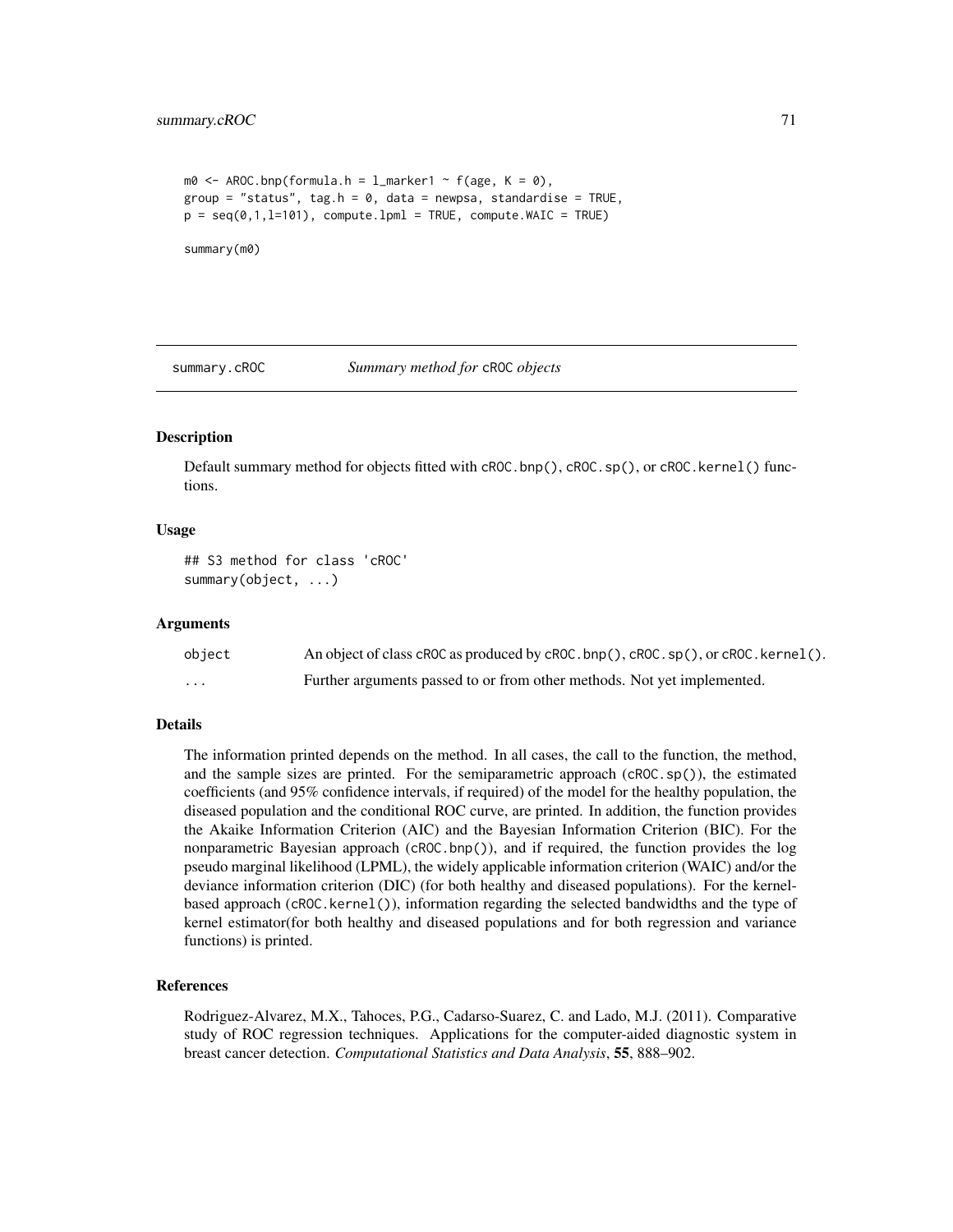```
m0 <- AROC.bnp(formula.h = l_marker1 ~ f(age, K = 0),
group = "status", tag.h = 0, data = newpsa, standardise = TRUE,
p = seq(0,1,l=101), compute.lpml = TRUE, compute.WAIC = TRUE)

summary(m0)
```

---

## summary.cROC — *Summary method for* cROC *objects*

---

### Description

Default summary method for objects fitted with `cROC.bnp()`, `cROC.sp()`, or `cROC.kernel()` functions.

### Usage

```
## S3 method for class 'cROC'
summary(object, ...)
```

### Arguments

| | |
|---|---|
| `object` | An object of class `cROC` as produced by `cROC.bnp()`, `cROC.sp()`, or `cROC.kernel()`. |
| `...` | Further arguments passed to or from other methods. Not yet implemented. |

### Details

The information printed depends on the method. In all cases, the call to the function, the method, and the sample sizes are printed. For the semiparametric approach (`cROC.sp()`), the estimated coefficients (and 95% confidence intervals, if required) of the model for the healthy population, the diseased population and the conditional ROC curve, are printed. In addition, the function provides the Akaike Information Criterion (AIC) and the Bayesian Information Criterion (BIC). For the nonparametric Bayesian approach (`cROC.bnp()`), and if required, the function provides the log pseudo marginal likelihood (LPML), the widely applicable information criterion (WAIC) and/or the deviance information criterion (DIC) (for both healthy and diseased populations). For the kernel-based approach (`cROC.kernel()`), information regarding the selected bandwidths and the type of kernel estimator(for both healthy and diseased populations and for both regression and variance functions) is printed.

### References

Rodriguez-Alvarez, M.X., Tahoces, P.G., Cadarso-Suarez, C. and Lado, M.J. (2011). Comparative study of ROC regression techniques. Applications for the computer-aided diagnostic system in breast cancer detection. *Computational Statistics and Data Analysis*, **55**, 888–902.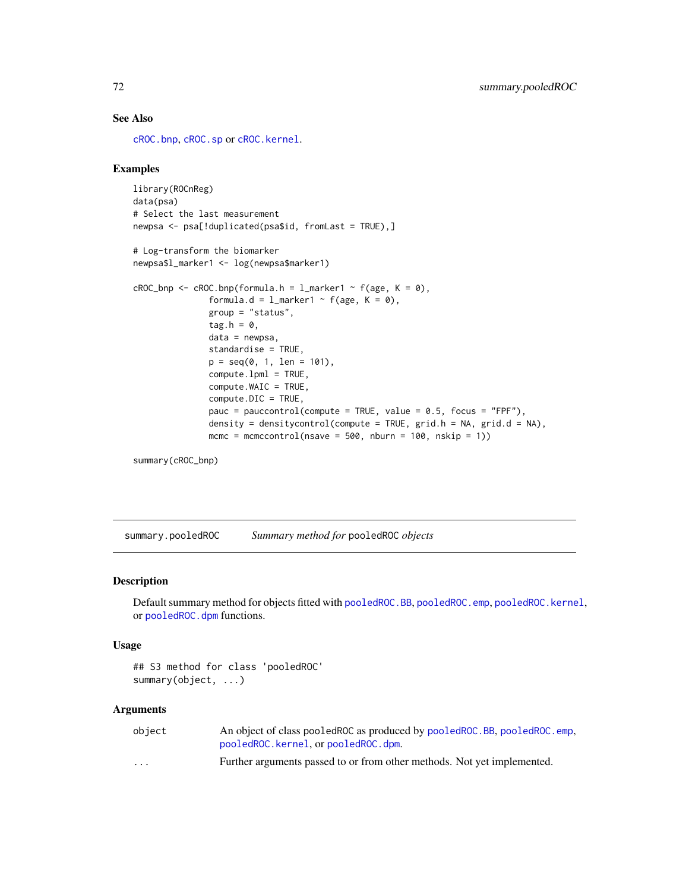## See Also

cROC.bnp, cROC.sp or cROC.kernel.

## Examples

```
library(ROCnReg)
data(psa)
# Select the last measurement
newpsa <- psa[!duplicated(psa$id, fromLast = TRUE),]

# Log-transform the biomarker
newpsa$l_marker1 <- log(newpsa$marker1)

cROC_bnp <- cROC.bnp(formula.h = l_marker1 ~ f(age, K = 0),
              formula.d = l_marker1 ~ f(age, K = 0),
              group = "status",
              tag.h = 0,
              data = newpsa,
              standardise = TRUE,
              p = seq(0, 1, len = 101),
              compute.lpml = TRUE,
              compute.WAIC = TRUE,
              compute.DIC = TRUE,
              pauc = pauccontrol(compute = TRUE, value = 0.5, focus = "FPF"),
              density = densitycontrol(compute = TRUE, grid.h = NA, grid.d = NA),
              mcmc = mcmccontrol(nsave = 500, nburn = 100, nskip = 1))

summary(cROC_bnp)
```

---

# summary.pooledROC — *Summary method for* pooledROC *objects*

## Description

Default summary method for objects fitted with pooledROC.BB, pooledROC.emp, pooledROC.kernel, or pooledROC.dpm functions.

## Usage

```
## S3 method for class 'pooledROC'
summary(object, ...)
```

## Arguments

| | |
|---|---|
| object | An object of class pooledROC as produced by pooledROC.BB, pooledROC.emp, pooledROC.kernel, or pooledROC.dpm. |
| ... | Further arguments passed to or from other methods. Not yet implemented. |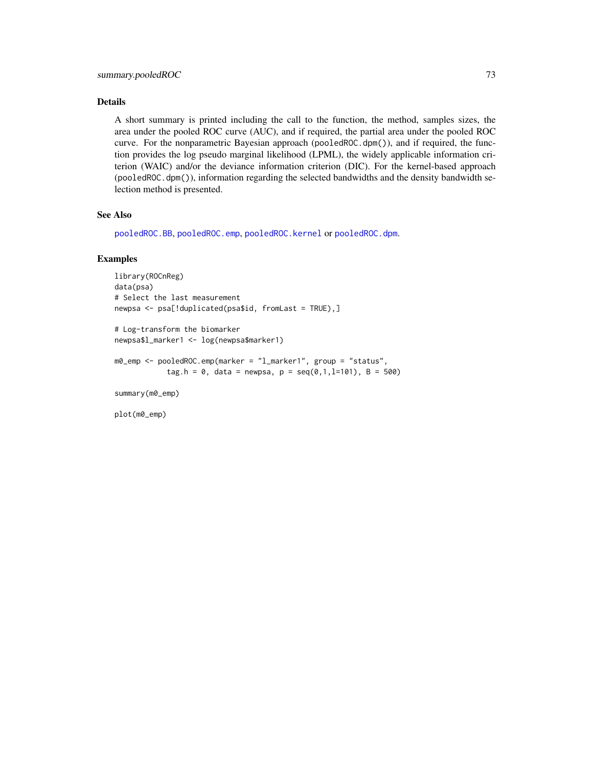## Details

A short summary is printed including the call to the function, the method, samples sizes, the area under the pooled ROC curve (AUC), and if required, the partial area under the pooled ROC curve. For the nonparametric Bayesian approach (`pooledROC.dpm()`), and if required, the function provides the log pseudo marginal likelihood (LPML), the widely applicable information criterion (WAIC) and/or the deviance information criterion (DIC). For the kernel-based approach (`pooledROC.dpm()`), information regarding the selected bandwidths and the density bandwidth selection method is presented.

## See Also

`pooledROC.BB`, `pooledROC.emp`, `pooledROC.kernel` or `pooledROC.dpm`.

## Examples

```
library(ROCnReg)
data(psa)
# Select the last measurement
newpsa <- psa[!duplicated(psa$id, fromLast = TRUE),]

# Log-transform the biomarker
newpsa$l_marker1 <- log(newpsa$marker1)

m0_emp <- pooledROC.emp(marker = "l_marker1", group = "status",
            tag.h = 0, data = newpsa, p = seq(0,1,l=101), B = 500)

summary(m0_emp)

plot(m0_emp)
```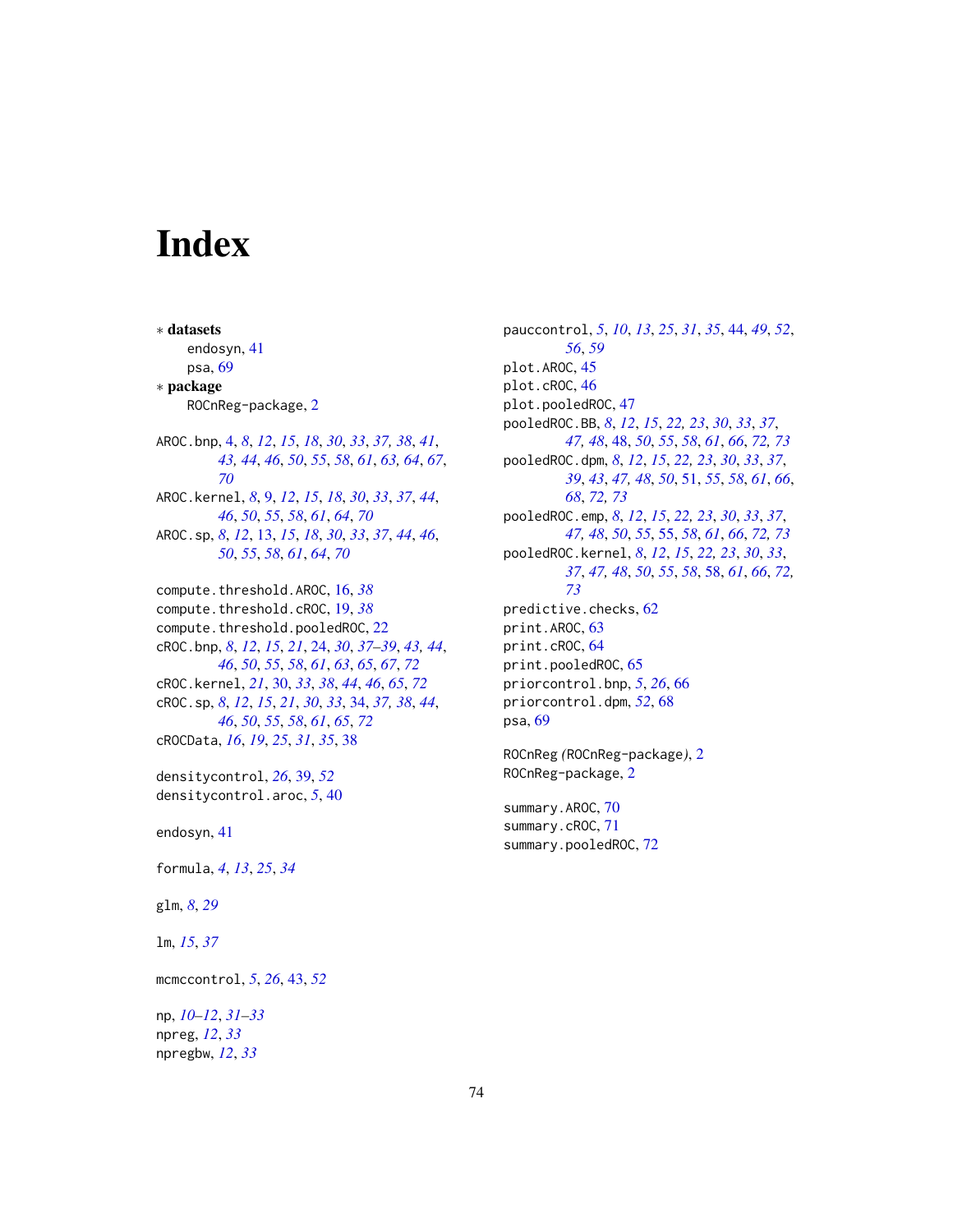# Index

∗ **datasets**
  endosyn, 41
  psa, 69

∗ **package**
  ROCnReg-package, 2

AROC.bnp, 4, *8*, *12*, *15*, *18*, *30*, *33*, *37*, *38*, *41*, *43, 44*, *46*, *50*, *55*, *58*, *61*, *63, 64*, *67*, *70*
AROC.kernel, *8*, 9, *12*, *15*, *18*, *30*, *33*, *37*, *44*, *46*, *50*, *55*, *58*, *61*, *64*, *70*
AROC.sp, *8*, *12*, 13, *15*, *18*, *30*, *33*, *37*, *44*, *46*, *50*, *55*, *58*, *61*, *64*, *70*

compute.threshold.AROC, 16, *38*
compute.threshold.cROC, 19, *38*
compute.threshold.pooledROC, 22
cROC.bnp, *8*, *12*, *15*, *21*, 24, *30*, *37–39*, *43, 44*, *46*, *50*, *55*, *58*, *61*, *63*, *65*, *67*, *72*
cROC.kernel, *21*, 30, *33*, *38*, *44*, *46*, *65*, *72*
cROC.sp, *8*, *12*, *15*, *21*, *30*, *33*, 34, *37, 38*, *44*, *46*, *50*, *55*, *58*, *61*, *65*, *72*
cROCData, *16*, *19*, *25*, *31*, *35*, 38

densitycontrol, *26*, 39, *52*
densitycontrol.aroc, *5*, 40

endosyn, 41

formula, *4*, *13*, *25*, *34*

glm, *8*, *29*

lm, *15*, *37*

mcmccontrol, *5*, *26*, 43, *52*

np, *10–12*, *31–33*
npreg, *12*, *33*
npregbw, *12*, *33*

pauccontrol, *5*, *10*, *13*, *25*, *31*, *35*, 44, *49*, *52*, *56*, *59*
plot.AROC, 45
plot.cROC, 46
plot.pooledROC, 47
pooledROC.BB, *8*, *12*, *15*, *22, 23*, *30*, *33*, *37*, *47, 48*, 48, *50*, *55*, *58*, *61*, *66*, *72, 73*
pooledROC.dpm, *8*, *12*, *15*, *22, 23*, *30*, *33*, *37*, *39*, *43*, *47, 48*, *50*, 51, *55*, *58*, *61*, *66*, *68*, *72, 73*
pooledROC.emp, *8*, *12*, *15*, *22, 23*, *30*, *33*, *37*, *47, 48*, *50*, *55*, 55, *58*, *61*, *66*, *72, 73*
pooledROC.kernel, *8*, *12*, *15*, *22, 23*, *30*, *33*, *37*, *47, 48*, *50*, *55*, *58*, 58, *61*, *66*, *72, 73*
predictive.checks, 62
print.AROC, 63
print.cROC, 64
print.pooledROC, 65
priorcontrol.bnp, *5*, *26*, 66
priorcontrol.dpm, *52*, 68
psa, 69

ROCnReg *(*ROCnReg-package*)*, 2
ROCnReg-package, 2

summary.AROC, 70
summary.cROC, 71
summary.pooledROC, 72